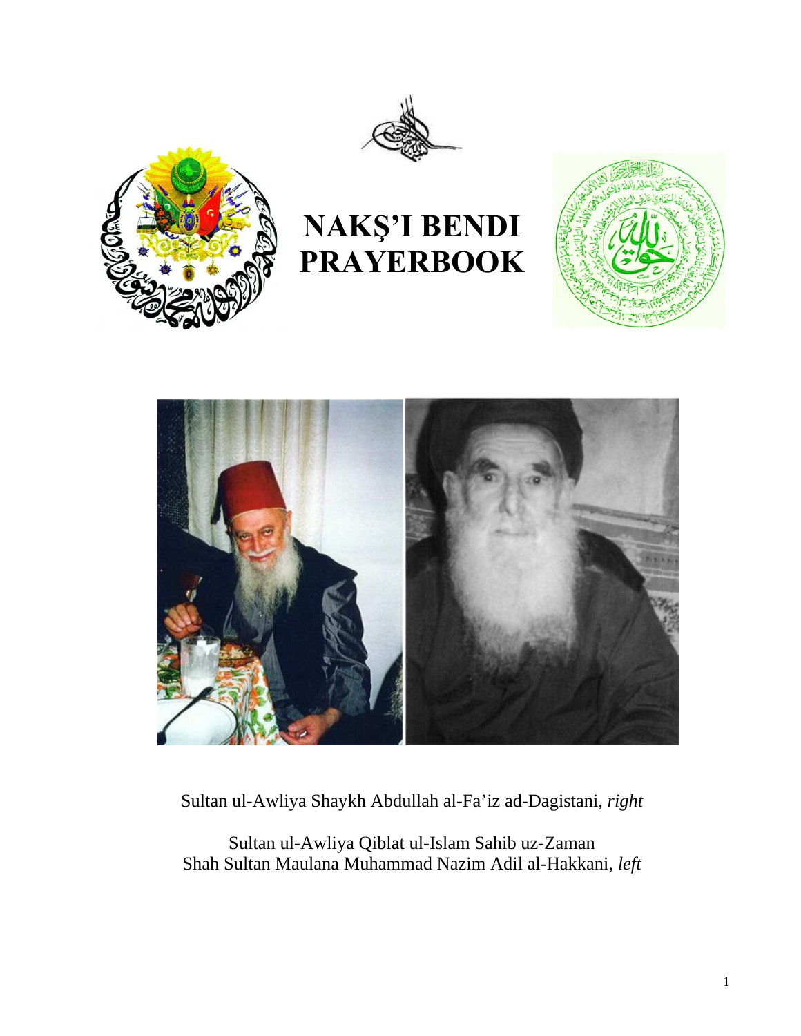# NAKŞ'I BENDI PRAYERBOOK

Sultan ul-Awliya Shaykh Abdullah al-Fa'iz ad-Dagistani, *right*

Sultan ul-Awliya Qiblat ul-Islam Sahib uz-Zaman
Shah Sultan Maulana Muhammad Nazim Adil al-Hakkani, *left*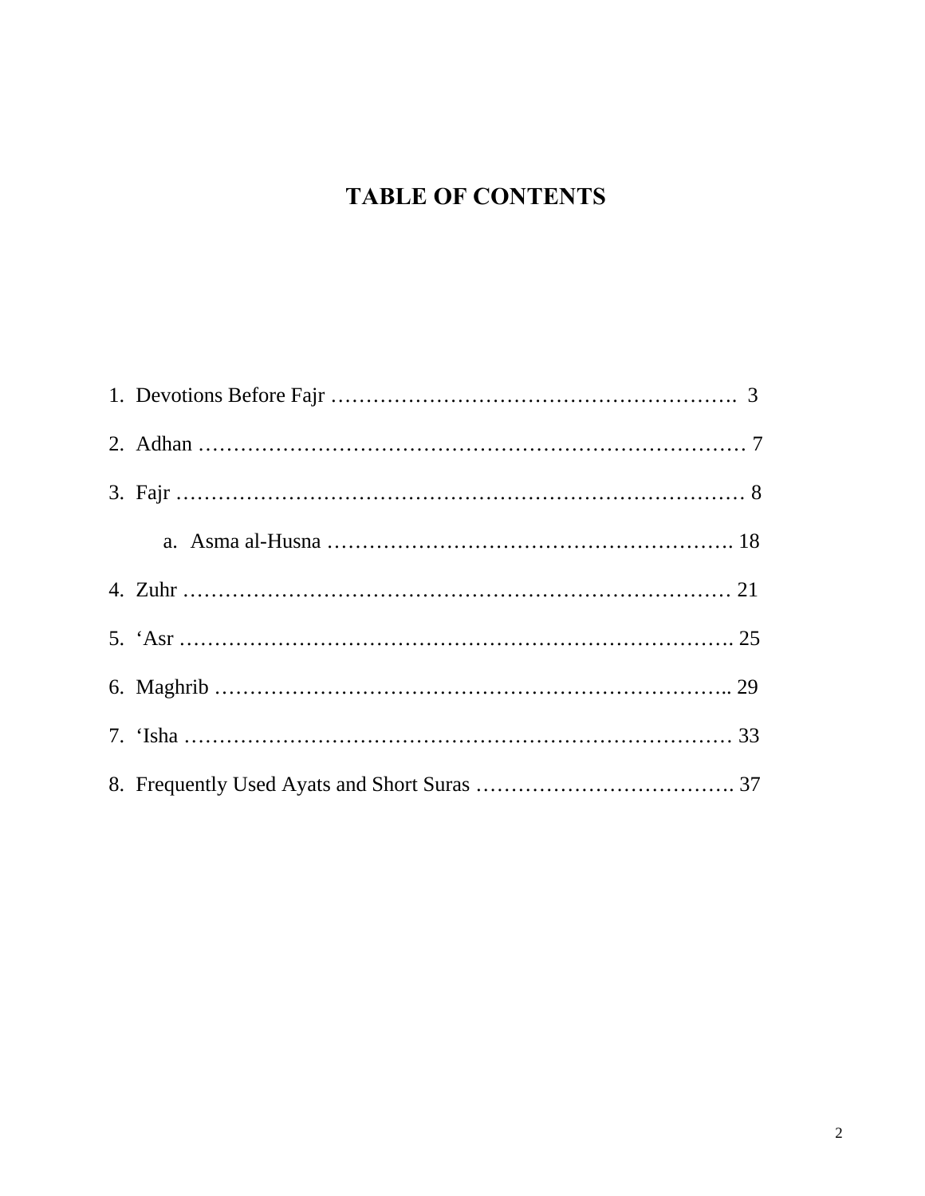# TABLE OF CONTENTS

1. Devotions Before Fajr …………………………………………………. 3
2. Adhan ……………………………………………………………………… 7
3. Fajr ………………………………………………………………………… 8
   a. Asma al-Husna …………………………………………………. 18
4. Zuhr ……………………………………………………………………… 21
5. ‘Asr ………………………………………………………………………. 25
6. Maghrib ……………………………………………………………….. 29
7. ‘Isha ……………………………………………………………………… 33
8. Frequently Used Ayats and Short Suras ………………………………. 37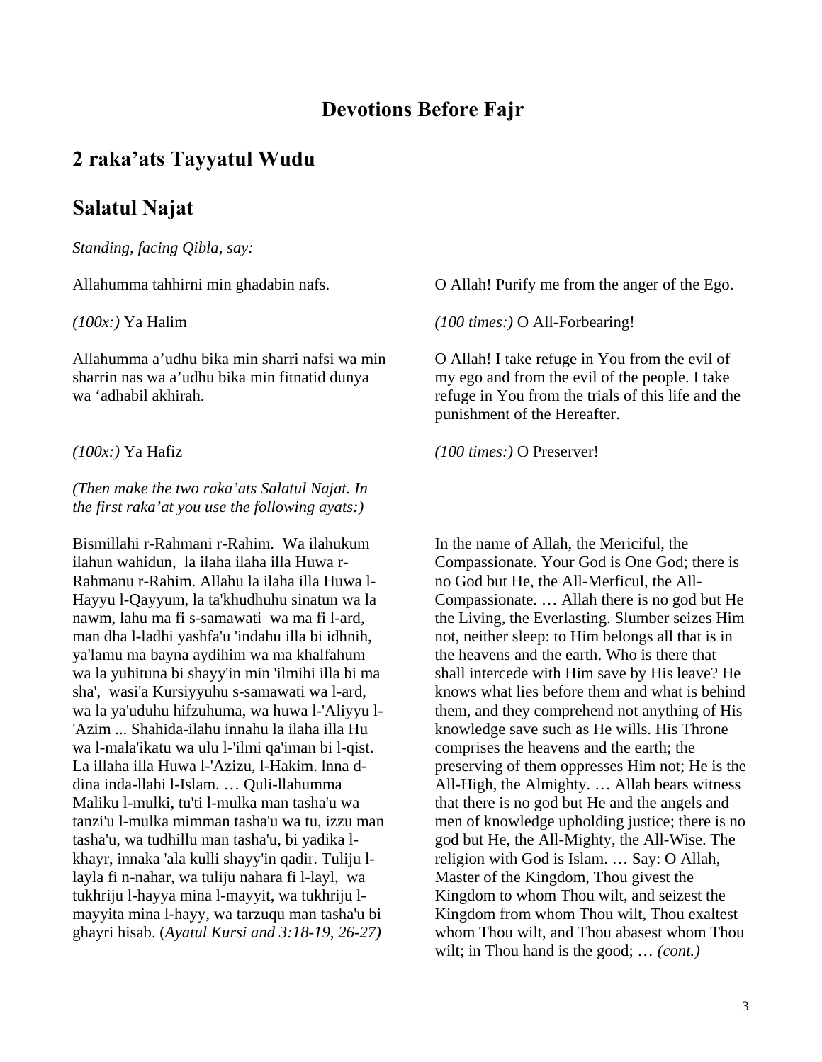# Devotions Before Fajr

## 2 raka'ats Tayyatul Wudu

## Salatul Najat

*Standing, facing Qibla, say:*

| | |
|---|---|
| Allahumma tahhirni min ghadabin nafs. | O Allah! Purify me from the anger of the Ego. |
| *(100x:)* Ya Halim | *(100 times:)* O All-Forbearing! |
| Allahumma a'udhu bika min sharri nafsi wa min sharrin nas wa a'udhu bika min fitnatid dunya wa 'adhabil akhirah. | O Allah! I take refuge in You from the evil of my ego and from the evil of the people. I take refuge in You from the trials of this life and the punishment of the Hereafter. |
| *(100x:)* Ya Hafiz | *(100 times:)* O Preserver! |

*(Then make the two raka'ats Salatul Najat. In the first raka'at you use the following ayats:)*

| | |
|---|---|
| Bismillahi r-Rahmani r-Rahim. Wa ilahukum ilahun wahidun, la ilaha ilaha illa Huwa r-Rahmanu r-Rahim. Allahu la ilaha illa Huwa l-Hayyu l-Qayyum, la ta'khudhuhu sinatun wa la nawm, lahu ma fi s-samawati wa ma fi l-ard, man dha l-ladhi yashfa'u 'indahu illa bi idhnih, ya'lamu ma bayna aydihim wa ma khalfahum wa la yuhituna bi shayy'in min 'ilmihi illa bi ma sha', wasi'a Kursiyyuhu s-samawati wa l-ard, wa la ya'uduhu hifzuhuma, wa huwa l-'Aliyyu l-'Azim ... Shahida-ilahu innahu la ilaha illa Hu wa l-mala'ikatu wa ulu l-'ilmi qa'iman bi l-qist. La illaha illa Huwa l-'Azizu, l-Hakim. lnna d-dina inda-llahi l-Islam. … Quli-llahumma Maliku l-mulki, tu'ti l-mulka man tasha'u wa tanzi'u l-mulka mimman tasha'u wa tu, izzu man tasha'u, wa tudhillu man tasha'u, bi yadika l-khayr, innaka 'ala kulli shayy'in qadir. Tuliju l-layla fi n-nahar, wa tuliju nahara fi l-layl, wa tukhriju l-hayya mina l-mayyit, wa tukhriju l-mayyita mina l-hayy, wa tarzuqu man tasha'u bi ghayri hisab. (*Ayatul Kursi and 3:18-19, 26-27)* | In the name of Allah, the Mericiful, the Compassionate. Your God is One God; there is no God but He, the All-Merficul, the All-Compassionate. … Allah there is no god but He the Living, the Everlasting. Slumber seizes Him not, neither sleep: to Him belongs all that is in the heavens and the earth. Who is there that shall intercede with Him save by His leave? He knows what lies before them and what is behind them, and they comprehend not anything of His knowledge save such as He wills. His Throne comprises the heavens and the earth; the preserving of them oppresses Him not; He is the All-High, the Almighty. … Allah bears witness that there is no god but He and the angels and men of knowledge upholding justice; there is no god but He, the All-Mighty, the All-Wise. The religion with God is Islam. … Say: O Allah, Master of the Kingdom, Thou givest the Kingdom to whom Thou wilt, and seizest the Kingdom from whom Thou wilt, Thou exaltest whom Thou wilt, and Thou abasest whom Thou wilt; in Thou hand is the good; … *(cont.)* |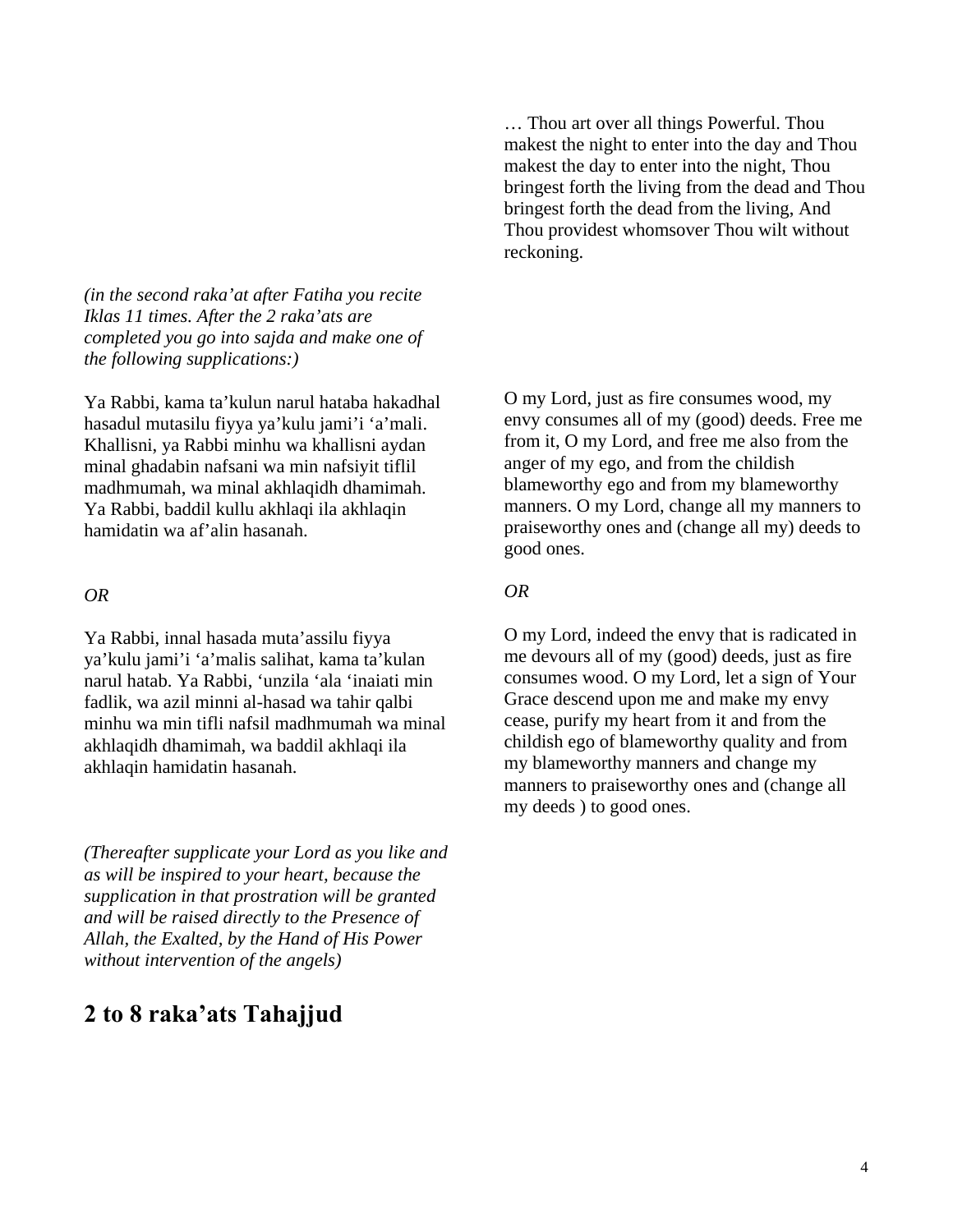… Thou art over all things Powerful. Thou makest the night to enter into the day and Thou makest the day to enter into the night, Thou bringest forth the living from the dead and Thou bringest forth the dead from the living, And Thou providest whomsoever Thou wilt without reckoning.

*(in the second raka'at after Fatiha you recite Iklas 11 times. After the 2 raka'ats are completed you go into sajda and make one of the following supplications:)*

Ya Rabbi, kama ta'kulun narul hataba hakadhal hasadul mutasilu fiyya ya'kulu jami'i 'a'mali. Khallisni, ya Rabbi minhu wa khallisni aydan minal ghadabin nafsani wa min nafsiyit tiflil madhmumah, wa minal akhlaqidh dhamimah. Ya Rabbi, baddil kullu akhlaqi ila akhlaqin hamidatin wa af'alin hasanah.

O my Lord, just as fire consumes wood, my envy consumes all of my (good) deeds. Free me from it, O my Lord, and free me also from the anger of my ego, and from the childish blameworthy ego and from my blameworthy manners. O my Lord, change all my manners to praiseworthy ones and (change all my) deeds to good ones.

*OR*

Ya Rabbi, innal hasada muta'assilu fiyya ya'kulu jami'i 'a'malis salihat, kama ta'kulan narul hatab. Ya Rabbi, 'unzila 'ala 'inaiati min fadlik, wa azil minni al-hasad wa tahir qalbi minhu wa min tifli nafsil madhmumah wa minal akhlaqidh dhamimah, wa baddil akhlaqi ila akhlaqin hamidatin hasanah.

O my Lord, indeed the envy that is radicated in me devours all of my (good) deeds, just as fire consumes wood. O my Lord, let a sign of Your Grace descend upon me and make my envy cease, purify my heart from it and from the childish ego of blameworthy quality and from my blameworthy manners and change my manners to praiseworthy ones and (change all my deeds ) to good ones.

*(Thereafter supplicate your Lord as you like and as will be inspired to your heart, because the supplication in that prostration will be granted and will be raised directly to the Presence of Allah, the Exalted, by the Hand of His Power without intervention of the angels)*

## 2 to 8 raka'ats Tahajjud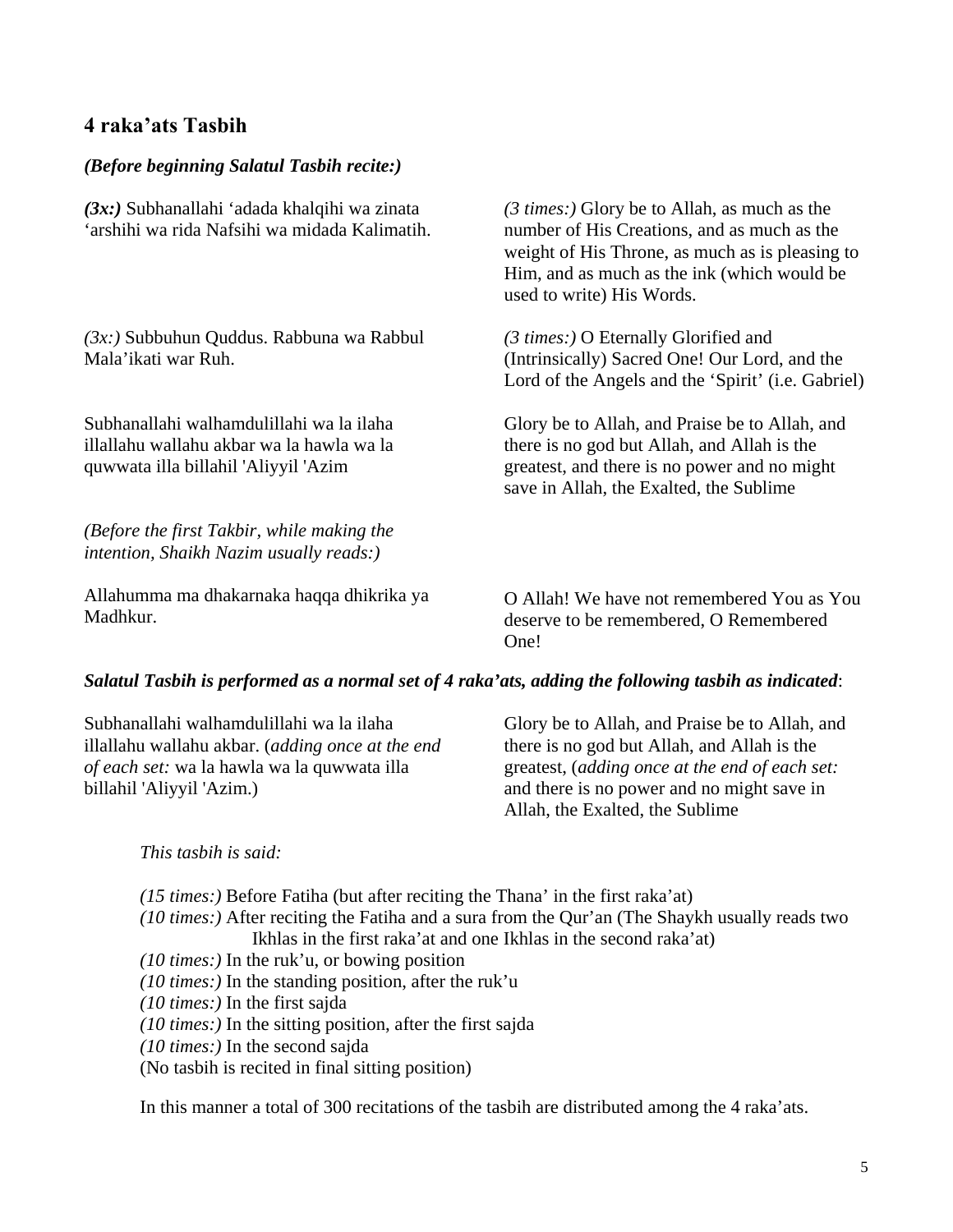## 4 raka'ats Tasbih

***(Before beginning Salatul Tasbih recite:)***

***(3x:)*** Subhanallahi 'adada khalqihi wa zinata 'arshihi wa rida Nafsihi wa midada Kalimatih.

*(3 times:)* Glory be to Allah, as much as the number of His Creations, and as much as the weight of His Throne, as much as is pleasing to Him, and as much as the ink (which would be used to write) His Words.

*(3x:)* Subbuhun Quddus. Rabbuna wa Rabbul Mala'ikati war Ruh.

*(3 times:)* O Eternally Glorified and (Intrinsically) Sacred One! Our Lord, and the Lord of the Angels and the 'Spirit' (i.e. Gabriel)

Subhanallahi walhamdulillahi wa la ilaha illallahu wallahu akbar wa la hawla wa la quwwata illa billahil 'Aliyyil 'Azim

Glory be to Allah, and Praise be to Allah, and there is no god but Allah, and Allah is the greatest, and there is no power and no might save in Allah, the Exalted, the Sublime

*(Before the first Takbir, while making the intention, Shaikh Nazim usually reads:)*

Allahumma ma dhakarnaka haqqa dhikrika ya Madhkur.

O Allah! We have not remembered You as You deserve to be remembered, O Remembered One!

***Salatul Tasbih is performed as a normal set of 4 raka'ats, adding the following tasbih as indicated***:

Subhanallahi walhamdulillahi wa la ilaha illallahu wallahu akbar. (*adding once at the end of each set:* wa la hawla wa la quwwata illa billahil 'Aliyyil 'Azim.)

Glory be to Allah, and Praise be to Allah, and there is no god but Allah, and Allah is the greatest, (*adding once at the end of each set:* and there is no power and no might save in Allah, the Exalted, the Sublime

*This tasbih is said:*

*(15 times:)* Before Fatiha (but after reciting the Thana' in the first raka'at)
*(10 times:)* After reciting the Fatiha and a sura from the Qur'an (The Shaykh usually reads two Ikhlas in the first raka'at and one Ikhlas in the second raka'at)
*(10 times:)* In the ruk'u, or bowing position
*(10 times:)* In the standing position, after the ruk'u
*(10 times:)* In the first sajda
*(10 times:)* In the sitting position, after the first sajda
*(10 times:)* In the second sajda
(No tasbih is recited in final sitting position)

In this manner a total of 300 recitations of the tasbih are distributed among the 4 raka'ats.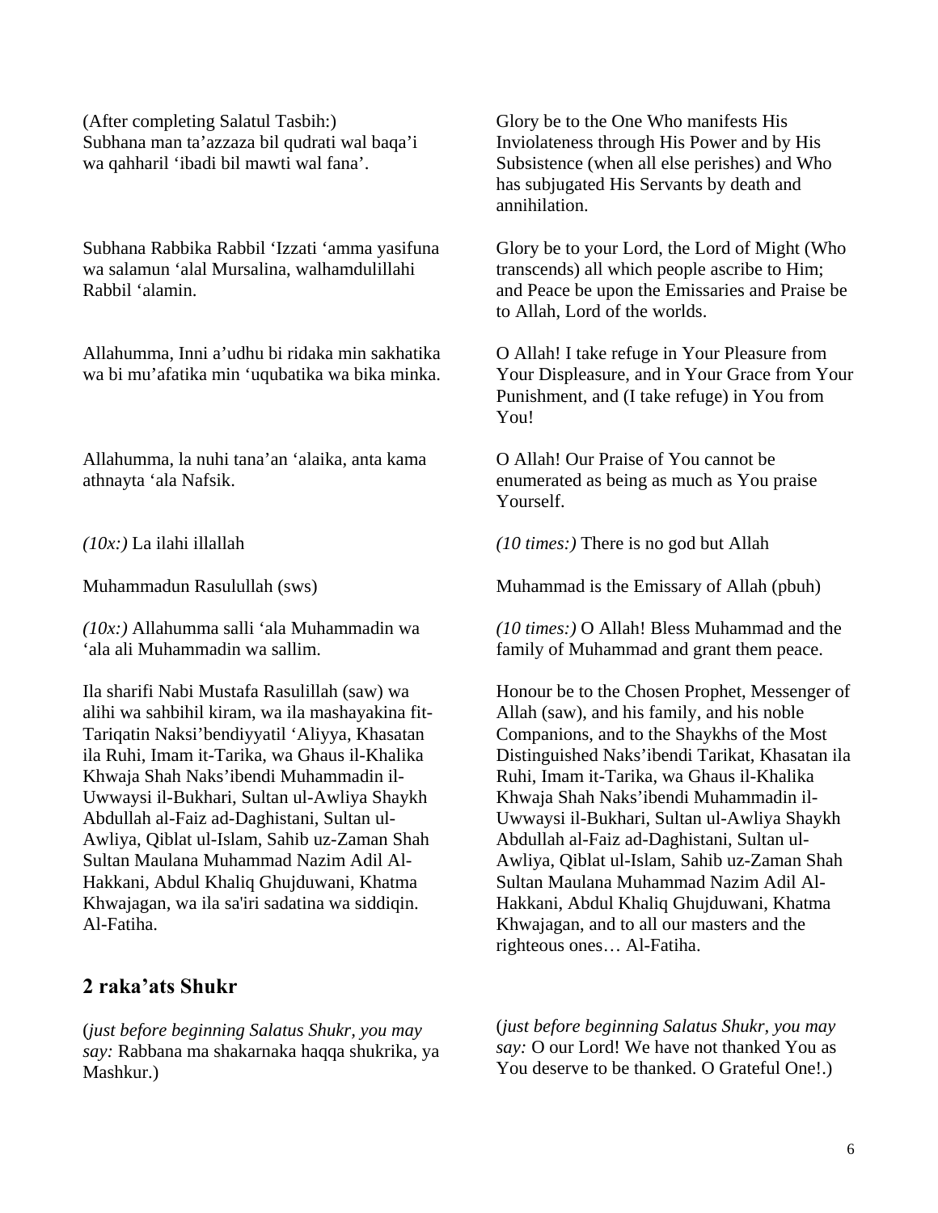(After completing Salatul Tasbih:)
Subhana man ta'azzaza bil qudrati wal baqa'i wa qahharil 'ibadi bil mawti wal fana'.

Glory be to the One Who manifests His Inviolateness through His Power and by His Subsistence (when all else perishes) and Who has subjugated His Servants by death and annihilation.

Subhana Rabbika Rabbil 'Izzati 'amma yasifuna wa salamun 'alal Mursalina, walhamdulillahi Rabbil 'alamin.

Glory be to your Lord, the Lord of Might (Who transcends) all which people ascribe to Him; and Peace be upon the Emissaries and Praise be to Allah, Lord of the worlds.

Allahumma, Inni a'udhu bi ridaka min sakhatika wa bi mu'afatika min 'uqubatika wa bika minka.

O Allah! I take refuge in Your Pleasure from Your Displeasure, and in Your Grace from Your Punishment, and (I take refuge) in You from You!

Allahumma, la nuhi tana'an 'alaika, anta kama athnayta 'ala Nafsik.

O Allah! Our Praise of You cannot be enumerated as being as much as You praise Yourself.

*(10x:)* La ilahi illallah

*(10 times:)* There is no god but Allah

Muhammadun Rasulullah (sws)

Muhammad is the Emissary of Allah (pbuh)

*(10x:)* Allahumma salli 'ala Muhammadin wa 'ala ali Muhammadin wa sallim.

*(10 times:)* O Allah! Bless Muhammad and the family of Muhammad and grant them peace.

Ila sharifi Nabi Mustafa Rasulillah (saw) wa alihi wa sahbihil kiram, wa ila mashayakina fit-Tariqatin Naksi'bendiyyatil 'Aliyya, Khasatan ila Ruhi, Imam it-Tarika, wa Ghaus il-Khalika Khwaja Shah Naks'ibendi Muhammadin il-Uwwaysi il-Bukhari, Sultan ul-Awliya Shaykh Abdullah al-Faiz ad-Daghistani, Sultan ul-Awliya, Qiblat ul-Islam, Sahib uz-Zaman Shah Sultan Maulana Muhammad Nazim Adil Al-Hakkani, Abdul Khaliq Ghujduwani, Khatma Khwajagan, wa ila sa'iri sadatina wa siddiqin. Al-Fatiha.

Honour be to the Chosen Prophet, Messenger of Allah (saw), and his family, and his noble Companions, and to the Shaykhs of the Most Distinguished Naks'ibendi Tarikat, Khasatan ila Ruhi, Imam it-Tarika, wa Ghaus il-Khalika Khwaja Shah Naks'ibendi Muhammadin il-Uwwaysi il-Bukhari, Sultan ul-Awliya Shaykh Abdullah al-Faiz ad-Daghistani, Sultan ul-Awliya, Qiblat ul-Islam, Sahib uz-Zaman Shah Sultan Maulana Muhammad Nazim Adil Al-Hakkani, Abdul Khaliq Ghujduwani, Khatma Khwajagan, and to all our masters and the righteous ones… Al-Fatiha.

## 2 raka'ats Shukr

(*just before beginning Salatus Shukr, you may say:* Rabbana ma shakarnaka haqqa shukrika, ya Mashkur.)

(*just before beginning Salatus Shukr, you may say:* O our Lord! We have not thanked You as You deserve to be thanked. O Grateful One!.)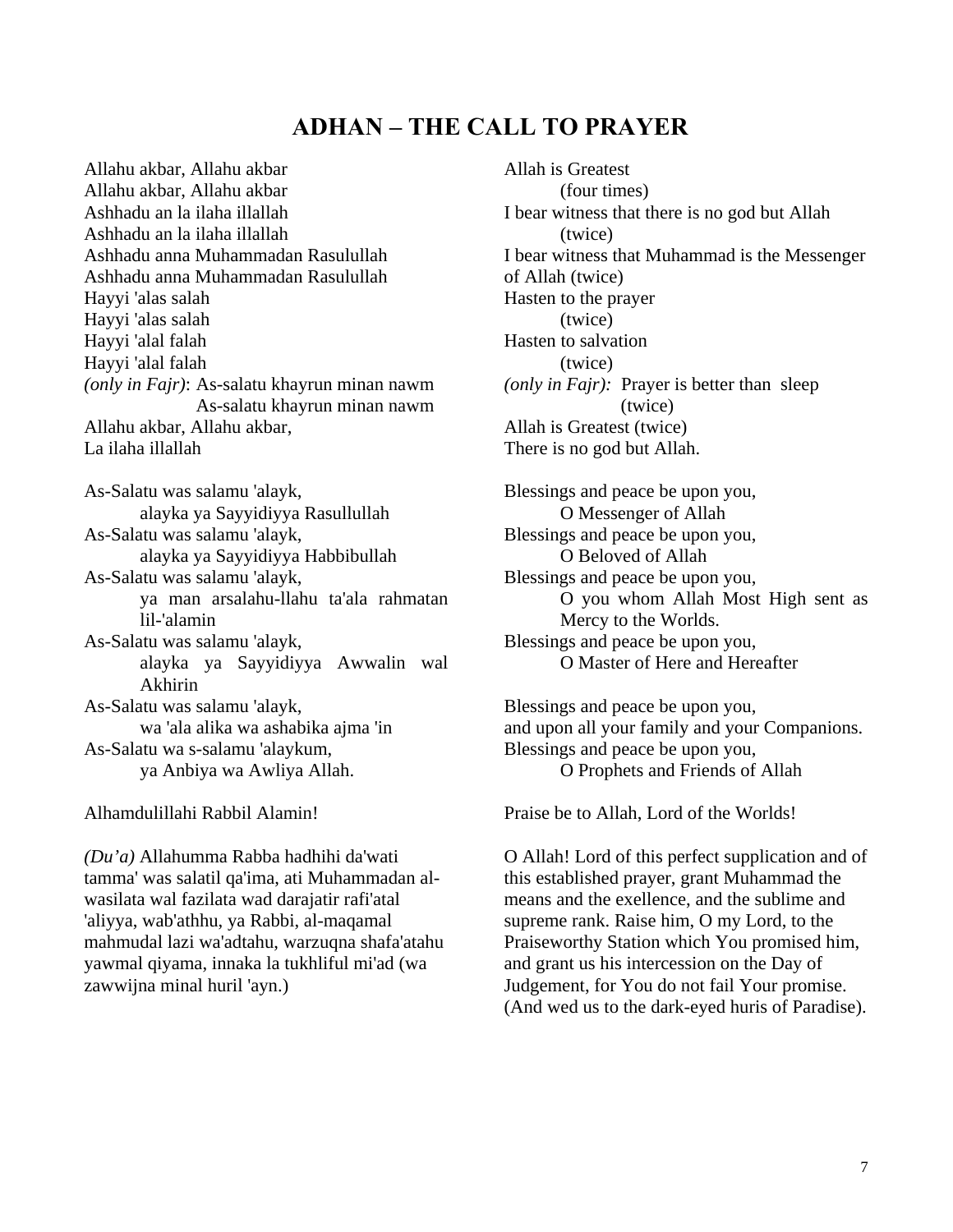# ADHAN – THE CALL TO PRAYER

| | |
|---|---|
| Allahu akbar, Allahu akbar<br>Allahu akbar, Allahu akbar | Allah is Greatest<br>(four times) |
| Ashhadu an la ilaha illallah<br>Ashhadu an la ilaha illallah | I bear witness that there is no god but Allah<br>(twice) |
| Ashhadu anna Muhammadan Rasulullah<br>Ashhadu anna Muhammadan Rasulullah | I bear witness that Muhammad is the Messenger of Allah (twice) |
| Hayyi 'alas salah<br>Hayyi 'alas salah | Hasten to the prayer<br>(twice) |
| Hayyi 'alal falah<br>Hayyi 'alal falah | Hasten to salvation<br>(twice) |
| *(only in Fajr)*: As-salatu khayrun minan nawm<br>As-salatu khayrun minan nawm | *(only in Fajr):* Prayer is better than sleep<br>(twice) |
| Allahu akbar, Allahu akbar, | Allah is Greatest (twice) |
| La ilaha illallah | There is no god but Allah. |

| | |
|---|---|
| As-Salatu was salamu 'alayk,<br>alayka ya Sayyidiyya Rasullullah | Blessings and peace be upon you,<br>O Messenger of Allah |
| As-Salatu was salamu 'alayk,<br>alayka ya Sayyidiyya Habbibullah | Blessings and peace be upon you,<br>O Beloved of Allah |
| As-Salatu was salamu 'alayk,<br>ya man arsalahu-llahu ta'ala rahmatan lil-'alamin | Blessings and peace be upon you,<br>O you whom Allah Most High sent as Mercy to the Worlds. |
| As-Salatu was salamu 'alayk,<br>alayka ya Sayyidiyya Awwalin wal Akhirin | Blessings and peace be upon you,<br>O Master of Here and Hereafter |
| As-Salatu was salamu 'alayk,<br>wa 'ala alika wa ashabika ajma 'in | Blessings and peace be upon you,<br>and upon all your family and your Companions. |
| As-Salatu wa s-salamu 'alaykum,<br>ya Anbiya wa Awliya Allah. | Blessings and peace be upon you,<br>O Prophets and Friends of Allah |

Alhamdulillahi Rabbil Alamin!

Praise be to Allah, Lord of the Worlds!

*(Du'a)* Allahumma Rabba hadhihi da'wati tamma' was salatil qa'ima, ati Muhammadan al-wasilata wal fazilata wad darajatir rafi'atal 'aliyya, wab'athhu, ya Rabbi, al-maqamal mahmudal lazi wa'adtahu, warzuqna shafa'atahu yawmal qiyama, innaka la tukhliful mi'ad (wa zawwijna minal huril 'ayn.)

O Allah! Lord of this perfect supplication and of this established prayer, grant Muhammad the means and the exellence, and the sublime and supreme rank. Raise him, O my Lord, to the Praiseworthy Station which You promised him, and grant us his intercession on the Day of Judgement, for You do not fail Your promise. (And wed us to the dark-eyed huris of Paradise).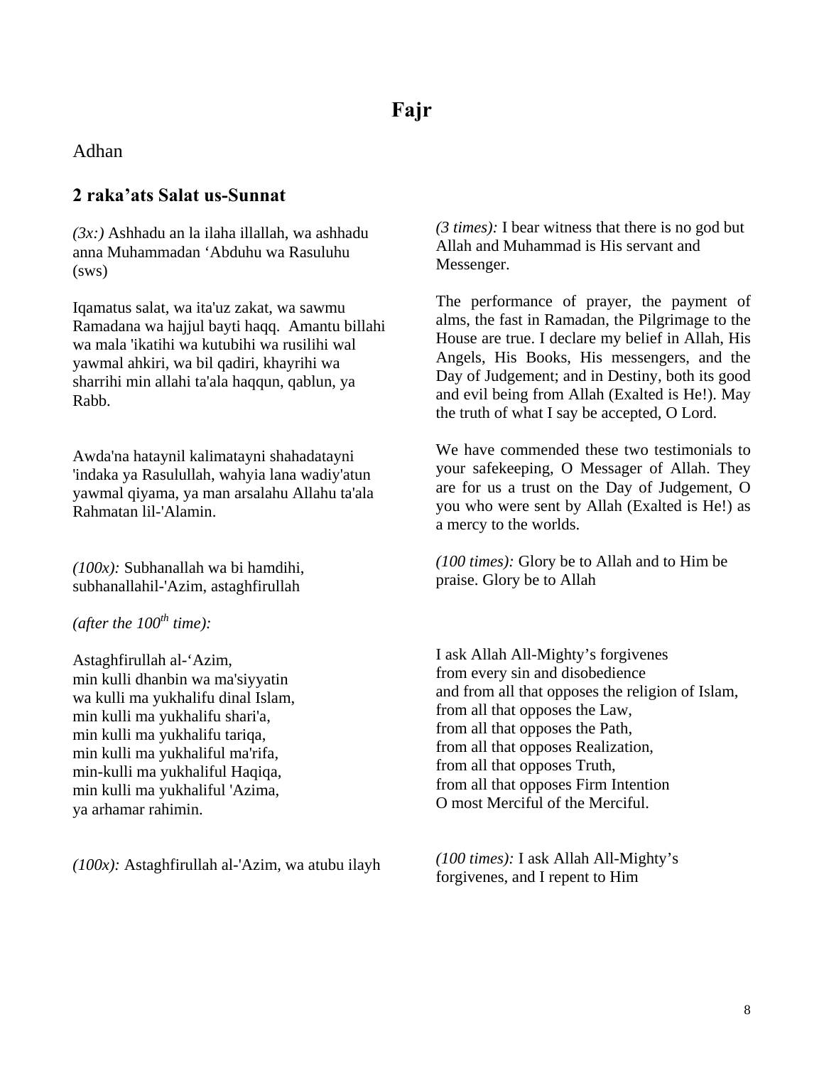# Fajr

Adhan

## 2 raka'ats Salat us-Sunnat

*(3x:)* Ashhadu an la ilaha illallah, wa ashhadu anna Muhammadan 'Abduhu wa Rasuluhu (sws)

*(3 times):* I bear witness that there is no god but Allah and Muhammad is His servant and Messenger.

Iqamatus salat, wa ita'uz zakat, wa sawmu Ramadana wa hajjul bayti haqq. Amantu billahi wa mala 'ikatihi wa kutubihi wa rusilihi wal yawmal ahkiri, wa bil qadiri, khayrihi wa sharrihi min allahi ta'ala haqqun, qablun, ya Rabb.

The performance of prayer, the payment of alms, the fast in Ramadan, the Pilgrimage to the House are true. I declare my belief in Allah, His Angels, His Books, His messengers, and the Day of Judgement; and in Destiny, both its good and evil being from Allah (Exalted is He!). May the truth of what I say be accepted, O Lord.

Awda'na hataynil kalimatayni shahadatayni 'indaka ya Rasulullah, wahyia lana wadiy'atun yawmal qiyama, ya man arsalahu Allahu ta'ala Rahmatan lil-'Alamin.

We have commended these two testimonials to your safekeeping, O Messager of Allah. They are for us a trust on the Day of Judgement, O you who were sent by Allah (Exalted is He!) as a mercy to the worlds.

*(100x):* Subhanallah wa bi hamdihi, subhanallahil-'Azim, astaghfirullah

*(100 times):* Glory be to Allah and to Him be praise. Glory be to Allah

*(after the 100th time):*

Astaghfirullah al-'Azim,
min kulli dhanbin wa ma'siyyatin
wa kulli ma yukhalifu dinal Islam,
min kulli ma yukhalifu shari'a,
min kulli ma yukhalifu tariqa,
min kulli ma yukhaliful ma'rifa,
min-kulli ma yukhaliful Haqiqa,
min kulli ma yukhaliful 'Azima,
ya arhamar rahimin.

I ask Allah All-Mighty's forgivenes
from every sin and disobedience
and from all that opposes the religion of Islam,
from all that opposes the Law,
from all that opposes the Path,
from all that opposes Realization,
from all that opposes Truth,
from all that opposes Firm Intention
O most Merciful of the Merciful.

*(100x):* Astaghfirullah al-'Azim, wa atubu ilayh

*(100 times):* I ask Allah All-Mighty's forgivenes, and I repent to Him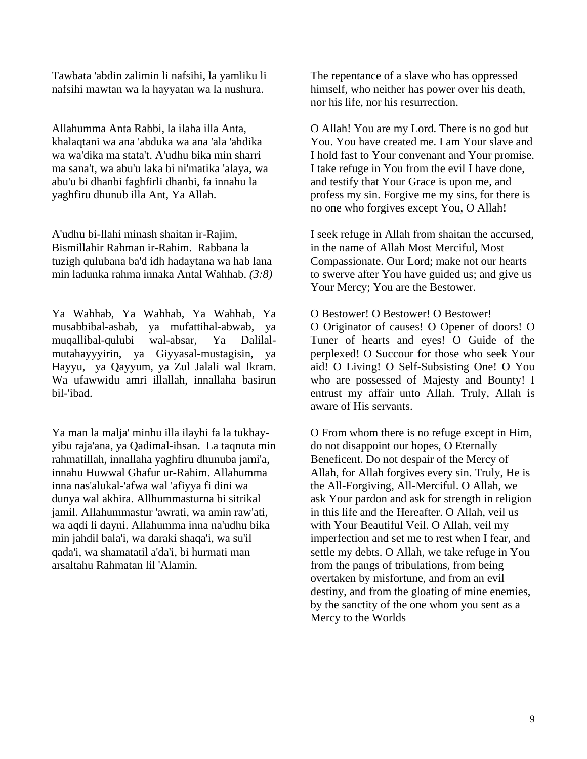Tawbata 'abdin zalimin li nafsihi, la yamliku li nafsihi mawtan wa la hayyatan wa la nushura.

The repentance of a slave who has oppressed himself, who neither has power over his death, nor his life, nor his resurrection.

Allahumma Anta Rabbi, la ilaha illa Anta, khalaqtani wa ana 'abduka wa ana 'ala 'ahdika wa wa'dika ma stata't. A'udhu bika min sharri ma sana't, wa abu'u laka bi ni'matika 'alaya, wa abu'u bi dhanbi faghfirli dhanbi, fa innahu la yaghfiru dhunub illa Ant, Ya Allah.

O Allah! You are my Lord. There is no god but You. You have created me. I am Your slave and I hold fast to Your convenant and Your promise. I take refuge in You from the evil I have done, and testify that Your Grace is upon me, and profess my sin. Forgive me my sins, for there is no one who forgives except You, O Allah!

A'udhu bi-llahi minash shaitan ir-Rajim, Bismillahir Rahman ir-Rahim. Rabbana la tuzigh qulubana ba'd idh hadaytana wa hab lana min ladunka rahma innaka Antal Wahhab. *(3:8)*

I seek refuge in Allah from shaitan the accursed, in the name of Allah Most Merciful, Most Compassionate. Our Lord; make not our hearts to swerve after You have guided us; and give us Your Mercy; You are the Bestower.

Ya Wahhab, Ya Wahhab, Ya Wahhab, Ya musabbibal-asbab, ya mufattihal-abwab, ya muqallibal-qulubi wal-absar, Ya Dalilal-mutahayyyirin, ya Giyyasal-mustagisin, ya Hayyu, ya Qayyum, ya Zul Jalali wal Ikram. Wa ufawwidu amri illallah, innallaha basirun bil-'ibad.

O Bestower! O Bestower! O Bestower!
O Originator of causes! O Opener of doors! O Tuner of hearts and eyes! O Guide of the perplexed! O Succour for those who seek Your aid! O Living! O Self-Subsisting One! O You who are possessed of Majesty and Bounty! I entrust my affair unto Allah. Truly, Allah is aware of His servants.

Ya man la malja' minhu illa ilayhi fa la tukhay-yibu raja'ana, ya Qadimal-ihsan. La taqnuta min rahmatillah, innallaha yaghfiru dhunuba jami'a, innahu Huwwal Ghafur ur-Rahim. Allahumma inna nas'alukal-'afwa wal 'afiyya fi dini wa dunya wal akhira. Allhummasturna bi sitrikal jamil. Allahummastur 'awrati, wa amin raw'ati, wa aqdi li dayni. Allahumma inna na'udhu bika min jahdil bala'i, wa daraki shaqa'i, wa su'il qada'i, wa shamatatil a'da'i, bi hurmati man arsaltahu Rahmatan lil 'Alamin.

O From whom there is no refuge except in Him, do not disappoint our hopes, O Eternally Beneficent. Do not despair of the Mercy of Allah, for Allah forgives every sin. Truly, He is the All-Forgiving, All-Merciful. O Allah, we ask Your pardon and ask for strength in religion in this life and the Hereafter. O Allah, veil us with Your Beautiful Veil. O Allah, veil my imperfection and set me to rest when I fear, and settle my debts. O Allah, we take refuge in You from the pangs of tribulations, from being overtaken by misfortune, and from an evil destiny, and from the gloating of mine enemies, by the sanctity of the one whom you sent as a Mercy to the Worlds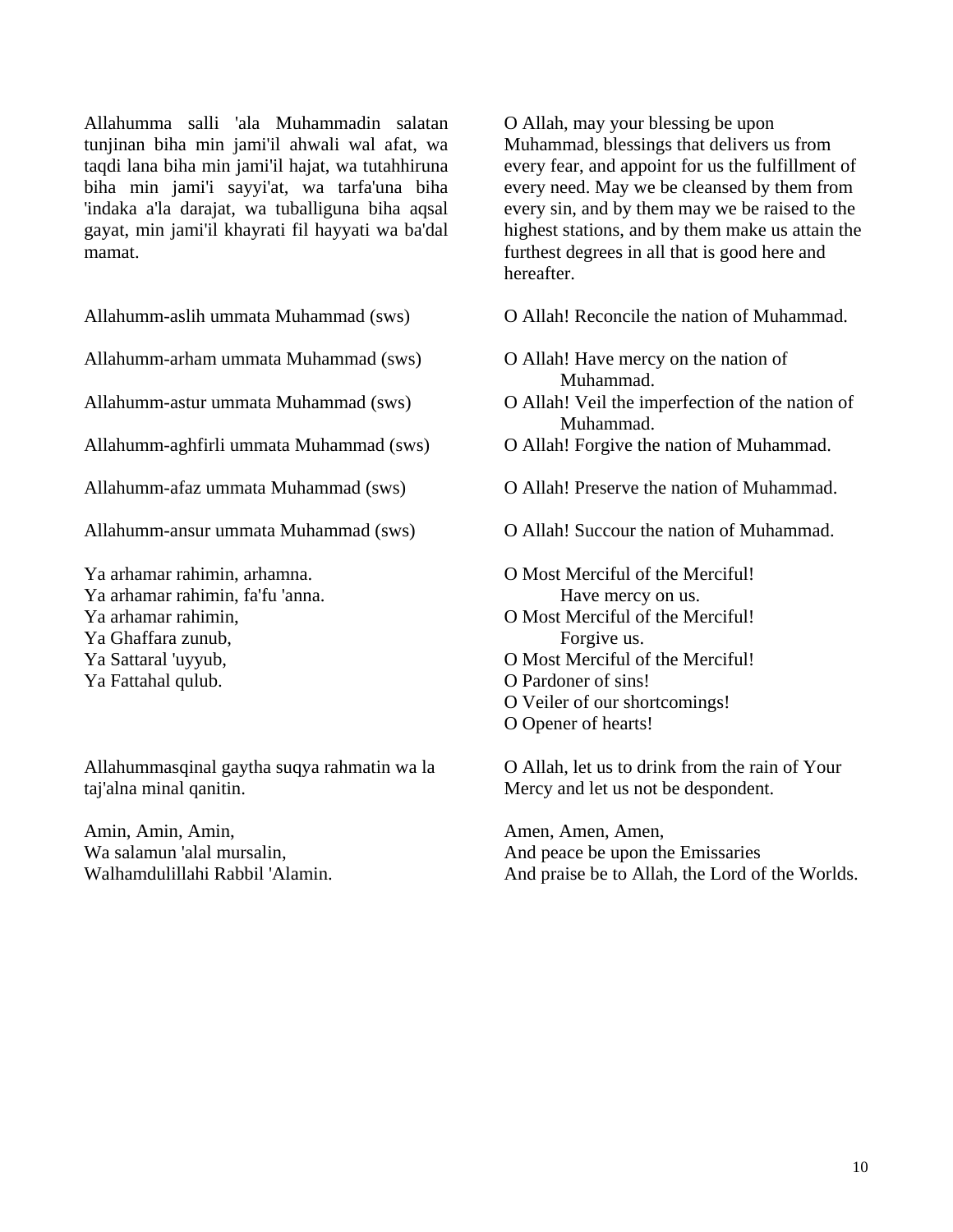| | |
|---|---|
| Allahumma salli 'ala Muhammadin salatan tunjinan biha min jami'il ahwali wal afat, wa taqdi lana biha min jami'il hajat, wa tutahhiruna biha min jami'i sayyi'at, wa tarfa'una biha 'indaka a'la darajat, wa tuballiguna biha aqsal gayat, min jami'il khayrati fil hayyati wa ba'dal mamat. | O Allah, may your blessing be upon Muhammad, blessings that delivers us from every fear, and appoint for us the fulfillment of every need. May we be cleansed by them from every sin, and by them may we be raised to the highest stations, and by them make us attain the furthest degrees in all that is good here and hereafter. |
| Allahumm-aslih ummata Muhammad (sws) | O Allah! Reconcile the nation of Muhammad. |
| Allahumm-arham ummata Muhammad (sws) | O Allah! Have mercy on the nation of Muhammad. |
| Allahumm-astur ummata Muhammad (sws) | O Allah! Veil the imperfection of the nation of Muhammad. |
| Allahumm-aghfirli ummata Muhammad (sws) | O Allah! Forgive the nation of Muhammad. |
| Allahumm-afaz ummata Muhammad (sws) | O Allah! Preserve the nation of Muhammad. |
| Allahumm-ansur ummata Muhammad (sws) | O Allah! Succour the nation of Muhammad. |
| Ya arhamar rahimin, arhamna.<br>Ya arhamar rahimin, fa'fu 'anna.<br>Ya arhamar rahimin,<br>Ya Ghaffara zunub,<br>Ya Sattaral 'uyyub,<br>Ya Fattahal qulub. | O Most Merciful of the Merciful! Have mercy on us.<br>O Most Merciful of the Merciful! Forgive us.<br>O Most Merciful of the Merciful!<br>O Pardoner of sins!<br>O Veiler of our shortcomings!<br>O Opener of hearts! |
| Allahummasqinal gaytha suqya rahmatin wa la taj'alna minal qanitin. | O Allah, let us to drink from the rain of Your Mercy and let us not be despondent. |
| Amin, Amin, Amin,<br>Wa salamun 'alal mursalin,<br>Walhamdulillahi Rabbil 'Alamin. | Amen, Amen, Amen,<br>And peace be upon the Emissaries<br>And praise be to Allah, the Lord of the Worlds. |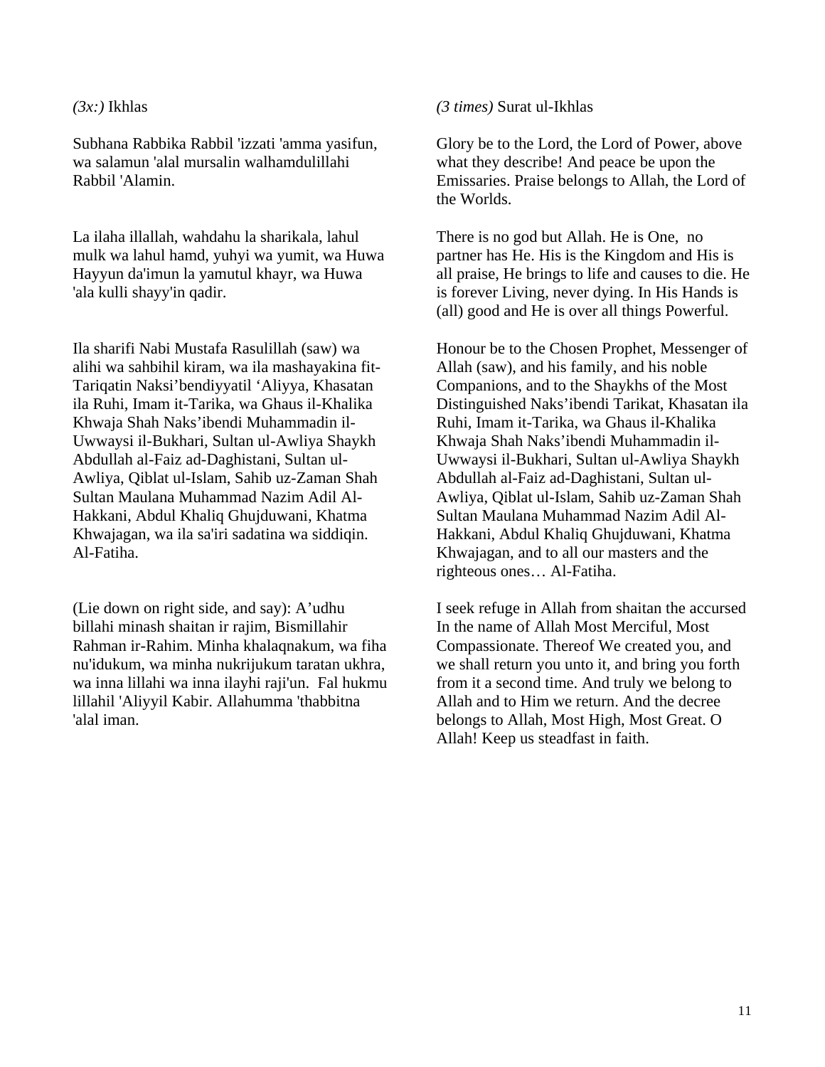*(3x:)* Ikhlas

*(3 times)* Surat ul-Ikhlas

Subhana Rabbika Rabbil 'izzati 'amma yasifun, wa salamun 'alal mursalin walhamdulillahi Rabbil 'Alamin.

Glory be to the Lord, the Lord of Power, above what they describe! And peace be upon the Emissaries. Praise belongs to Allah, the Lord of the Worlds.

La ilaha illallah, wahdahu la sharikala, lahul mulk wa lahul hamd, yuhyi wa yumit, wa Huwa Hayyun da'imun la yamutul khayr, wa Huwa 'ala kulli shayy'in qadir.

There is no god but Allah. He is One, no partner has He. His is the Kingdom and His is all praise, He brings to life and causes to die. He is forever Living, never dying. In His Hands is (all) good and He is over all things Powerful.

Ila sharifi Nabi Mustafa Rasulillah (saw) wa alihi wa sahbihil kiram, wa ila mashayakina fit-Tariqatin Naksi'bendiyyatil 'Aliyya, Khasatan ila Ruhi, Imam it-Tarika, wa Ghaus il-Khalika Khwaja Shah Naks'ibendi Muhammadin il-Uwwaysi il-Bukhari, Sultan ul-Awliya Shaykh Abdullah al-Faiz ad-Daghistani, Sultan ul-Awliya, Qiblat ul-Islam, Sahib uz-Zaman Shah Sultan Maulana Muhammad Nazim Adil Al-Hakkani, Abdul Khaliq Ghujduwani, Khatma Khwajagan, wa ila sa'iri sadatina wa siddiqin. Al-Fatiha.

Honour be to the Chosen Prophet, Messenger of Allah (saw), and his family, and his noble Companions, and to the Shaykhs of the Most Distinguished Naks'ibendi Tarikat, Khasatan ila Ruhi, Imam it-Tarika, wa Ghaus il-Khalika Khwaja Shah Naks'ibendi Muhammadin il-Uwwaysi il-Bukhari, Sultan ul-Awliya Shaykh Abdullah al-Faiz ad-Daghistani, Sultan ul-Awliya, Qiblat ul-Islam, Sahib uz-Zaman Shah Sultan Maulana Muhammad Nazim Adil Al-Hakkani, Abdul Khaliq Ghujduwani, Khatma Khwajagan, and to all our masters and the righteous ones… Al-Fatiha.

(Lie down on right side, and say): A'udhu billahi minash shaitan ir rajim, Bismillahir Rahman ir-Rahim. Minha khalaqnakum, wa fiha nu'idukum, wa minha nukrijukum taratan ukhra, wa inna lillahi wa inna ilayhi raji'un. Fal hukmu lillahil 'Aliyyil Kabir. Allahumma 'thabbitna 'alal iman.

I seek refuge in Allah from shaitan the accursed In the name of Allah Most Merciful, Most Compassionate. Thereof We created you, and we shall return you unto it, and bring you forth from it a second time. And truly we belong to Allah and to Him we return. And the decree belongs to Allah, Most High, Most Great. O Allah! Keep us steadfast in faith.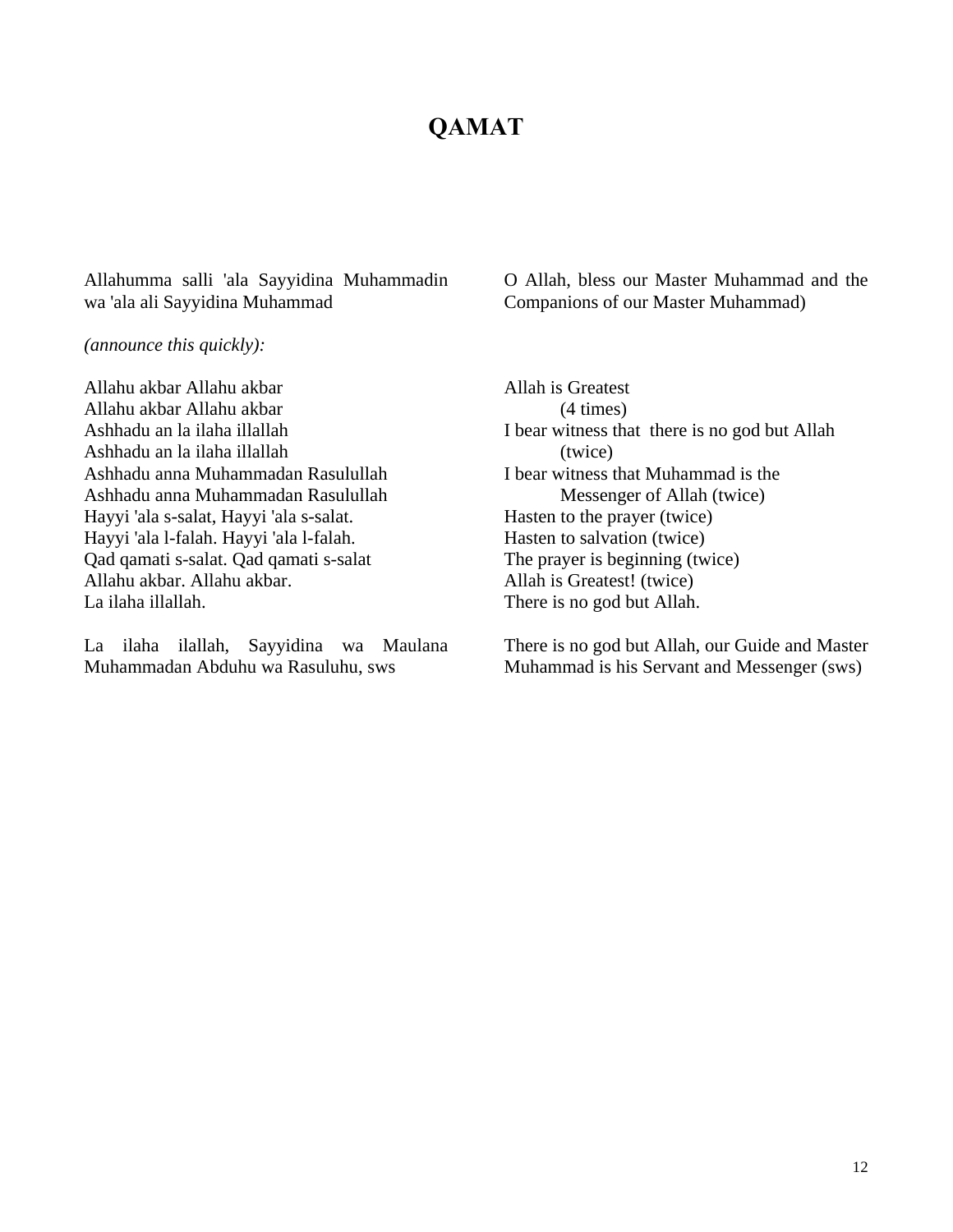# QAMAT

| | |
|---|---|
| Allahumma salli 'ala Sayyidina Muhammadin wa 'ala ali Sayyidina Muhammad | O Allah, bless our Master Muhammad and the Companions of our Master Muhammad) |
| *(announce this quickly):* | |
| Allahu akbar Allahu akbar<br>Allahu akbar Allahu akbar | Allah is Greatest<br>(4 times) |
| Ashhadu an la ilaha illallah<br>Ashhadu an la ilaha illallah | I bear witness that there is no god but Allah<br>(twice) |
| Ashhadu anna Muhammadan Rasulullah<br>Ashhadu anna Muhammadan Rasulullah | I bear witness that Muhammad is the<br>Messenger of Allah (twice) |
| Hayyi 'ala s-salat, Hayyi 'ala s-salat. | Hasten to the prayer (twice) |
| Hayyi 'ala l-falah. Hayyi 'ala l-falah. | Hasten to salvation (twice) |
| Qad qamati s-salat. Qad qamati s-salat | The prayer is beginning (twice) |
| Allahu akbar. Allahu akbar. | Allah is Greatest! (twice) |
| La ilaha illallah. | There is no god but Allah. |
| La ilaha ilallah, Sayyidina wa Maulana Muhammadan Abduhu wa Rasuluhu, sws | There is no god but Allah, our Guide and Master Muhammad is his Servant and Messenger (sws) |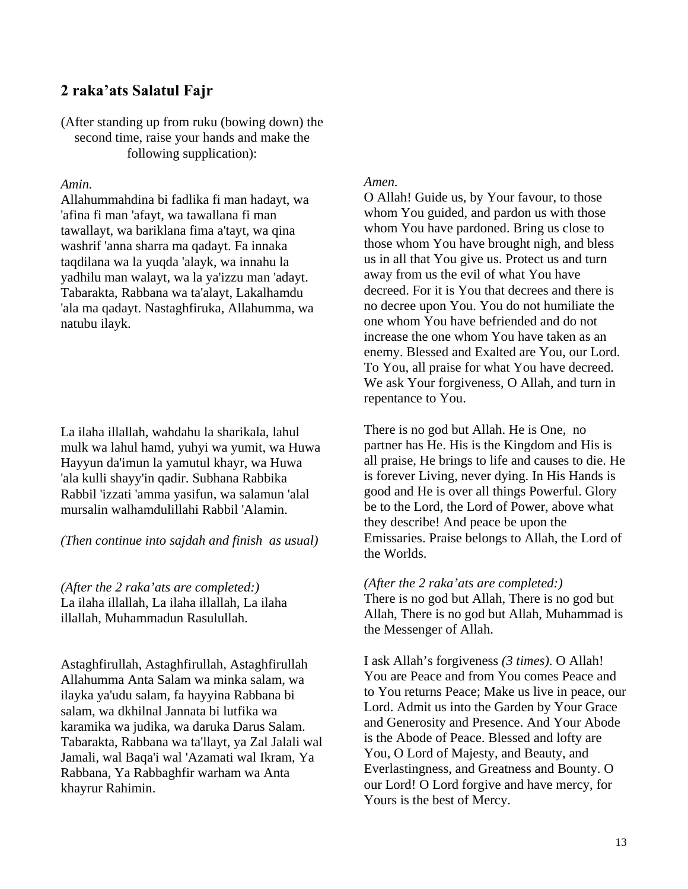## 2 raka'ats Salatul Fajr

(After standing up from ruku (bowing down) the second time, raise your hands and make the following supplication):

*Amin.*
Allahummahdina bi fadlika fi man hadayt, wa 'afina fi man 'afayt, wa tawallana fi man tawallayt, wa bariklana fima a'tayt, wa qina washrif 'anna sharra ma qadayt. Fa innaka taqdilana wa la yuqda 'alayk, wa innahu la yadhilu man walayt, wa la ya'izzu man 'adayt. Tabarakta, Rabbana wa ta'alayt, Lakalhamdu 'ala ma qadayt. Nastaghfiruka, Allahumma, wa natubu ilayk.

*Amen.*
O Allah! Guide us, by Your favour, to those whom You guided, and pardon us with those whom You have pardoned. Bring us close to those whom You have brought nigh, and bless us in all that You give us. Protect us and turn away from us the evil of what You have decreed. For it is You that decrees and there is no decree upon You. You do not humiliate the one whom You have befriended and do not increase the one whom You have taken as an enemy. Blessed and Exalted are You, our Lord. To You, all praise for what You have decreed. We ask Your forgiveness, O Allah, and turn in repentance to You.

La ilaha illallah, wahdahu la sharikala, lahul mulk wa lahul hamd, yuhyi wa yumit, wa Huwa Hayyun da'imun la yamutul khayr, wa Huwa 'ala kulli shayy'in qadir. Subhana Rabbika Rabbil 'izzati 'amma yasifun, wa salamun 'alal mursalin walhamdulillahi Rabbil 'Alamin.

There is no god but Allah. He is One, no partner has He. His is the Kingdom and His is all praise, He brings to life and causes to die. He is forever Living, never dying. In His Hands is good and He is over all things Powerful. Glory be to the Lord, the Lord of Power, above what they describe! And peace be upon the Emissaries. Praise belongs to Allah, the Lord of the Worlds.

*(Then continue into sajdah and finish as usual)*

*(After the 2 raka'ats are completed:)*
La ilaha illallah, La ilaha illallah, La ilaha illallah, Muhammadun Rasulullah.

*(After the 2 raka'ats are completed:)*
There is no god but Allah, There is no god but Allah, There is no god but Allah, Muhammad is the Messenger of Allah.

Astaghfirullah, Astaghfirullah, Astaghfirullah Allahumma Anta Salam wa minka salam, wa ilayka ya'udu salam, fa hayyina Rabbana bi salam, wa dkhilnal Jannata bi lutfika wa karamika wa judika, wa daruka Darus Salam. Tabarakta, Rabbana wa ta'llayt, ya Zal Jalali wal Jamali, wal Baqa'i wal 'Azamati wal Ikram, Ya Rabbana, Ya Rabbaghfir warham wa Anta khayrur Rahimin.

I ask Allah's forgiveness *(3 times)*. O Allah! You are Peace and from You comes Peace and to You returns Peace; Make us live in peace, our Lord. Admit us into the Garden by Your Grace and Generosity and Presence. And Your Abode is the Abode of Peace. Blessed and lofty are You, O Lord of Majesty, and Beauty, and Everlastingness, and Greatness and Bounty. O our Lord! O Lord forgive and have mercy, for Yours is the best of Mercy.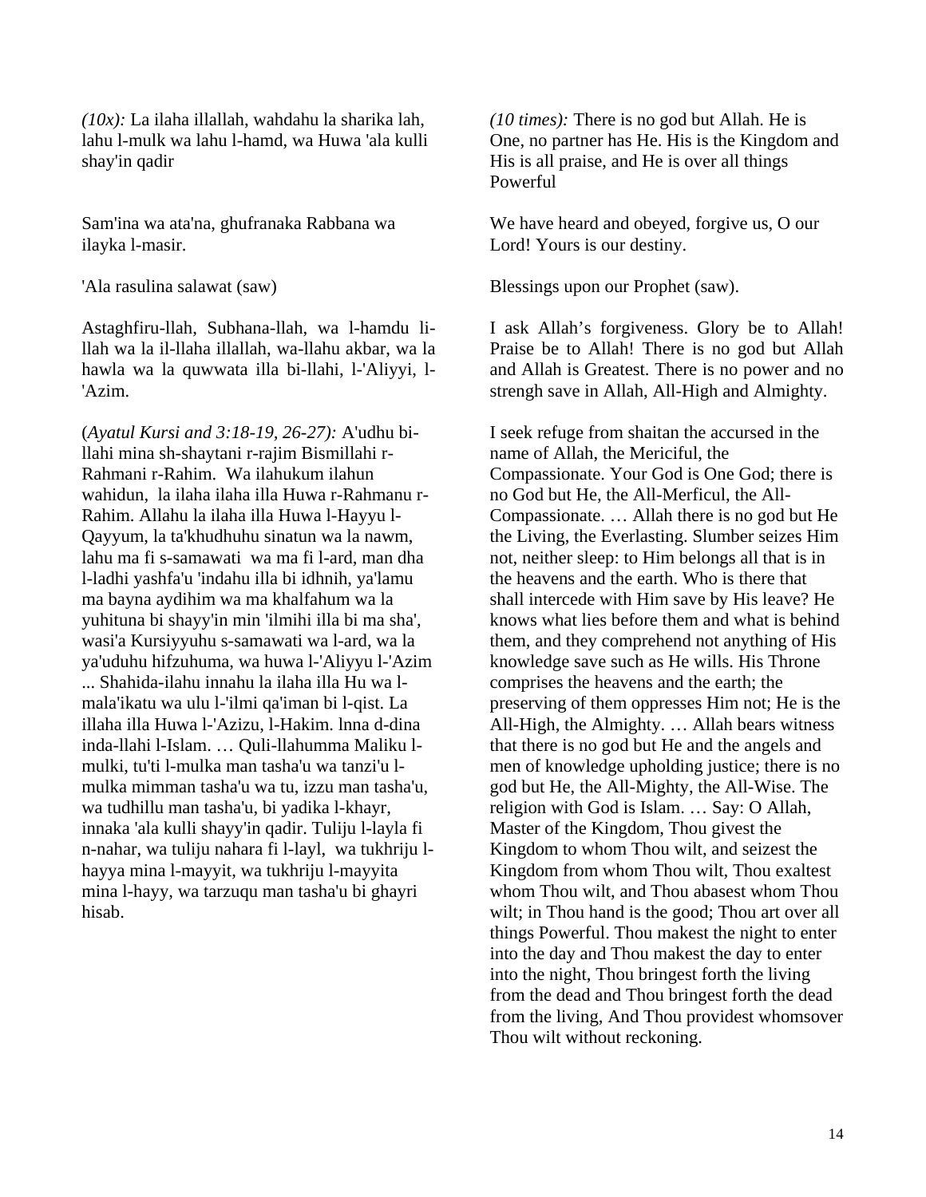*(10x):* La ilaha illallah, wahdahu la sharika lah, lahu l-mulk wa lahu l-hamd, wa Huwa 'ala kulli shay'in qadir

*(10 times):* There is no god but Allah. He is One, no partner has He. His is the Kingdom and His is all praise, and He is over all things Powerful

Sam'ina wa ata'na, ghufranaka Rabbana wa ilayka l-masir.

We have heard and obeyed, forgive us, O our Lord! Yours is our destiny.

'Ala rasulina salawat (saw)

Blessings upon our Prophet (saw).

Astaghfiru-llah, Subhana-llah, wa l-hamdu li-llah wa la il-llaha illallah, wa-llahu akbar, wa la hawla wa la quwwata illa bi-llahi, l-'Aliyyi, l-'Azim.

I ask Allah's forgiveness. Glory be to Allah! Praise be to Allah! There is no god but Allah and Allah is Greatest. There is no power and no strengh save in Allah, All-High and Almighty.

(*Ayatul Kursi and 3:18-19, 26-27):* A'udhu bi-llahi mina sh-shaytani r-rajim Bismillahi r-Rahmani r-Rahim. Wa ilahukum ilahun wahidun, la ilaha ilaha illa Huwa r-Rahmanu r-Rahim. Allahu la ilaha illa Huwa l-Hayyu l-Qayyum, la ta'khudhuhu sinatun wa la nawm, lahu ma fi s-samawati wa ma fi l-ard, man dha l-ladhi yashfa'u 'indahu illa bi idhnih, ya'lamu ma bayna aydihim wa ma khalfahum wa la yuhituna bi shayy'in min 'ilmihi illa bi ma sha', wasi'a Kursiyyuhu s-samawati wa l-ard, wa la ya'uduhu hifzuhuma, wa huwa l-'Aliyyu l-'Azim ... Shahida-ilahu innahu la ilaha illa Hu wa l-mala'ikatu wa ulu l-'ilmi qa'iman bi l-qist. La illaha illa Huwa l-'Azizu, l-Hakim. lnna d-dina inda-llahi l-Islam. … Quli-llahumma Maliku l-mulki, tu'ti l-mulka man tasha'u wa tanzi'u l-mulka mimman tasha'u wa tu, izzu man tasha'u, wa tudhillu man tasha'u, bi yadika l-khayr, innaka 'ala kulli shayy'in qadir. Tuliju l-layla fi n-nahar, wa tuliju nahara fi l-layl, wa tukhriju l-hayya mina l-mayyit, wa tukhriju l-mayyita mina l-hayy, wa tarzuqu man tasha'u bi ghayri hisab.

I seek refuge from shaitan the accursed in the name of Allah, the Mericiful, the Compassionate. Your God is One God; there is no God but He, the All-Merficul, the All-Compassionate. … Allah there is no god but He the Living, the Everlasting. Slumber seizes Him not, neither sleep: to Him belongs all that is in the heavens and the earth. Who is there that shall intercede with Him save by His leave? He knows what lies before them and what is behind them, and they comprehend not anything of His knowledge save such as He wills. His Throne comprises the heavens and the earth; the preserving of them oppresses Him not; He is the All-High, the Almighty. … Allah bears witness that there is no god but He and the angels and men of knowledge upholding justice; there is no god but He, the All-Mighty, the All-Wise. The religion with God is Islam. … Say: O Allah, Master of the Kingdom, Thou givest the Kingdom to whom Thou wilt, and seizest the Kingdom from whom Thou wilt, Thou exaltest whom Thou wilt, and Thou abasest whom Thou wilt; in Thou hand is the good; Thou art over all things Powerful. Thou makest the night to enter into the day and Thou makest the day to enter into the night, Thou bringest forth the living from the dead and Thou bringest forth the dead from the living, And Thou providest whomsover Thou wilt without reckoning.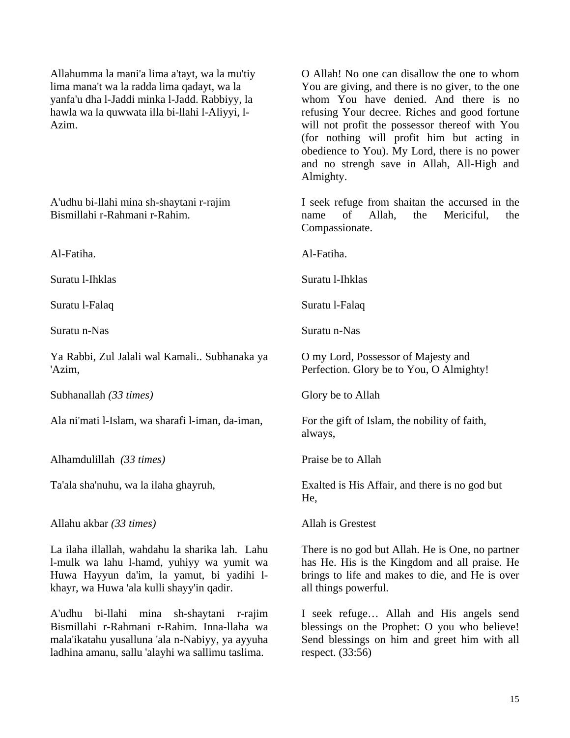| | |
|---|---|
| Allahumma la mani'a lima a'tayt, wa la mu'tiy lima mana't wa la radda lima qadayt, wa la yanfa'u dha l-Jaddi minka l-Jadd. Rabbiyy, la hawla wa la quwwata illa bi-llahi l-Aliyyi, l-Azim. | O Allah! No one can disallow the one to whom You are giving, and there is no giver, to the one whom You have denied. And there is no refusing Your decree. Riches and good fortune will not profit the possessor thereof with You (for nothing will profit him but acting in obedience to You). My Lord, there is no power and no strengh save in Allah, All-High and Almighty. |
| A'udhu bi-llahi mina sh-shaytani r-rajim Bismillahi r-Rahmani r-Rahim. | I seek refuge from shaitan the accursed in the name of Allah, the Mericiful, the Compassionate. |
| Al-Fatiha. | Al-Fatiha. |
| Suratu l-Ihklas | Suratu l-Ihklas |
| Suratu l-Falaq | Suratu l-Falaq |
| Suratu n-Nas | Suratu n-Nas |
| Ya Rabbi, Zul Jalali wal Kamali.. Subhanaka ya 'Azim, | O my Lord, Possessor of Majesty and Perfection. Glory be to You, O Almighty! |
| Subhanallah *(33 times)* | Glory be to Allah |
| Ala ni'mati l-Islam, wa sharafi l-iman, da-iman, | For the gift of Islam, the nobility of faith, always, |
| Alhamdulillah *(33 times)* | Praise be to Allah |
| Ta'ala sha'nuhu, wa la ilaha ghayruh, | Exalted is His Affair, and there is no god but He, |
| Allahu akbar *(33 times)* | Allah is Grestest |
| La ilaha illallah, wahdahu la sharika lah. Lahu l-mulk wa lahu l-hamd, yuhiyy wa yumit wa Huwa Hayyun da'im, la yamut, bi yadihi l-khayr, wa Huwa 'ala kulli shayy'in qadir. | There is no god but Allah. He is One, no partner has He. His is the Kingdom and all praise. He brings to life and makes to die, and He is over all things powerful. |
| A'udhu bi-llahi mina sh-shaytani r-rajim Bismillahi r-Rahmani r-Rahim. Inna-llaha wa mala'ikatahu yusalluna 'ala n-Nabiyy, ya ayyuha ladhina amanu, sallu 'alayhi wa sallimu taslima. | I seek refuge… Allah and His angels send blessings on the Prophet: O you who believe! Send blessings on him and greet him with all respect. (33:56) |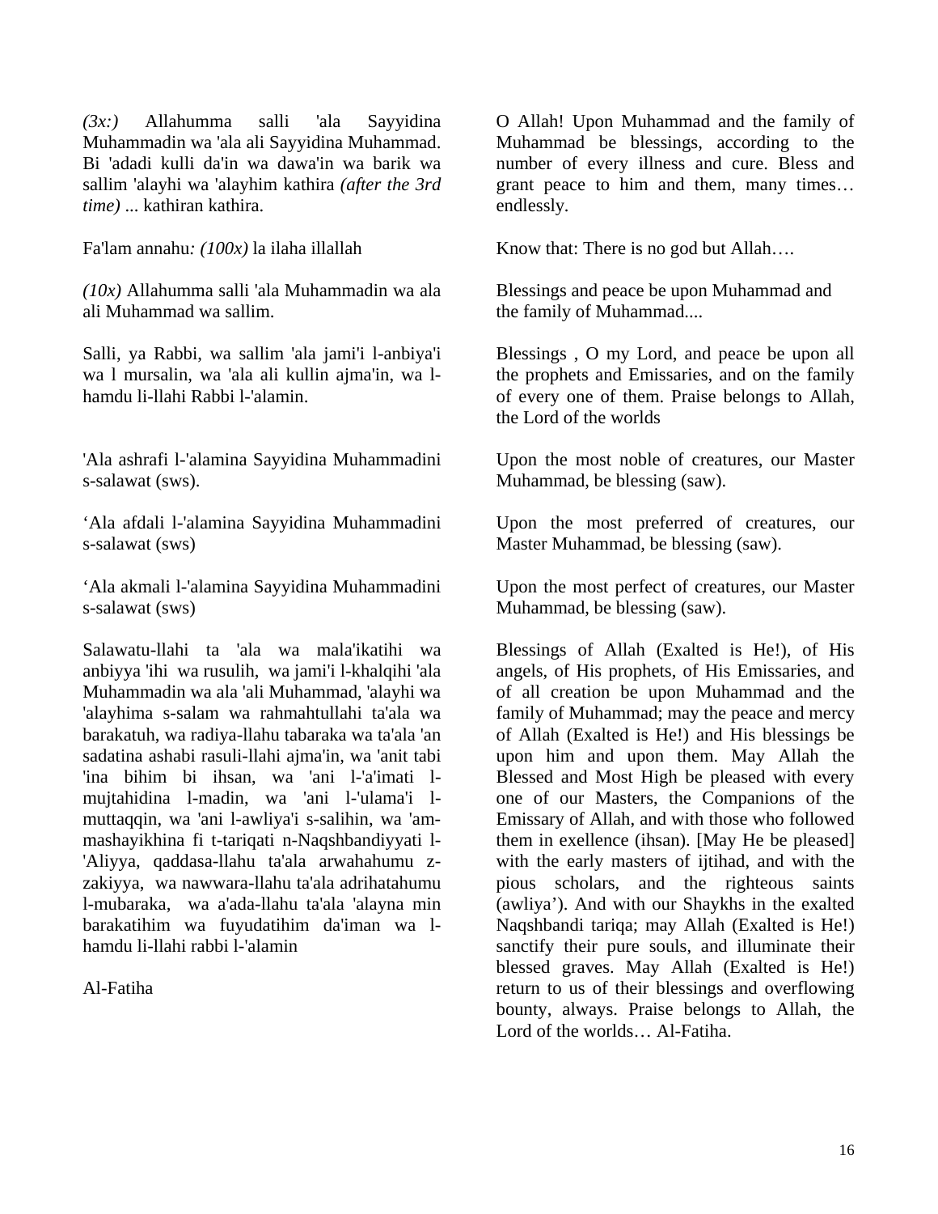*(3x:)* Allahumma salli 'ala Sayyidina Muhammadin wa 'ala ali Sayyidina Muhammad. Bi 'adadi kulli da'in wa dawa'in wa barik wa sallim 'alayhi wa 'alayhim kathira *(after the 3rd time)* ... kathiran kathira.

O Allah! Upon Muhammad and the family of Muhammad be blessings, according to the number of every illness and cure. Bless and grant peace to him and them, many times… endlessly.

Fa'lam annahu*: (100x)* la ilaha illallah

Know that: There is no god but Allah….

*(10x)* Allahumma salli 'ala Muhammadin wa ala ali Muhammad wa sallim.

Blessings and peace be upon Muhammad and the family of Muhammad....

Salli, ya Rabbi, wa sallim 'ala jami'i l-anbiya'i wa l mursalin, wa 'ala ali kullin ajma'in, wa l-hamdu li-llahi Rabbi l-'alamin.

Blessings , O my Lord, and peace be upon all the prophets and Emissaries, and on the family of every one of them. Praise belongs to Allah, the Lord of the worlds

'Ala ashrafi l-'alamina Sayyidina Muhammadini s-salawat (sws).

Upon the most noble of creatures, our Master Muhammad, be blessing (saw).

'Ala afdali l-'alamina Sayyidina Muhammadini s-salawat (sws)

Upon the most preferred of creatures, our Master Muhammad, be blessing (saw).

'Ala akmali l-'alamina Sayyidina Muhammadini s-salawat (sws)

Upon the most perfect of creatures, our Master Muhammad, be blessing (saw).

Salawatu-llahi ta 'ala wa mala'ikatihi wa anbiyya 'ihi wa rusulih, wa jami'i l-khalqihi 'ala Muhammadin wa ala 'ali Muhammad, 'alayhi wa 'alayhima s-salam wa rahmahtullahi ta'ala wa barakatuh, wa radiya-llahu tabaraka wa ta'ala 'an sadatina ashabi rasuli-llahi ajma'in, wa 'anit tabi 'ina bihim bi ihsan, wa 'ani l-'a'imati l-mujtahidina l-madin, wa 'ani l-'ulama'i l-muttaqqin, wa 'ani l-awliya'i s-salihin, wa 'am-mashayikhina fi t-tariqati n-Naqshbandiyyati l-'Aliyya, qaddasa-llahu ta'ala arwahahumu z-zakiyya, wa nawwara-llahu ta'ala adrihatahumu l-mubaraka, wa a'ada-llahu ta'ala 'alayna min barakatihim wa fuyudatihim da'iman wa l-hamdu li-llahi rabbi l-'alamin

Al-Fatiha

Blessings of Allah (Exalted is He!), of His angels, of His prophets, of His Emissaries, and of all creation be upon Muhammad and the family of Muhammad; may the peace and mercy of Allah (Exalted is He!) and His blessings be upon him and upon them. May Allah the Blessed and Most High be pleased with every one of our Masters, the Companions of the Emissary of Allah, and with those who followed them in exellence (ihsan). [May He be pleased] with the early masters of ijtihad, and with the pious scholars, and the righteous saints (awliya'). And with our Shaykhs in the exalted Naqshbandi tariqa; may Allah (Exalted is He!) sanctify their pure souls, and illuminate their blessed graves. May Allah (Exalted is He!) return to us of their blessings and overflowing bounty, always. Praise belongs to Allah, the Lord of the worlds… Al-Fatiha.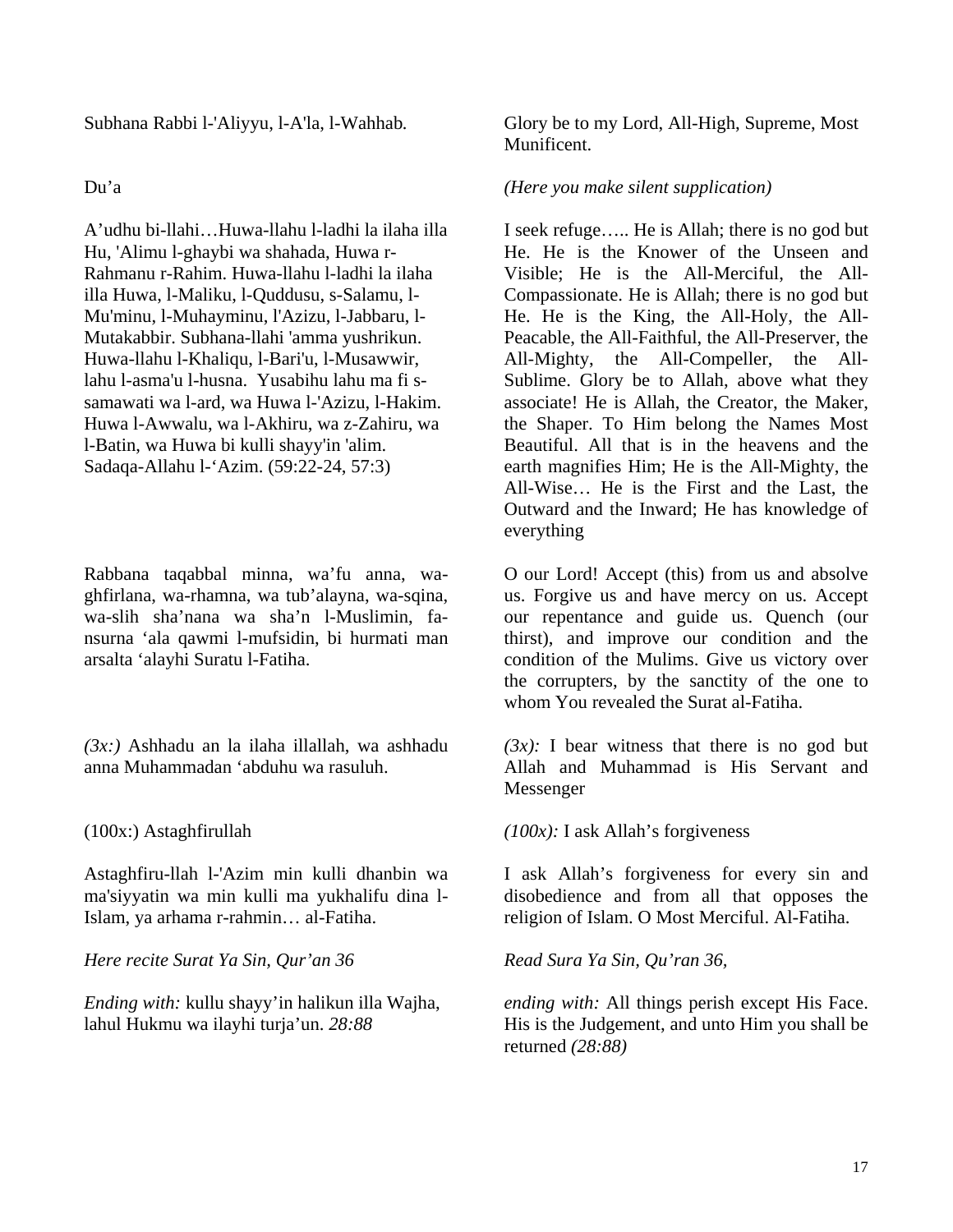Subhana Rabbi l-'Aliyyu, l-A'la, l-Wahhab.

Glory be to my Lord, All-High, Supreme, Most Munificent.

Du’a

*(Here you make silent supplication)*

A’udhu bi-llahi…Huwa-llahu l-ladhi la ilaha illa Hu, 'Alimu l-ghaybi wa shahada, Huwa r-Rahmanu r-Rahim. Huwa-llahu l-ladhi la ilaha illa Huwa, l-Maliku, l-Quddusu, s-Salamu, l-Mu'minu, l-Muhayminu, l'Azizu, l-Jabbaru, l-Mutakabbir. Subhana-llahi 'amma yushrikun. Huwa-llahu l-Khaliqu, l-Bari'u, l-Musawwir, lahu l-asma'u l-husna. Yusabihu lahu ma fi s-samawati wa l-ard, wa Huwa l-'Azizu, l-Hakim. Huwa l-Awwalu, wa l-Akhiru, wa z-Zahiru, wa l-Batin, wa Huwa bi kulli shayy'in 'alim. Sadaqa-Allahu l-‘Azim. (59:22-24, 57:3)

I seek refuge….. He is Allah; there is no god but He. He is the Knower of the Unseen and Visible; He is the All-Merciful, the All-Compassionate. He is Allah; there is no god but He. He is the King, the All-Holy, the All-Peacable, the All-Faithful, the All-Preserver, the All-Mighty, the All-Compeller, the All-Sublime. Glory be to Allah, above what they associate! He is Allah, the Creator, the Maker, the Shaper. To Him belong the Names Most Beautiful. All that is in the heavens and the earth magnifies Him; He is the All-Mighty, the All-Wise… He is the First and the Last, the Outward and the Inward; He has knowledge of everything

Rabbana taqabbal minna, wa’fu anna, wa-ghfirlana, wa-rhamna, wa tub’alayna, wa-sqina, wa-slih sha’nana wa sha’n l-Muslimin, fa-nsurna ‘ala qawmi l-mufsidin, bi hurmati man arsalta ‘alayhi Suratu l-Fatiha.

O our Lord! Accept (this) from us and absolve us. Forgive us and have mercy on us. Accept our repentance and guide us. Quench (our thirst), and improve our condition and the condition of the Mulims. Give us victory over the corrupters, by the sanctity of the one to whom You revealed the Surat al-Fatiha.

*(3x:)* Ashhadu an la ilaha illallah, wa ashhadu anna Muhammadan ‘abduhu wa rasuluh.

*(3x):* I bear witness that there is no god but Allah and Muhammad is His Servant and Messenger

(100x:) Astaghfirullah

*(100x):* I ask Allah’s forgiveness

Astaghfiru-llah l-'Azim min kulli dhanbin wa ma'siyyatin wa min kulli ma yukhalifu dina l-Islam, ya arhama r-rahmin… al-Fatiha.

I ask Allah’s forgiveness for every sin and disobedience and from all that opposes the religion of Islam. O Most Merciful. Al-Fatiha.

*Here recite Surat Ya Sin, Qur’an 36*

*Read Sura Ya Sin, Qu’ran 36,*

*Ending with:* kullu shayy’in halikun illa Wajha, lahul Hukmu wa ilayhi turja’un. *28:88*

*ending with:* All things perish except His Face. His is the Judgement, and unto Him you shall be returned *(28:88)*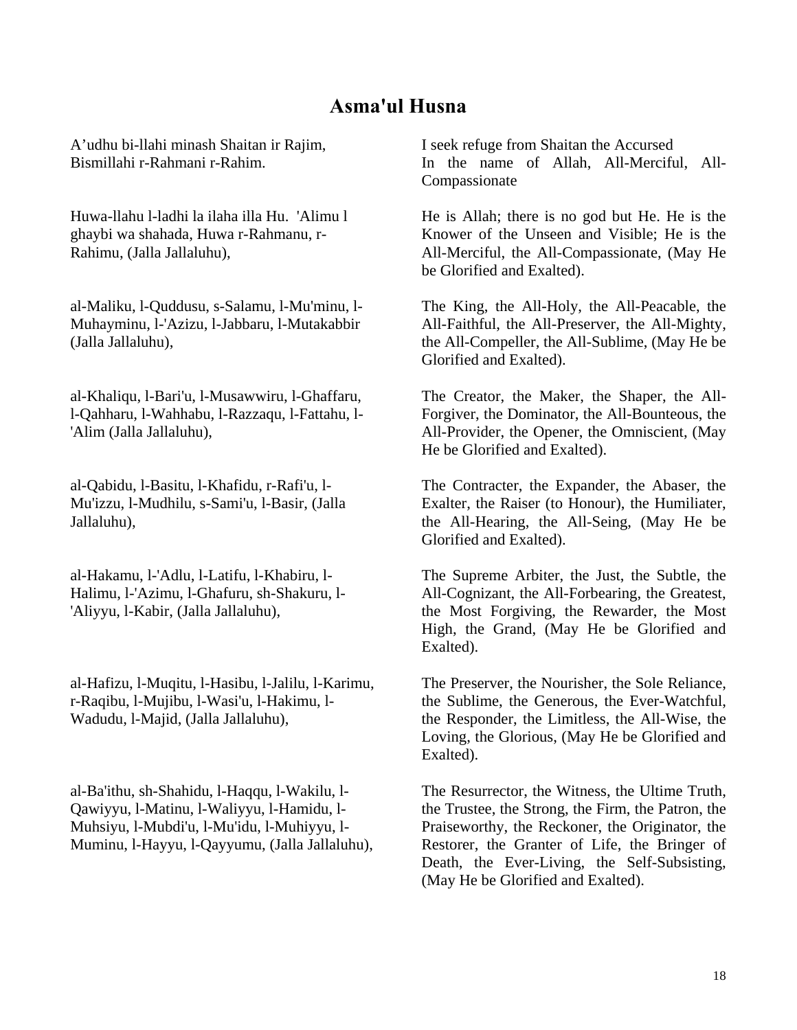# Asma'ul Husna

A'udhu bi-llahi minash Shaitan ir Rajim,
Bismillahi r-Rahmani r-Rahim.

I seek refuge from Shaitan the Accursed
In the name of Allah, All-Merciful, All-Compassionate

Huwa-llahu l-ladhi la ilaha illa Hu. 'Alimu l ghaybi wa shahada, Huwa r-Rahmanu, r-Rahimu, (Jalla Jallaluhu),

He is Allah; there is no god but He. He is the Knower of the Unseen and Visible; He is the All-Merciful, the All-Compassionate, (May He be Glorified and Exalted).

al-Maliku, l-Quddusu, s-Salamu, l-Mu'minu, l-Muhayminu, l-'Azizu, l-Jabbaru, l-Mutakabbir (Jalla Jallaluhu),

The King, the All-Holy, the All-Peacable, the All-Faithful, the All-Preserver, the All-Mighty, the All-Compeller, the All-Sublime, (May He be Glorified and Exalted).

al-Khaliqu, l-Bari'u, l-Musawwiru, l-Ghaffaru, l-Qahharu, l-Wahhabu, l-Razzaqu, l-Fattahu, l-'Alim (Jalla Jallaluhu),

The Creator, the Maker, the Shaper, the All-Forgiver, the Dominator, the All-Bounteous, the All-Provider, the Opener, the Omniscient, (May He be Glorified and Exalted).

al-Qabidu, l-Basitu, l-Khafidu, r-Rafi'u, l-Mu'izzu, l-Mudhilu, s-Sami'u, l-Basir, (Jalla Jallaluhu),

The Contracter, the Expander, the Abaser, the Exalter, the Raiser (to Honour), the Humiliater, the All-Hearing, the All-Seing, (May He be Glorified and Exalted).

al-Hakamu, l-'Adlu, l-Latifu, l-Khabiru, l-Halimu, l-'Azimu, l-Ghafuru, sh-Shakuru, l-'Aliyyu, l-Kabir, (Jalla Jallaluhu),

The Supreme Arbiter, the Just, the Subtle, the All-Cognizant, the All-Forbearing, the Greatest, the Most Forgiving, the Rewarder, the Most High, the Grand, (May He be Glorified and Exalted).

al-Hafizu, l-Muqitu, l-Hasibu, l-Jalilu, l-Karimu, r-Raqibu, l-Mujibu, l-Wasi'u, l-Hakimu, l-Wadudu, l-Majid, (Jalla Jallaluhu),

The Preserver, the Nourisher, the Sole Reliance, the Sublime, the Generous, the Ever-Watchful, the Responder, the Limitless, the All-Wise, the Loving, the Glorious, (May He be Glorified and Exalted).

al-Ba'ithu, sh-Shahidu, l-Haqqu, l-Wakilu, l-Qawiyyu, l-Matinu, l-Waliyyu, l-Hamidu, l-Muhsiyu, l-Mubdi'u, l-Mu'idu, l-Muhiyyu, l-Muminu, l-Hayyu, l-Qayyumu, (Jalla Jallaluhu),

The Resurrector, the Witness, the Ultime Truth, the Trustee, the Strong, the Firm, the Patron, the Praiseworthy, the Reckoner, the Originator, the Restorer, the Granter of Life, the Bringer of Death, the Ever-Living, the Self-Subsisting, (May He be Glorified and Exalted).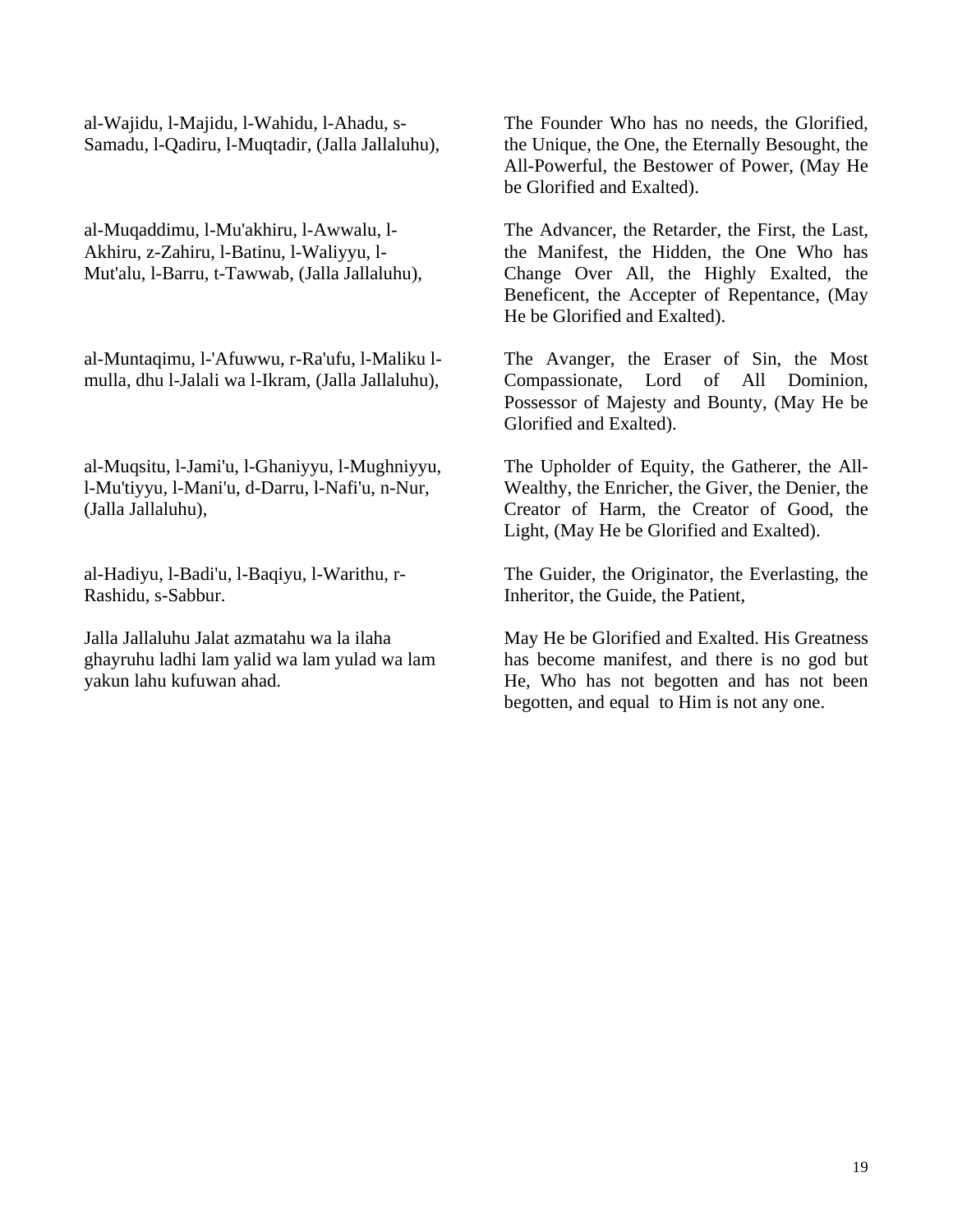al-Wajidu, l-Majidu, l-Wahidu, l-Ahadu, s-Samadu, l-Qadiru, l-Muqtadir, (Jalla Jallaluhu),

The Founder Who has no needs, the Glorified, the Unique, the One, the Eternally Besought, the All-Powerful, the Bestower of Power, (May He be Glorified and Exalted).

al-Muqaddimu, l-Mu'akhiru, l-Awwalu, l-Akhiru, z-Zahiru, l-Batinu, l-Waliyyu, l-Mut'alu, l-Barru, t-Tawwab, (Jalla Jallaluhu),

The Advancer, the Retarder, the First, the Last, the Manifest, the Hidden, the One Who has Change Over All, the Highly Exalted, the Beneficent, the Accepter of Repentance, (May He be Glorified and Exalted).

al-Muntaqimu, l-'Afuwwu, r-Ra'ufu, l-Maliku l-mulla, dhu l-Jalali wa l-Ikram, (Jalla Jallaluhu),

The Avanger, the Eraser of Sin, the Most Compassionate, Lord of All Dominion, Possessor of Majesty and Bounty, (May He be Glorified and Exalted).

al-Muqsitu, l-Jami'u, l-Ghaniyyu, l-Mughniyyu, l-Mu'tiyyu, l-Mani'u, d-Darru, l-Nafi'u, n-Nur, (Jalla Jallaluhu),

The Upholder of Equity, the Gatherer, the All-Wealthy, the Enricher, the Giver, the Denier, the Creator of Harm, the Creator of Good, the Light, (May He be Glorified and Exalted).

al-Hadiyu, l-Badi'u, l-Baqiyu, l-Warithu, r-Rashidu, s-Sabbur.

The Guider, the Originator, the Everlasting, the Inheritor, the Guide, the Patient,

Jalla Jallaluhu Jalat azmatahu wa la ilaha ghayruhu ladhi lam yalid wa lam yulad wa lam yakun lahu kufuwan ahad.

May He be Glorified and Exalted. His Greatness has become manifest, and there is no god but He, Who has not begotten and has not been begotten, and equal to Him is not any one.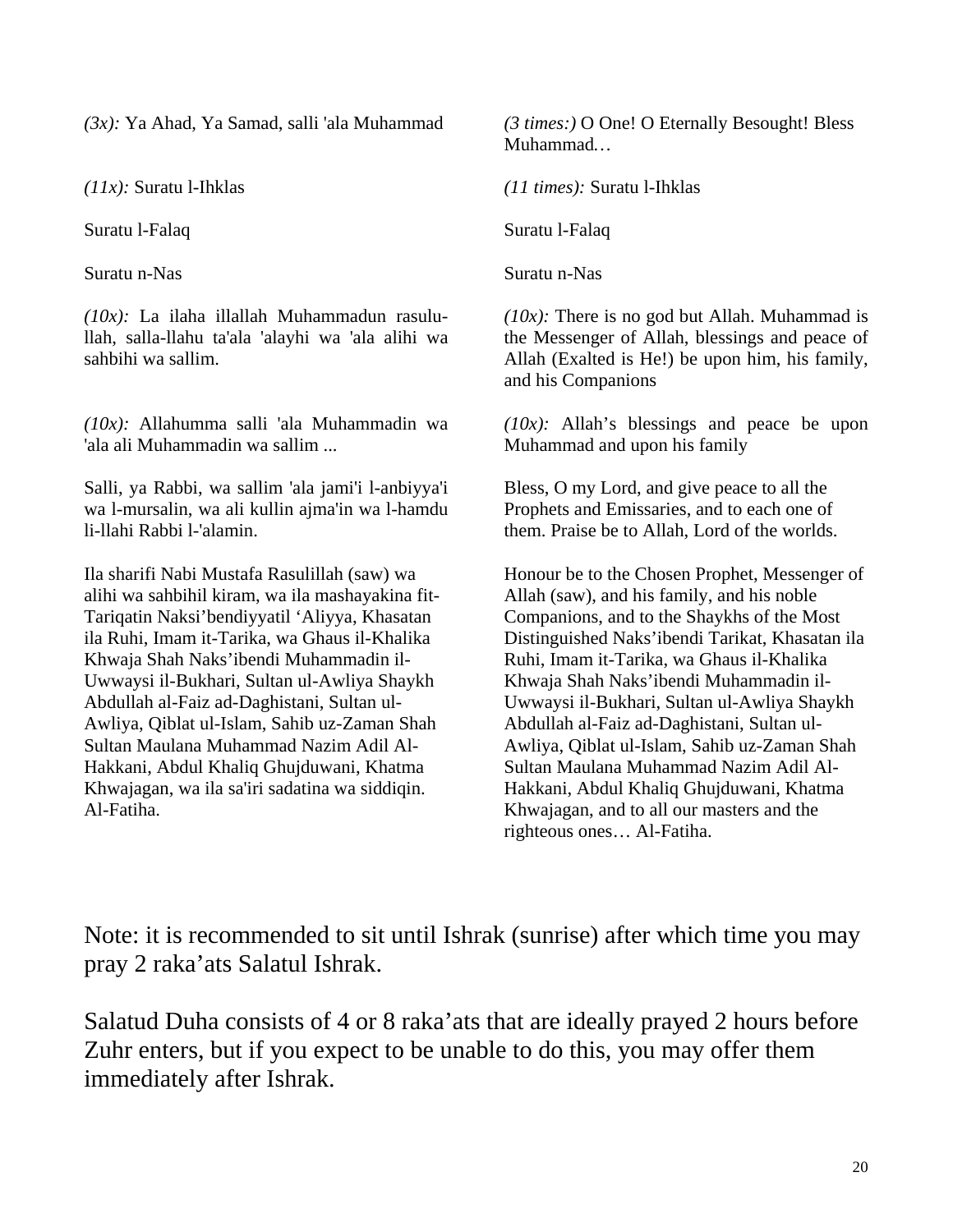| | |
|---|---|
| *(3x):* Ya Ahad, Ya Samad, salli 'ala Muhammad | *(3 times:)* O One! O Eternally Besought! Bless Muhammad… |
| *(11x):* Suratu l-Ihklas | *(11 times):* Suratu l-Ihklas |
| Suratu l-Falaq | Suratu l-Falaq |
| Suratu n-Nas | Suratu n-Nas |
| *(10x):* La ilaha illallah Muhammadun rasulu-llah, salla-llahu ta'ala 'alayhi wa 'ala alihi wa sahbihi wa sallim. | *(10x):* There is no god but Allah. Muhammad is the Messenger of Allah, blessings and peace of Allah (Exalted is He!) be upon him, his family, and his Companions |
| *(10x):* Allahumma salli 'ala Muhammadin wa 'ala ali Muhammadin wa sallim ... | *(10x):* Allah's blessings and peace be upon Muhammad and upon his family |
| Salli, ya Rabbi, wa sallim 'ala jami'i l-anbiyya'i wa l-mursalin, wa ali kullin ajma'in wa l-hamdu li-llahi Rabbi l-'alamin. | Bless, O my Lord, and give peace to all the Prophets and Emissaries, and to each one of them. Praise be to Allah, Lord of the worlds. |
| Ila sharifi Nabi Mustafa Rasulillah (saw) wa alihi wa sahbihil kiram, wa ila mashayakina fit-Tariqatin Naksi'bendiyyatil 'Aliyya, Khasatan ila Ruhi, Imam it-Tarika, wa Ghaus il-Khalika Khwaja Shah Naks'ibendi Muhammadin il-Uwwaysi il-Bukhari, Sultan ul-Awliya Shaykh Abdullah al-Faiz ad-Daghistani, Sultan ul-Awliya, Qiblat ul-Islam, Sahib uz-Zaman Shah Sultan Maulana Muhammad Nazim Adil Al-Hakkani, Abdul Khaliq Ghujduwani, Khatma Khwajagan, wa ila sa'iri sadatina wa siddiqin. Al-Fatiha. | Honour be to the Chosen Prophet, Messenger of Allah (saw), and his family, and his noble Companions, and to the Shaykhs of the Most Distinguished Naks'ibendi Tarikat, Khasatan ila Ruhi, Imam it-Tarika, wa Ghaus il-Khalika Khwaja Shah Naks'ibendi Muhammadin il-Uwwaysi il-Bukhari, Sultan ul-Awliya Shaykh Abdullah al-Faiz ad-Daghistani, Sultan ul-Awliya, Qiblat ul-Islam, Sahib uz-Zaman Shah Sultan Maulana Muhammad Nazim Adil Al-Hakkani, Abdul Khaliq Ghujduwani, Khatma Khwajagan, and to all our masters and the righteous ones… Al-Fatiha. |

Note: it is recommended to sit until Ishrak (sunrise) after which time you may pray 2 raka'ats Salatul Ishrak.

Salatud Duha consists of 4 or 8 raka'ats that are ideally prayed 2 hours before Zuhr enters, but if you expect to be unable to do this, you may offer them immediately after Ishrak.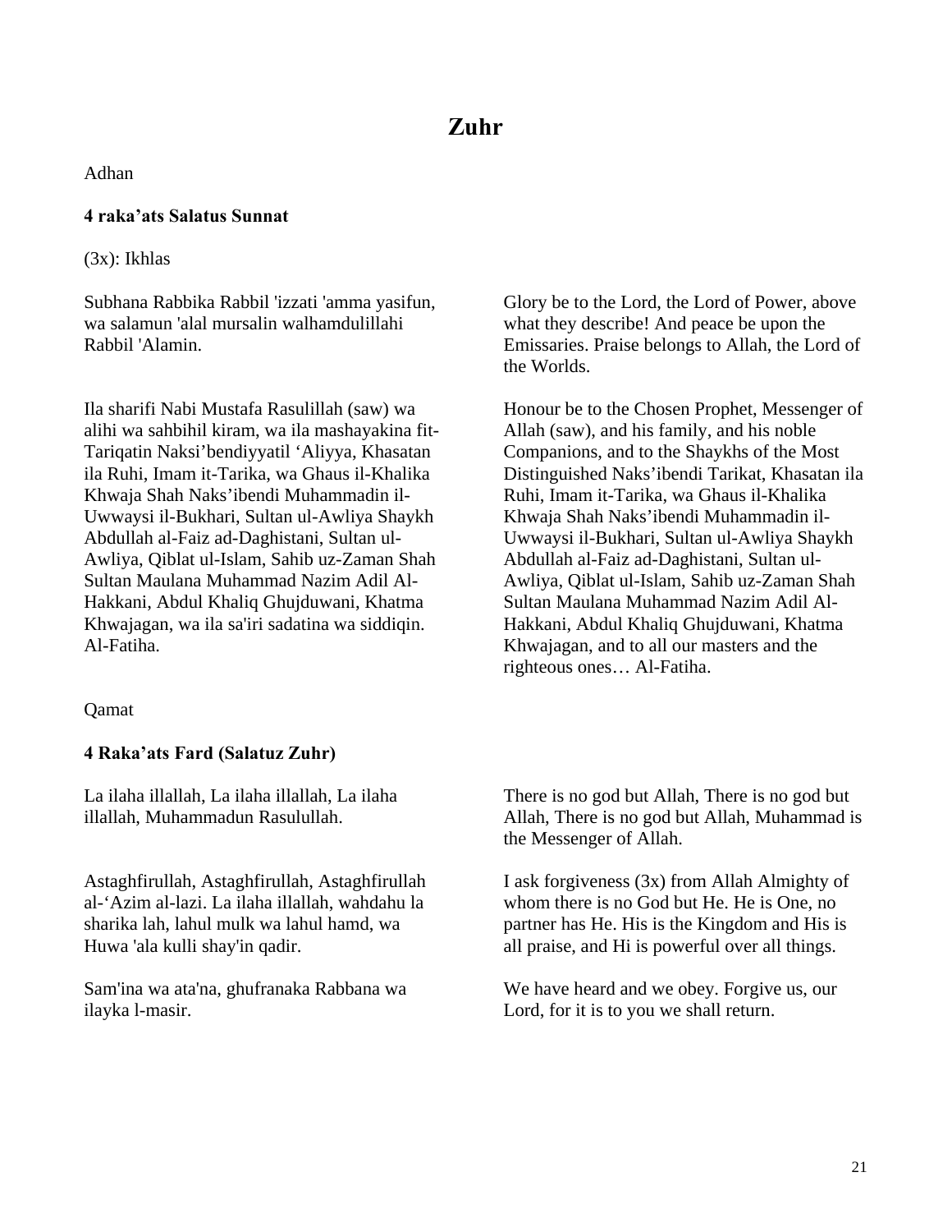# Zuhr

Adhan

**4 raka'ats Salatus Sunnat**

(3x): Ikhlas

Subhana Rabbika Rabbil 'izzati 'amma yasifun, wa salamun 'alal mursalin walhamdulillahi Rabbil 'Alamin.

Glory be to the Lord, the Lord of Power, above what they describe! And peace be upon the Emissaries. Praise belongs to Allah, the Lord of the Worlds.

Ila sharifi Nabi Mustafa Rasulillah (saw) wa alihi wa sahbihil kiram, wa ila mashayakina fit-Tariqatin Naksi'bendiyyatil 'Aliyya, Khasatan ila Ruhi, Imam it-Tarika, wa Ghaus il-Khalika Khwaja Shah Naks'ibendi Muhammadin il-Uwwaysi il-Bukhari, Sultan ul-Awliya Shaykh Abdullah al-Faiz ad-Daghistani, Sultan ul-Awliya, Qiblat ul-Islam, Sahib uz-Zaman Shah Sultan Maulana Muhammad Nazim Adil Al-Hakkani, Abdul Khaliq Ghujduwani, Khatma Khwajagan, wa ila sa'iri sadatina wa siddiqin. Al-Fatiha.

Honour be to the Chosen Prophet, Messenger of Allah (saw), and his family, and his noble Companions, and to the Shaykhs of the Most Distinguished Naks'ibendi Tarikat, Khasatan ila Ruhi, Imam it-Tarika, wa Ghaus il-Khalika Khwaja Shah Naks'ibendi Muhammadin il-Uwwaysi il-Bukhari, Sultan ul-Awliya Shaykh Abdullah al-Faiz ad-Daghistani, Sultan ul-Awliya, Qiblat ul-Islam, Sahib uz-Zaman Shah Sultan Maulana Muhammad Nazim Adil Al-Hakkani, Abdul Khaliq Ghujduwani, Khatma Khwajagan, and to all our masters and the righteous ones… Al-Fatiha.

Qamat

**4 Raka'ats Fard (Salatuz Zuhr)**

La ilaha illallah, La ilaha illallah, La ilaha illallah, Muhammadun Rasulullah.

There is no god but Allah, There is no god but Allah, There is no god but Allah, Muhammad is the Messenger of Allah.

Astaghfirullah, Astaghfirullah, Astaghfirullah al-'Azim al-lazi. La ilaha illallah, wahdahu la sharika lah, lahul mulk wa lahul hamd, wa Huwa 'ala kulli shay'in qadir.

I ask forgiveness (3x) from Allah Almighty of whom there is no God but He. He is One, no partner has He. His is the Kingdom and His is all praise, and Hi is powerful over all things.

Sam'ina wa ata'na, ghufranaka Rabbana wa ilayka l-masir.

We have heard and we obey. Forgive us, our Lord, for it is to you we shall return.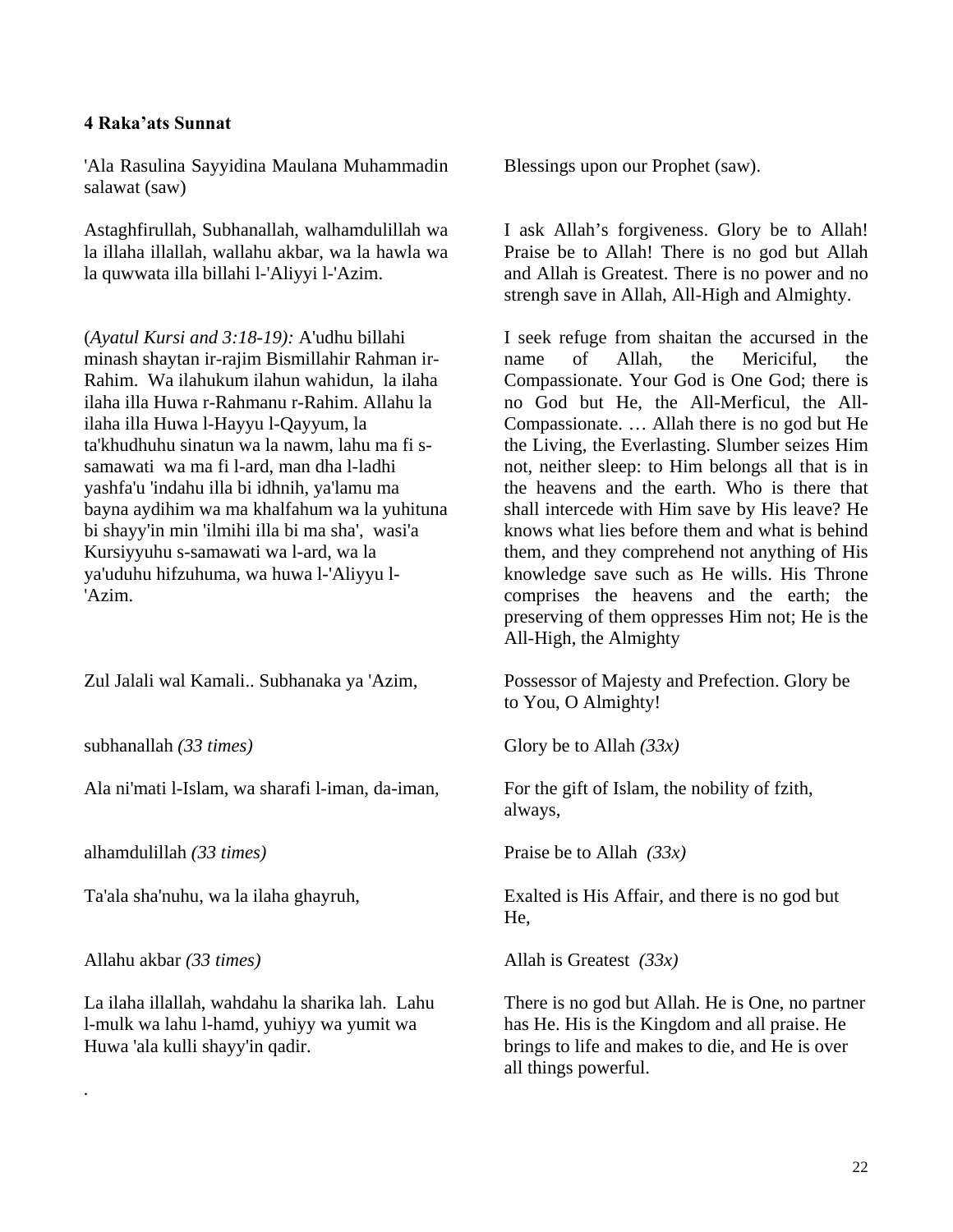**4 Raka'ats Sunnat**

| | |
|---|---|
| 'Ala Rasulina Sayyidina Maulana Muhammadin salawat (saw) | Blessings upon our Prophet (saw). |
| Astaghfirullah, Subhanallah, walhamdulillah wa la illaha illallah, wallahu akbar, wa la hawla wa la quwwata illa billahi l-'Aliyyi l-'Azim. | I ask Allah's forgiveness. Glory be to Allah! Praise be to Allah! There is no god but Allah and Allah is Greatest. There is no power and no strengh save in Allah, All-High and Almighty. |
| (*Ayatul Kursi and 3:18-19):* A'udhu billahi minash shaytan ir-rajim Bismillahir Rahman ir-Rahim. Wa ilahukum ilahun wahidun, la ilaha ilaha illa Huwa r-Rahmanu r-Rahim. Allahu la ilaha illa Huwa l-Hayyu l-Qayyum, la ta'khudhuhu sinatun wa la nawm, lahu ma fi s-samawati wa ma fi l-ard, man dha l-ladhi yashfa'u 'indahu illa bi idhnih, ya'lamu ma bayna aydihim wa ma khalfahum wa la yuhituna bi shayy'in min 'ilmihi illa bi ma sha', wasi'a Kursiyyuhu s-samawati wa l-ard, wa la ya'uduhu hifzuhuma, wa huwa l-'Aliyyu l-'Azim. | I seek refuge from shaitan the accursed in the name of Allah, the Mericiful, the Compassionate. Your God is One God; there is no God but He, the All-Merficul, the All-Compassionate. … Allah there is no god but He the Living, the Everlasting. Slumber seizes Him not, neither sleep: to Him belongs all that is in the heavens and the earth. Who is there that shall intercede with Him save by His leave? He knows what lies before them and what is behind them, and they comprehend not anything of His knowledge save such as He wills. His Throne comprises the heavens and the earth; the preserving of them oppresses Him not; He is the All-High, the Almighty |
| Zul Jalali wal Kamali.. Subhanaka ya 'Azim, | Possessor of Majesty and Prefection. Glory be to You, O Almighty! |
| subhanallah *(33 times)* | Glory be to Allah *(33x)* |
| Ala ni'mati l-Islam, wa sharafi l-iman, da-iman, | For the gift of Islam, the nobility of fzith, always, |
| alhamdulillah *(33 times)* | Praise be to Allah *(33x)* |
| Ta'ala sha'nuhu, wa la ilaha ghayruh, | Exalted is His Affair, and there is no god but He, |
| Allahu akbar *(33 times)* | Allah is Greatest *(33x)* |
| La ilaha illallah, wahdahu la sharika lah. Lahu l-mulk wa lahu l-hamd, yuhiyy wa yumit wa Huwa 'ala kulli shayy'in qadir. | There is no god but Allah. He is One, no partner has He. His is the Kingdom and all praise. He brings to life and makes to die, and He is over all things powerful. |

.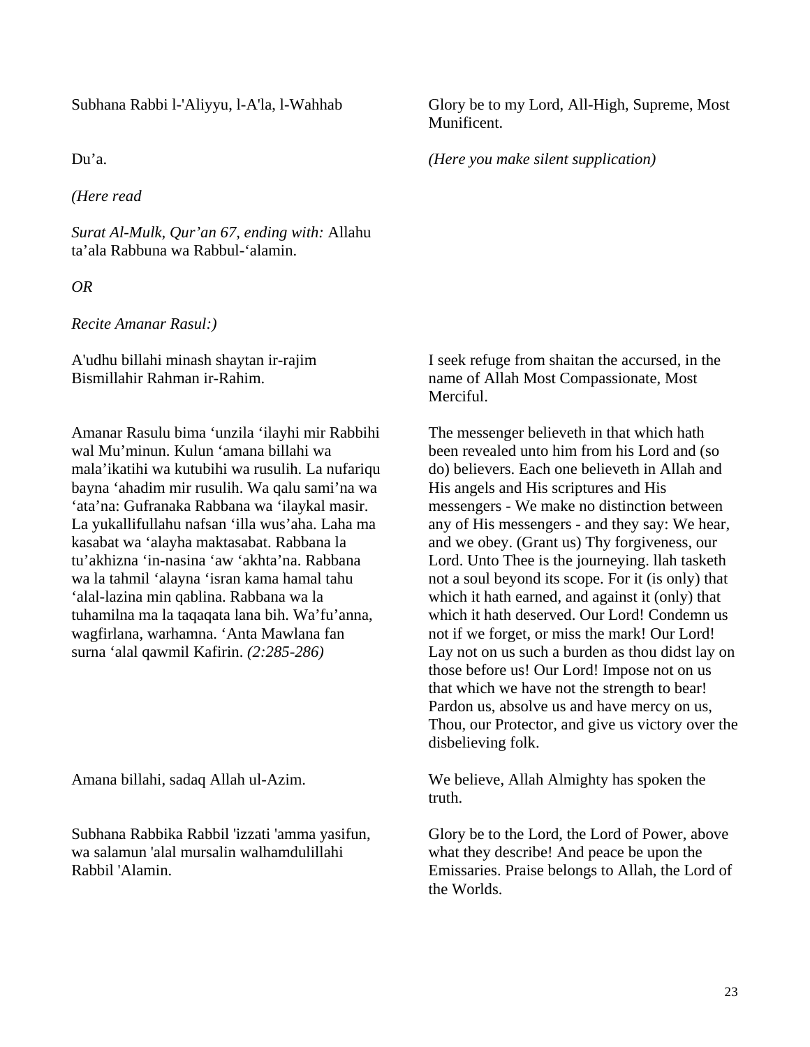Subhana Rabbi l-'Aliyyu, l-A'la, l-Wahhab

Glory be to my Lord, All-High, Supreme, Most Munificent.

Du'a.

*(Here you make silent supplication)*

*(Here read*

*Surat Al-Mulk, Qur'an 67, ending with:* Allahu ta'ala Rabbuna wa Rabbul-'alamin.

*OR*

*Recite Amanar Rasul:)*

A'udhu billahi minash shaytan ir-rajim Bismillahir Rahman ir-Rahim.

I seek refuge from shaitan the accursed, in the name of Allah Most Compassionate, Most Merciful.

Amanar Rasulu bima 'unzila 'ilayhi mir Rabbihi wal Mu'minun. Kulun 'amana billahi wa mala'ikatihi wa kutubihi wa rusulih. La nufariqu bayna 'ahadim mir rusulih. Wa qalu sami'na wa 'ata'na: Gufranaka Rabbana wa 'ilaykal masir. La yukallifullahu nafsan 'illa wus'aha. Laha ma kasabat wa 'alayha maktasabat. Rabbana la tu'akhizna 'in-nasina 'aw 'akhta'na. Rabbana wa la tahmil 'alayna 'isran kama hamal tahu 'alal-lazina min qablina. Rabbana wa la tuhamilna ma la taqaqata lana bih. Wa'fu'anna, wagfirlana, warhamna. 'Anta Mawlana fan surna 'alal qawmil Kafirin. *(2:285-286)*

The messenger believeth in that which hath been revealed unto him from his Lord and (so do) believers. Each one believeth in Allah and His angels and His scriptures and His messengers - We make no distinction between any of His messengers - and they say: We hear, and we obey. (Grant us) Thy forgiveness, our Lord. Unto Thee is the journeying. llah tasketh not a soul beyond its scope. For it (is only) that which it hath earned, and against it (only) that which it hath deserved. Our Lord! Condemn us not if we forget, or miss the mark! Our Lord! Lay not on us such a burden as thou didst lay on those before us! Our Lord! Impose not on us that which we have not the strength to bear! Pardon us, absolve us and have mercy on us, Thou, our Protector, and give us victory over the disbelieving folk.

Amana billahi, sadaq Allah ul-Azim.

We believe, Allah Almighty has spoken the truth.

Subhana Rabbika Rabbil 'izzati 'amma yasifun, wa salamun 'alal mursalin walhamdulillahi Rabbil 'Alamin.

Glory be to the Lord, the Lord of Power, above what they describe! And peace be upon the Emissaries. Praise belongs to Allah, the Lord of the Worlds.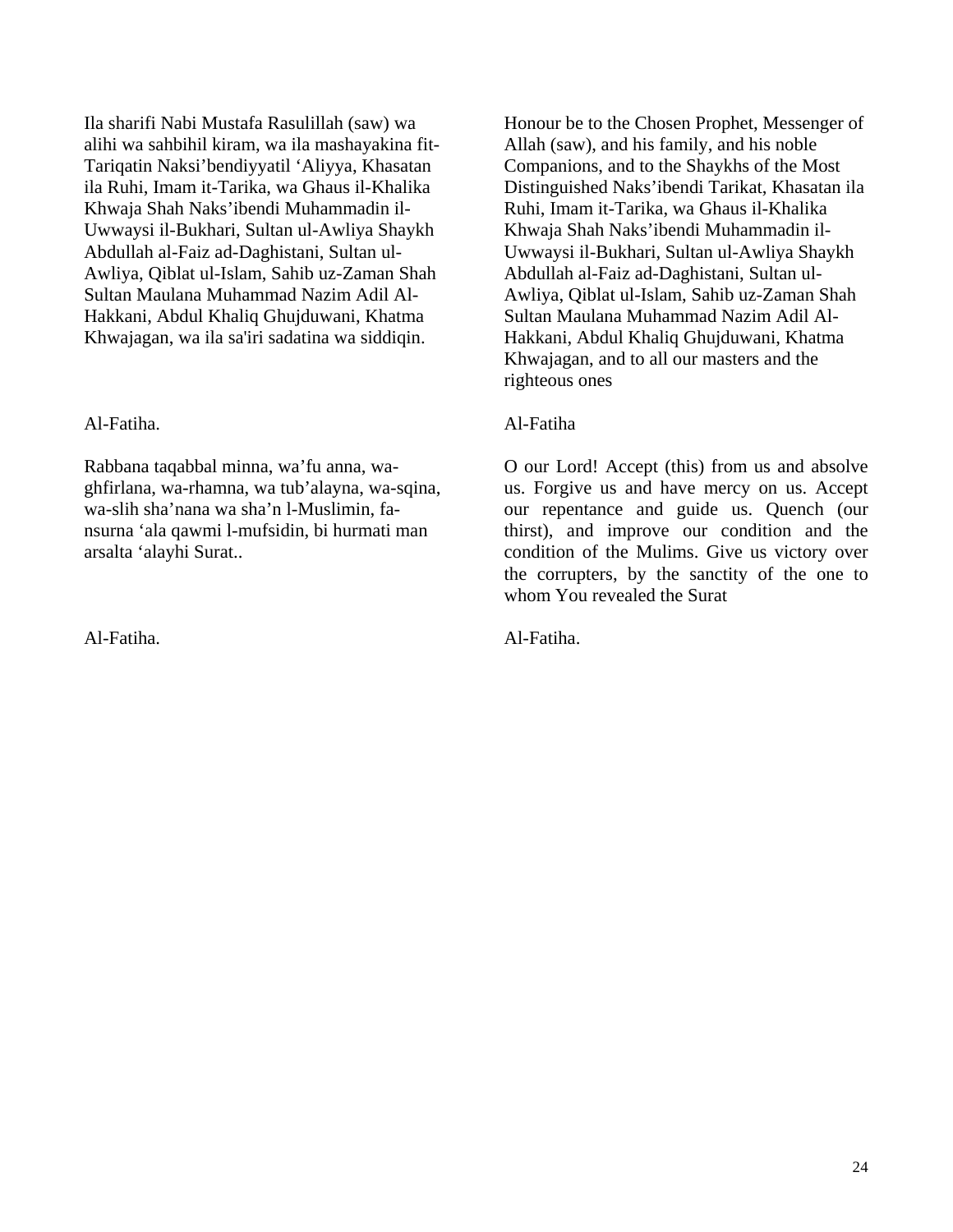Ila sharifi Nabi Mustafa Rasulillah (saw) wa alihi wa sahbihil kiram, wa ila mashayakina fit-Tariqatin Naksi'bendiyyatil 'Aliyya, Khasatan ila Ruhi, Imam it-Tarika, wa Ghaus il-Khalika Khwaja Shah Naks'ibendi Muhammadin il-Uwwaysi il-Bukhari, Sultan ul-Awliya Shaykh Abdullah al-Faiz ad-Daghistani, Sultan ul-Awliya, Qiblat ul-Islam, Sahib uz-Zaman Shah Sultan Maulana Muhammad Nazim Adil Al-Hakkani, Abdul Khaliq Ghujduwani, Khatma Khwajagan, wa ila sa'iri sadatina wa siddiqin.

Honour be to the Chosen Prophet, Messenger of Allah (saw), and his family, and his noble Companions, and to the Shaykhs of the Most Distinguished Naks'ibendi Tarikat, Khasatan ila Ruhi, Imam it-Tarika, wa Ghaus il-Khalika Khwaja Shah Naks'ibendi Muhammadin il-Uwwaysi il-Bukhari, Sultan ul-Awliya Shaykh Abdullah al-Faiz ad-Daghistani, Sultan ul-Awliya, Qiblat ul-Islam, Sahib uz-Zaman Shah Sultan Maulana Muhammad Nazim Adil Al-Hakkani, Abdul Khaliq Ghujduwani, Khatma Khwajagan, and to all our masters and the righteous ones

Al-Fatiha.

Al-Fatiha

Rabbana taqabbal minna, wa'fu anna, wa-ghfirlana, wa-rhamna, wa tub'alayna, wa-sqina, wa-slih sha'nana wa sha'n l-Muslimin, fa-nsurna 'ala qawmi l-mufsidin, bi hurmati man arsalta 'alayhi Surat..

O our Lord! Accept (this) from us and absolve us. Forgive us and have mercy on us. Accept our repentance and guide us. Quench (our thirst), and improve our condition and the condition of the Mulims. Give us victory over the corrupters, by the sanctity of the one to whom You revealed the Surat

Al-Fatiha.

Al-Fatiha.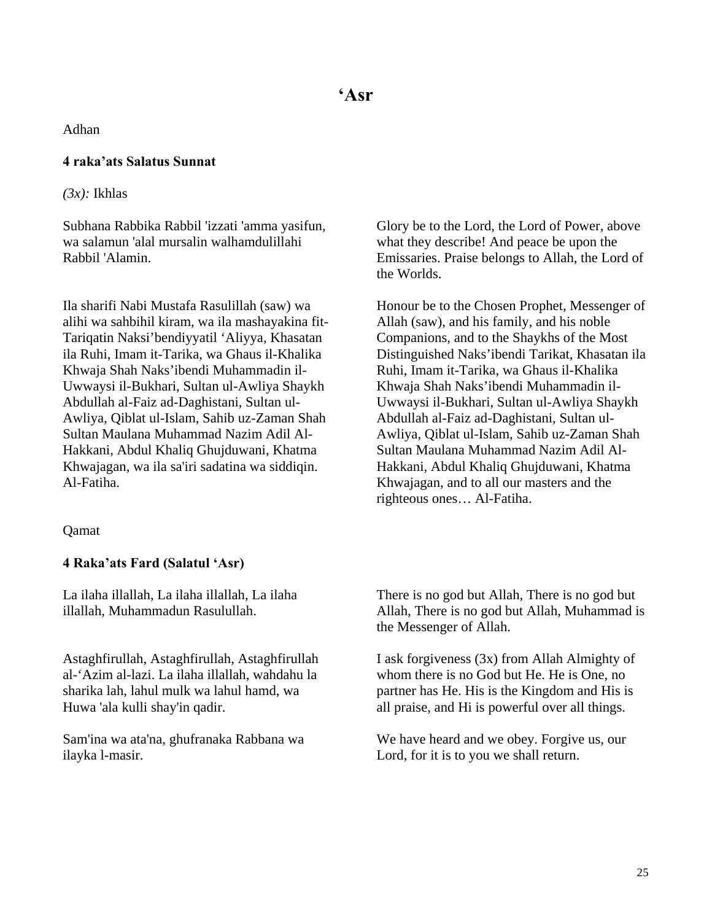# ‘Asr

Adhan

**4 raka’ats Salatus Sunnat**

*(3x):* Ikhlas

Subhana Rabbika Rabbil 'izzati 'amma yasifun, wa salamun 'alal mursalin walhamdulillahi Rabbil 'Alamin.

Glory be to the Lord, the Lord of Power, above what they describe! And peace be upon the Emissaries. Praise belongs to Allah, the Lord of the Worlds.

Ila sharifi Nabi Mustafa Rasulillah (saw) wa alihi wa sahbihil kiram, wa ila mashayakina fit-Tariqatin Naksi’bendiyyatil ‘Aliyya, Khasatan ila Ruhi, Imam it-Tarika, wa Ghaus il-Khalika Khwaja Shah Naks’ibendi Muhammadin il-Uwwaysi il-Bukhari, Sultan ul-Awliya Shaykh Abdullah al-Faiz ad-Daghistani, Sultan ul-Awliya, Qiblat ul-Islam, Sahib uz-Zaman Shah Sultan Maulana Muhammad Nazim Adil Al-Hakkani, Abdul Khaliq Ghujduwani, Khatma Khwajagan, wa ila sa'iri sadatina wa siddiqin. Al-Fatiha.

Honour be to the Chosen Prophet, Messenger of Allah (saw), and his family, and his noble Companions, and to the Shaykhs of the Most Distinguished Naks’ibendi Tarikat, Khasatan ila Ruhi, Imam it-Tarika, wa Ghaus il-Khalika Khwaja Shah Naks’ibendi Muhammadin il-Uwwaysi il-Bukhari, Sultan ul-Awliya Shaykh Abdullah al-Faiz ad-Daghistani, Sultan ul-Awliya, Qiblat ul-Islam, Sahib uz-Zaman Shah Sultan Maulana Muhammad Nazim Adil Al-Hakkani, Abdul Khaliq Ghujduwani, Khatma Khwajagan, and to all our masters and the righteous ones… Al-Fatiha.

Qamat

**4 Raka’ats Fard (Salatul ‘Asr)**

La ilaha illallah, La ilaha illallah, La ilaha illallah, Muhammadun Rasulullah.

There is no god but Allah, There is no god but Allah, There is no god but Allah, Muhammad is the Messenger of Allah.

Astaghfirullah, Astaghfirullah, Astaghfirullah al-‘Azim al-lazi. La ilaha illallah, wahdahu la sharika lah, lahul mulk wa lahul hamd, wa Huwa 'ala kulli shay'in qadir.

I ask forgiveness (3x) from Allah Almighty of whom there is no God but He. He is One, no partner has He. His is the Kingdom and His is all praise, and Hi is powerful over all things.

Sam'ina wa ata'na, ghufranaka Rabbana wa ilayka l-masir.

We have heard and we obey. Forgive us, our Lord, for it is to you we shall return.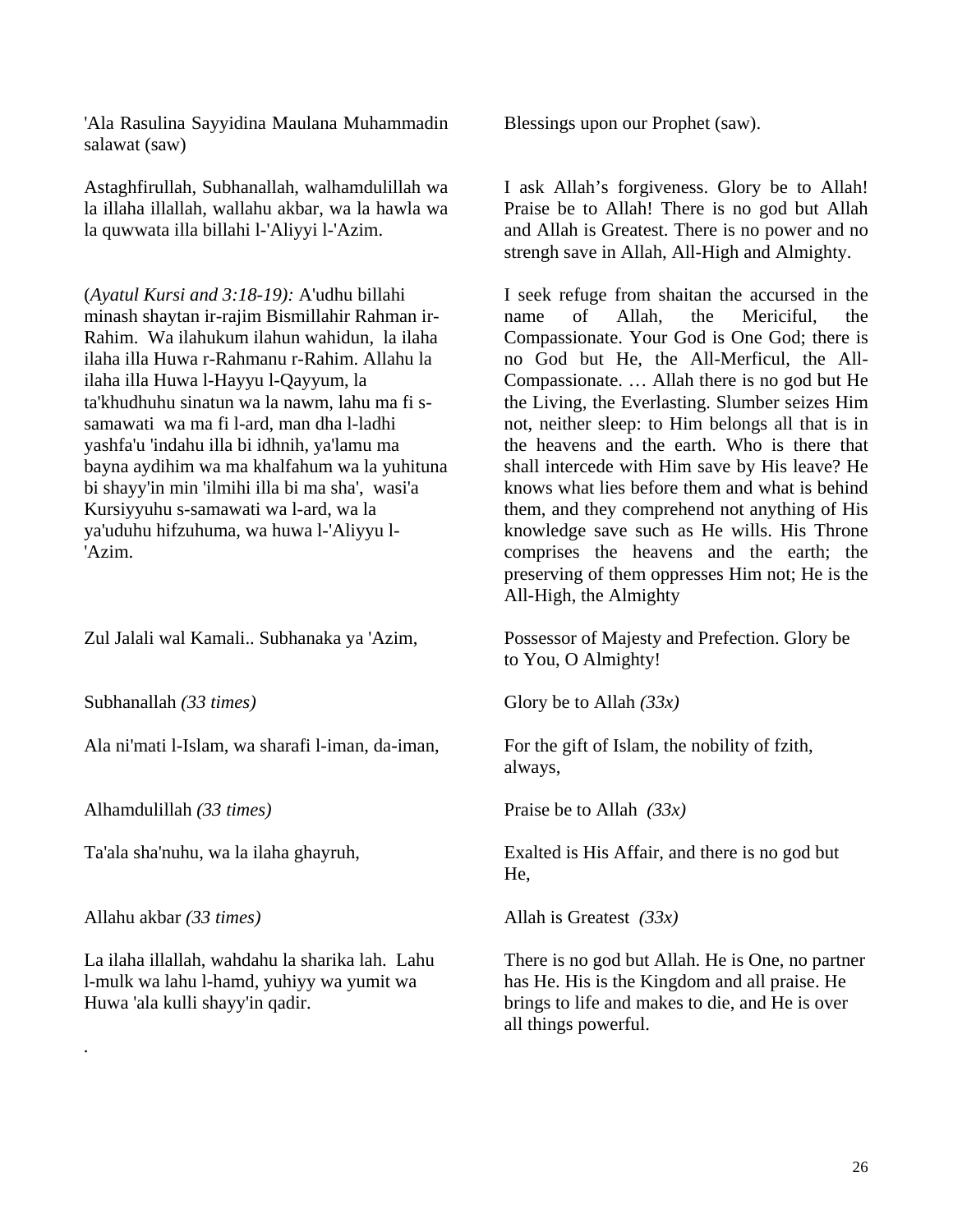'Ala Rasulina Sayyidina Maulana Muhammadin salawat (saw)

Blessings upon our Prophet (saw).

Astaghfirullah, Subhanallah, walhamdulillah wa la illaha illallah, wallahu akbar, wa la hawla wa la quwwata illa billahi l-'Aliyyi l-'Azim.

I ask Allah's forgiveness. Glory be to Allah! Praise be to Allah! There is no god but Allah and Allah is Greatest. There is no power and no strengh save in Allah, All-High and Almighty.

(*Ayatul Kursi and 3:18-19):* A'udhu billahi minash shaytan ir-rajim Bismillahir Rahman ir-Rahim. Wa ilahukum ilahun wahidun, la ilaha ilaha illa Huwa r-Rahmanu r-Rahim. Allahu la ilaha illa Huwa l-Hayyu l-Qayyum, la ta'khudhuhu sinatun wa la nawm, lahu ma fi s-samawati wa ma fi l-ard, man dha l-ladhi yashfa'u 'indahu illa bi idhnih, ya'lamu ma bayna aydihim wa ma khalfahum wa la yuhituna bi shayy'in min 'ilmihi illa bi ma sha', wasi'a Kursiyyuhu s-samawati wa l-ard, wa la ya'uduhu hifzuhuma, wa huwa l-'Aliyyu l-'Azim.

I seek refuge from shaitan the accursed in the name of Allah, the Mericiful, the Compassionate. Your God is One God; there is no God but He, the All-Merficul, the All-Compassionate. … Allah there is no god but He the Living, the Everlasting. Slumber seizes Him not, neither sleep: to Him belongs all that is in the heavens and the earth. Who is there that shall intercede with Him save by His leave? He knows what lies before them and what is behind them, and they comprehend not anything of His knowledge save such as He wills. His Throne comprises the heavens and the earth; the preserving of them oppresses Him not; He is the All-High, the Almighty

Zul Jalali wal Kamali.. Subhanaka ya 'Azim,

Possessor of Majesty and Prefection. Glory be to You, O Almighty!

Subhanallah *(33 times)*

Glory be to Allah *(33x)*

Ala ni'mati l-Islam, wa sharafi l-iman, da-iman,

For the gift of Islam, the nobility of fzith, always,

Alhamdulillah *(33 times)*

Praise be to Allah *(33x)*

Ta'ala sha'nuhu, wa la ilaha ghayruh,

Exalted is His Affair, and there is no god but He,

Allahu akbar *(33 times)*

Allah is Greatest *(33x)*

La ilaha illallah, wahdahu la sharika lah. Lahu l-mulk wa lahu l-hamd, yuhiyy wa yumit wa Huwa 'ala kulli shayy'in qadir.

There is no god but Allah. He is One, no partner has He. His is the Kingdom and all praise. He brings to life and makes to die, and He is over all things powerful.

.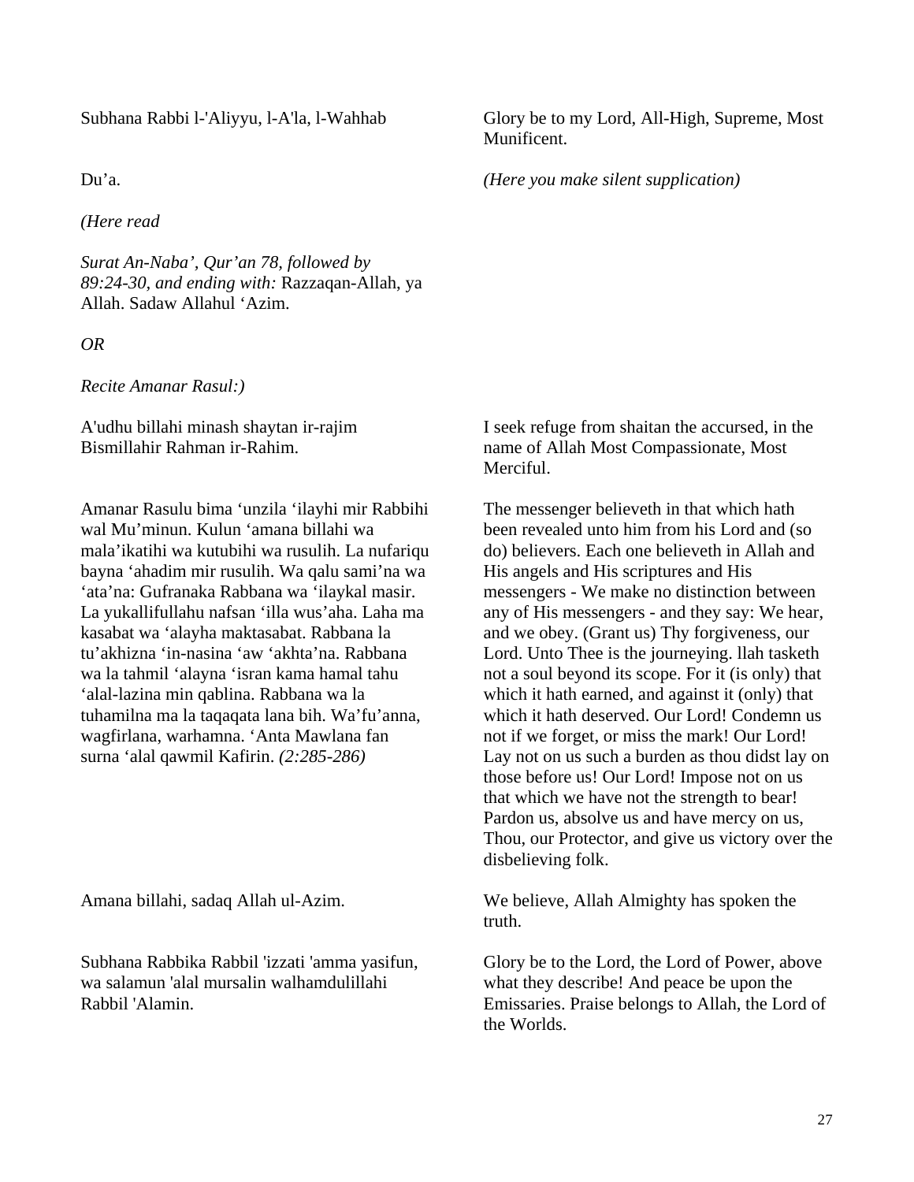Subhana Rabbi l-'Aliyyu, l-A'la, l-Wahhab

Glory be to my Lord, All-High, Supreme, Most Munificent.

Du'a.

*(Here you make silent supplication)*

*(Here read*

*Surat An-Naba', Qur'an 78, followed by 89:24-30, and ending with:* Razzaqan-Allah, ya Allah. Sadaw Allahul 'Azim.

*OR*

*Recite Amanar Rasul:)*

A'udhu billahi minash shaytan ir-rajim Bismillahir Rahman ir-Rahim.

I seek refuge from shaitan the accursed, in the name of Allah Most Compassionate, Most Merciful.

Amanar Rasulu bima 'unzila 'ilayhi mir Rabbihi wal Mu'minun. Kulun 'amana billahi wa mala'ikatihi wa kutubihi wa rusulih. La nufariqu bayna 'ahadim mir rusulih. Wa qalu sami'na wa 'ata'na: Gufranaka Rabbana wa 'ilaykal masir. La yukallifullahu nafsan 'illa wus'aha. Laha ma kasabat wa 'alayha maktasabat. Rabbana la tu'akhizna 'in-nasina 'aw 'akhta'na. Rabbana wa la tahmil 'alayna 'isran kama hamal tahu 'alal-lazina min qablina. Rabbana wa la tuhamilna ma la taqaqata lana bih. Wa'fu'anna, wagfirlana, warhamna. 'Anta Mawlana fan surna 'alal qawmil Kafirin. *(2:285-286)*

The messenger believeth in that which hath been revealed unto him from his Lord and (so do) believers. Each one believeth in Allah and His angels and His scriptures and His messengers - We make no distinction between any of His messengers - and they say: We hear, and we obey. (Grant us) Thy forgiveness, our Lord. Unto Thee is the journeying. llah tasketh not a soul beyond its scope. For it (is only) that which it hath earned, and against it (only) that which it hath deserved. Our Lord! Condemn us not if we forget, or miss the mark! Our Lord! Lay not on us such a burden as thou didst lay on those before us! Our Lord! Impose not on us that which we have not the strength to bear! Pardon us, absolve us and have mercy on us, Thou, our Protector, and give us victory over the disbelieving folk.

Amana billahi, sadaq Allah ul-Azim.

We believe, Allah Almighty has spoken the truth.

Subhana Rabbika Rabbil 'izzati 'amma yasifun, wa salamun 'alal mursalin walhamdulillahi Rabbil 'Alamin.

Glory be to the Lord, the Lord of Power, above what they describe! And peace be upon the Emissaries. Praise belongs to Allah, the Lord of the Worlds.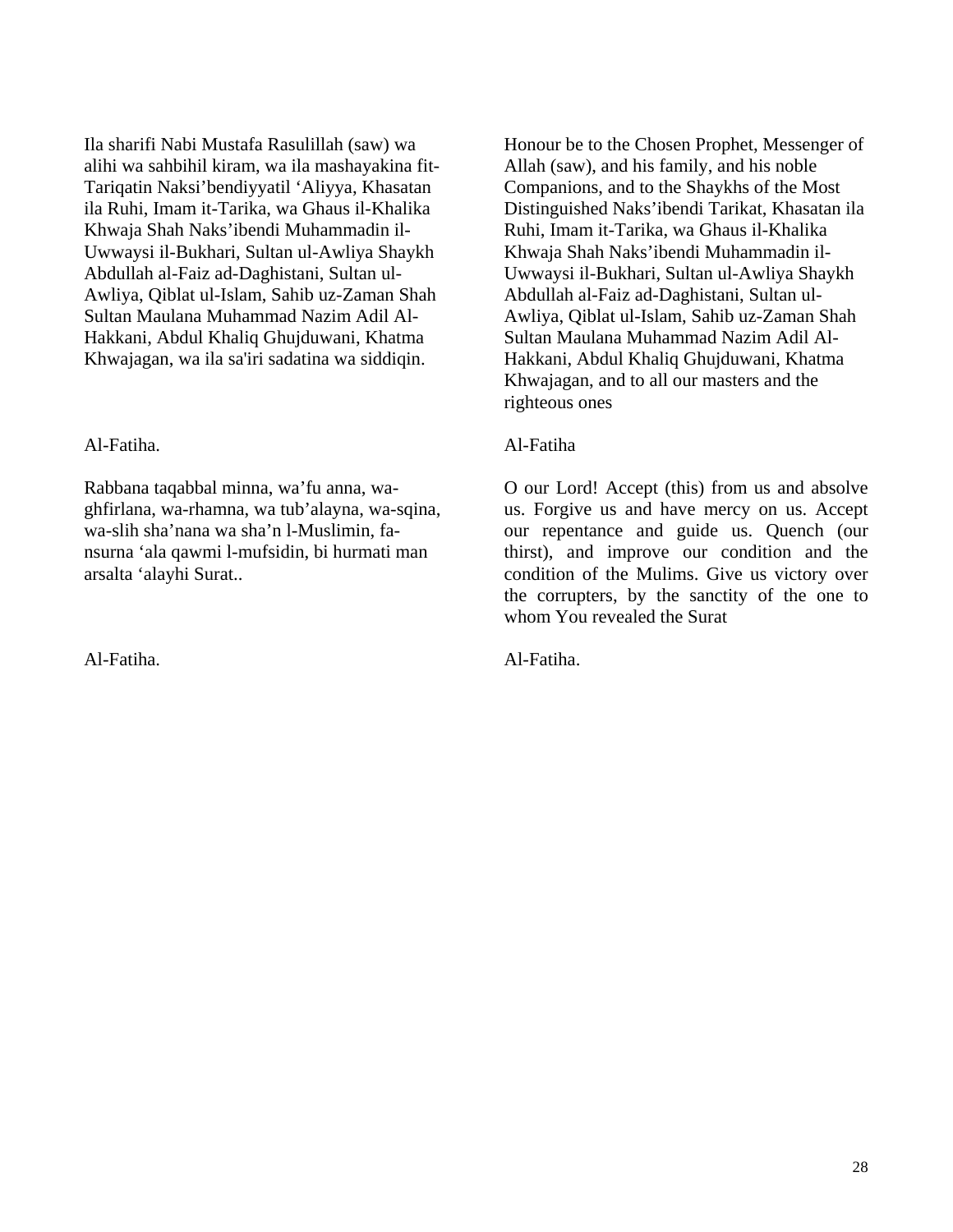Ila sharifi Nabi Mustafa Rasulillah (saw) wa alihi wa sahbihil kiram, wa ila mashayakina fit-Tariqatin Naksi'bendiyyatil 'Aliyya, Khasatan ila Ruhi, Imam it-Tarika, wa Ghaus il-Khalika Khwaja Shah Naks'ibendi Muhammadin il-Uwwaysi il-Bukhari, Sultan ul-Awliya Shaykh Abdullah al-Faiz ad-Daghistani, Sultan ul-Awliya, Qiblat ul-Islam, Sahib uz-Zaman Shah Sultan Maulana Muhammad Nazim Adil Al-Hakkani, Abdul Khaliq Ghujduwani, Khatma Khwajagan, wa ila sa'iri sadatina wa siddiqin.

Honour be to the Chosen Prophet, Messenger of Allah (saw), and his family, and his noble Companions, and to the Shaykhs of the Most Distinguished Naks'ibendi Tarikat, Khasatan ila Ruhi, Imam it-Tarika, wa Ghaus il-Khalika Khwaja Shah Naks'ibendi Muhammadin il-Uwwaysi il-Bukhari, Sultan ul-Awliya Shaykh Abdullah al-Faiz ad-Daghistani, Sultan ul-Awliya, Qiblat ul-Islam, Sahib uz-Zaman Shah Sultan Maulana Muhammad Nazim Adil Al-Hakkani, Abdul Khaliq Ghujduwani, Khatma Khwajagan, and to all our masters and the righteous ones

Al-Fatiha.

Al-Fatiha

Rabbana taqabbal minna, wa'fu anna, wa-ghfirlana, wa-rhamna, wa tub'alayna, wa-sqina, wa-slih sha'nana wa sha'n l-Muslimin, fa-nsurna 'ala qawmi l-mufsidin, bi hurmati man arsalta 'alayhi Surat..

O our Lord! Accept (this) from us and absolve us. Forgive us and have mercy on us. Accept our repentance and guide us. Quench (our thirst), and improve our condition and the condition of the Mulims. Give us victory over the corrupters, by the sanctity of the one to whom You revealed the Surat

Al-Fatiha.

Al-Fatiha.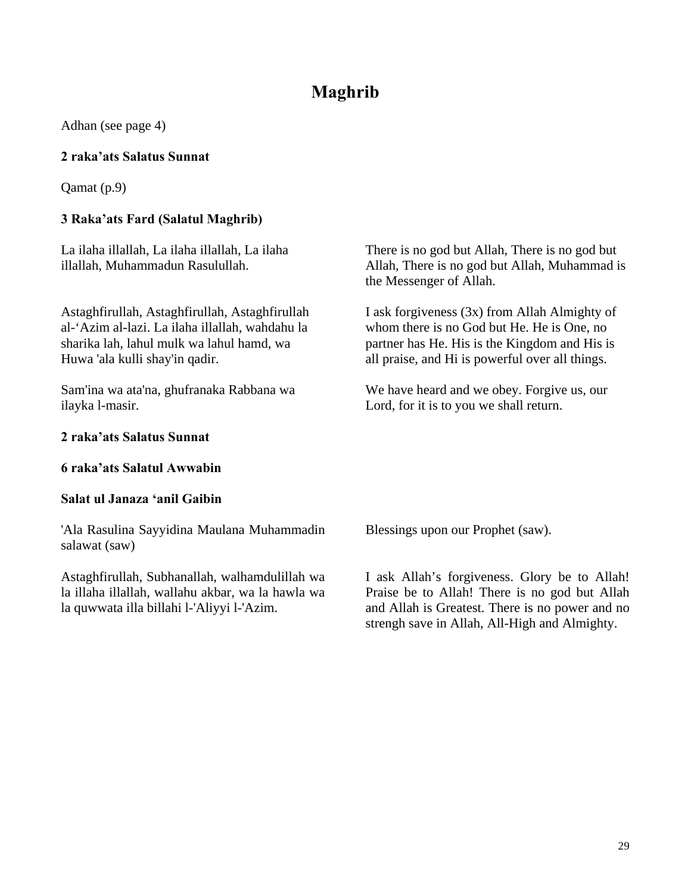# Maghrib

Adhan (see page 4)

**2 raka'ats Salatus Sunnat**

Qamat (p.9)

**3 Raka'ats Fard (Salatul Maghrib)**

La ilaha illallah, La ilaha illallah, La ilaha illallah, Muhammadun Rasulullah.

There is no god but Allah, There is no god but Allah, There is no god but Allah, Muhammad is the Messenger of Allah.

Astaghfirullah, Astaghfirullah, Astaghfirullah al-'Azim al-lazi. La ilaha illallah, wahdahu la sharika lah, lahul mulk wa lahul hamd, wa Huwa 'ala kulli shay'in qadir.

I ask forgiveness (3x) from Allah Almighty of whom there is no God but He. He is One, no partner has He. His is the Kingdom and His is all praise, and Hi is powerful over all things.

Sam'ina wa ata'na, ghufranaka Rabbana wa ilayka l-masir.

We have heard and we obey. Forgive us, our Lord, for it is to you we shall return.

**2 raka'ats Salatus Sunnat**

**6 raka'ats Salatul Awwabin**

**Salat ul Janaza 'anil Gaibin**

'Ala Rasulina Sayyidina Maulana Muhammadin salawat (saw)

Blessings upon our Prophet (saw).

Astaghfirullah, Subhanallah, walhamdulillah wa la illaha illallah, wallahu akbar, wa la hawla wa la quwwata illa billahi l-'Aliyyi l-'Azim.

I ask Allah's forgiveness. Glory be to Allah! Praise be to Allah! There is no god but Allah and Allah is Greatest. There is no power and no strengh save in Allah, All-High and Almighty.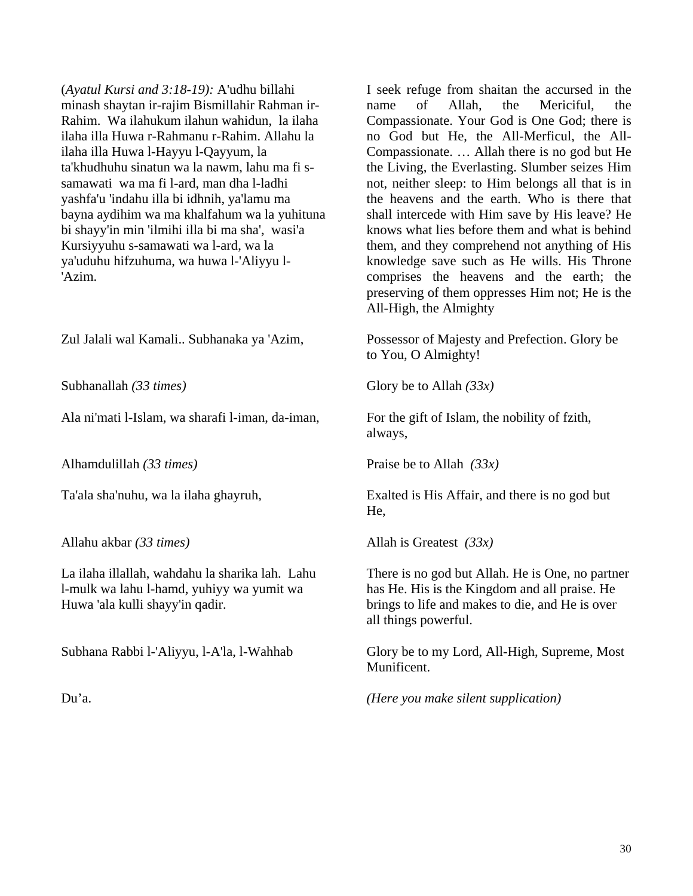(*Ayatul Kursi and 3:18-19):* A'udhu billahi minash shaytan ir-rajim Bismillahir Rahman ir-Rahim. Wa ilahukum ilahun wahidun, la ilaha ilaha illa Huwa r-Rahmanu r-Rahim. Allahu la ilaha illa Huwa l-Hayyu l-Qayyum, la ta'khudhuhu sinatun wa la nawm, lahu ma fi s-samawati wa ma fi l-ard, man dha l-ladhi yashfa'u 'indahu illa bi idhnih, ya'lamu ma bayna aydihim wa ma khalfahum wa la yuhituna bi shayy'in min 'ilmihi illa bi ma sha', wasi'a Kursiyyuhu s-samawati wa l-ard, wa la ya'uduhu hifzuhuma, wa huwa l-'Aliyyu l-'Azim.

I seek refuge from shaitan the accursed in the name of Allah, the Mericiful, the Compassionate. Your God is One God; there is no God but He, the All-Merficul, the All-Compassionate. … Allah there is no god but He the Living, the Everlasting. Slumber seizes Him not, neither sleep: to Him belongs all that is in the heavens and the earth. Who is there that shall intercede with Him save by His leave? He knows what lies before them and what is behind them, and they comprehend not anything of His knowledge save such as He wills. His Throne comprises the heavens and the earth; the preserving of them oppresses Him not; He is the All-High, the Almighty

Zul Jalali wal Kamali.. Subhanaka ya 'Azim,

Possessor of Majesty and Prefection. Glory be to You, O Almighty!

Subhanallah *(33 times)*

Glory be to Allah *(33x)*

Ala ni'mati l-Islam, wa sharafi l-iman, da-iman,

For the gift of Islam, the nobility of fzith, always,

Alhamdulillah *(33 times)*

Praise be to Allah *(33x)*

Ta'ala sha'nuhu, wa la ilaha ghayruh,

Exalted is His Affair, and there is no god but He,

Allahu akbar *(33 times)*

Allah is Greatest *(33x)*

La ilaha illallah, wahdahu la sharika lah. Lahu l-mulk wa lahu l-hamd, yuhiyy wa yumit wa Huwa 'ala kulli shayy'in qadir.

There is no god but Allah. He is One, no partner has He. His is the Kingdom and all praise. He brings to life and makes to die, and He is over all things powerful.

Subhana Rabbi l-'Aliyyu, l-A'la, l-Wahhab

Glory be to my Lord, All-High, Supreme, Most Munificent.

Du'a.

*(Here you make silent supplication)*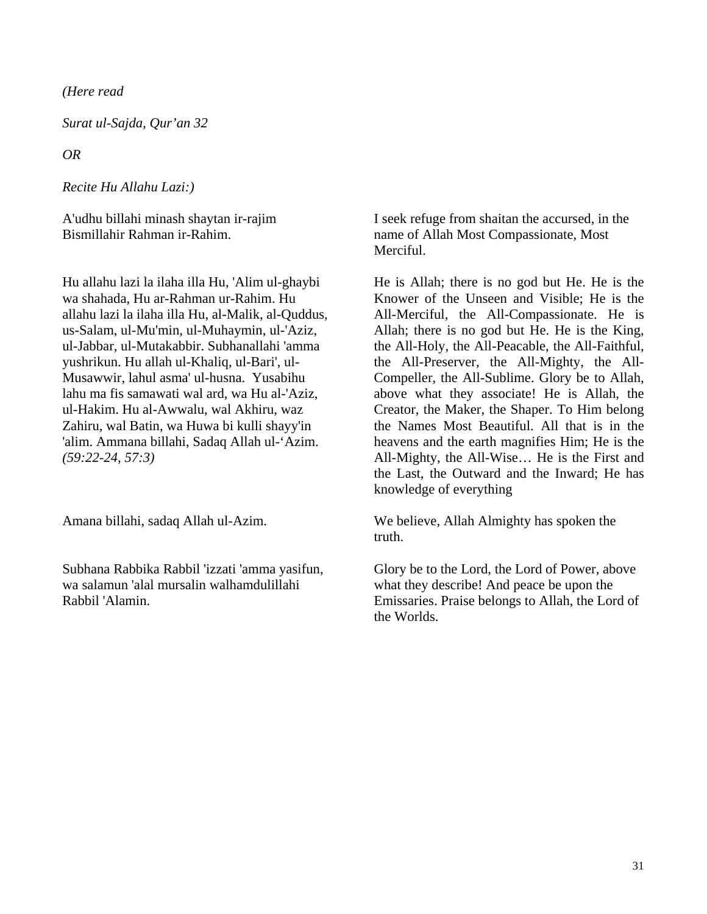*(Here read*

*Surat ul-Sajda, Qur'an 32*

*OR*

*Recite Hu Allahu Lazi:)*

A'udhu billahi minash shaytan ir-rajim Bismillahir Rahman ir-Rahim.

I seek refuge from shaitan the accursed, in the name of Allah Most Compassionate, Most Merciful.

Hu allahu lazi la ilaha illa Hu, 'Alim ul-ghaybi wa shahada, Hu ar-Rahman ur-Rahim. Hu allahu lazi la ilaha illa Hu, al-Malik, al-Quddus, us-Salam, ul-Mu'min, ul-Muhaymin, ul-'Aziz, ul-Jabbar, ul-Mutakabbir. Subhanallahi 'amma yushrikun. Hu allah ul-Khaliq, ul-Bari', ul-Musawwir, lahul asma' ul-husna. Yusabihu lahu ma fis samawati wal ard, wa Hu al-'Aziz, ul-Hakim. Hu al-Awwalu, wal Akhiru, waz Zahiru, wal Batin, wa Huwa bi kulli shayy'in 'alim. Ammana billahi, Sadaq Allah ul-'Azim. *(59:22-24, 57:3)*

He is Allah; there is no god but He. He is the Knower of the Unseen and Visible; He is the All-Merciful, the All-Compassionate. He is Allah; there is no god but He. He is the King, the All-Holy, the All-Peacable, the All-Faithful, the All-Preserver, the All-Mighty, the All-Compeller, the All-Sublime. Glory be to Allah, above what they associate! He is Allah, the Creator, the Maker, the Shaper. To Him belong the Names Most Beautiful. All that is in the heavens and the earth magnifies Him; He is the All-Mighty, the All-Wise… He is the First and the Last, the Outward and the Inward; He has knowledge of everything

Amana billahi, sadaq Allah ul-Azim.

We believe, Allah Almighty has spoken the truth.

Subhana Rabbika Rabbil 'izzati 'amma yasifun, wa salamun 'alal mursalin walhamdulillahi Rabbil 'Alamin.

Glory be to the Lord, the Lord of Power, above what they describe! And peace be upon the Emissaries. Praise belongs to Allah, the Lord of the Worlds.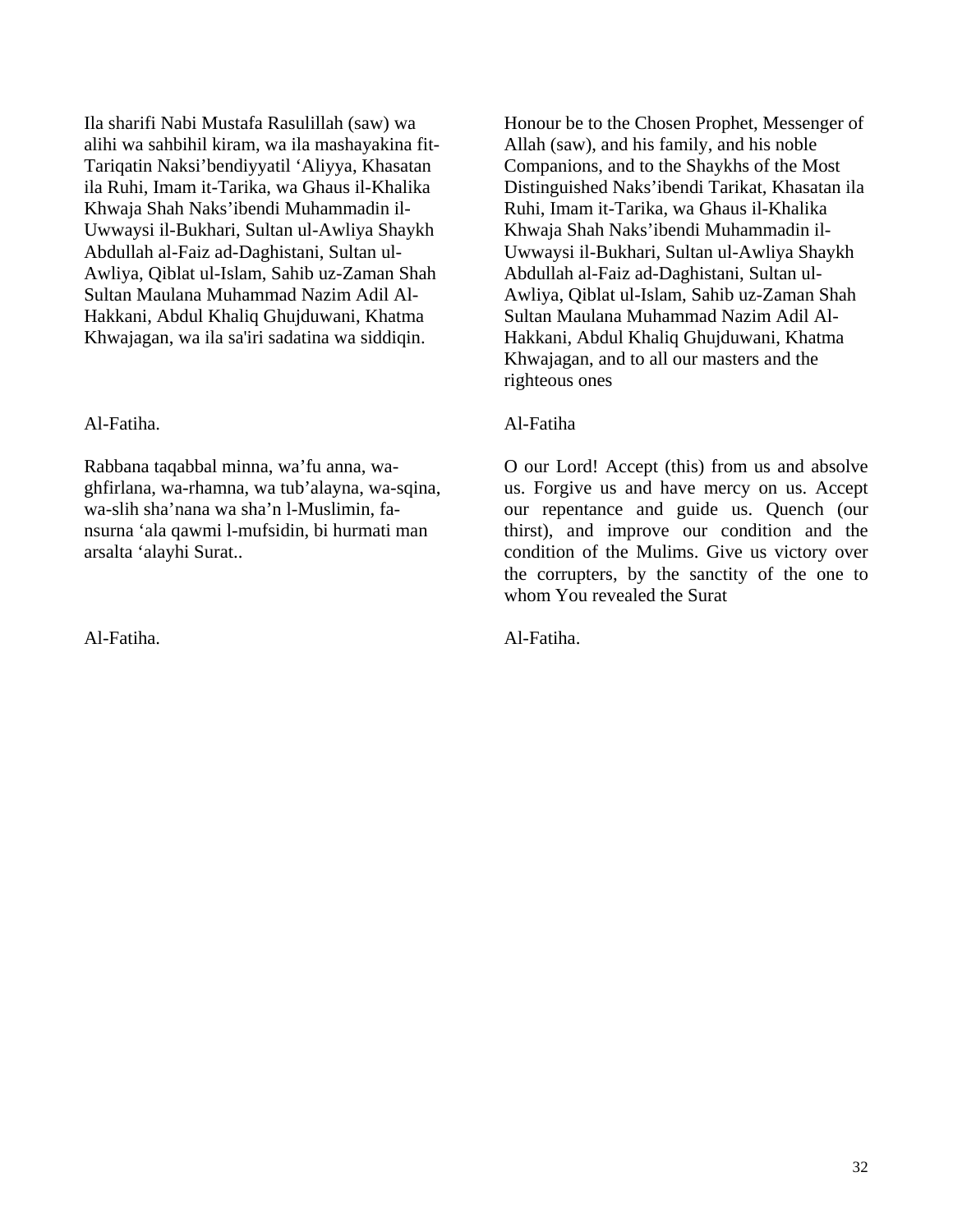Ila sharifi Nabi Mustafa Rasulillah (saw) wa alihi wa sahbihil kiram, wa ila mashayakina fit-Tariqatin Naksi'bendiyyatil 'Aliyya, Khasatan ila Ruhi, Imam it-Tarika, wa Ghaus il-Khalika Khwaja Shah Naks'ibendi Muhammadin il-Uwwaysi il-Bukhari, Sultan ul-Awliya Shaykh Abdullah al-Faiz ad-Daghistani, Sultan ul-Awliya, Qiblat ul-Islam, Sahib uz-Zaman Shah Sultan Maulana Muhammad Nazim Adil Al-Hakkani, Abdul Khaliq Ghujduwani, Khatma Khwajagan, wa ila sa'iri sadatina wa siddiqin.

Honour be to the Chosen Prophet, Messenger of Allah (saw), and his family, and his noble Companions, and to the Shaykhs of the Most Distinguished Naks'ibendi Tarikat, Khasatan ila Ruhi, Imam it-Tarika, wa Ghaus il-Khalika Khwaja Shah Naks'ibendi Muhammadin il-Uwwaysi il-Bukhari, Sultan ul-Awliya Shaykh Abdullah al-Faiz ad-Daghistani, Sultan ul-Awliya, Qiblat ul-Islam, Sahib uz-Zaman Shah Sultan Maulana Muhammad Nazim Adil Al-Hakkani, Abdul Khaliq Ghujduwani, Khatma Khwajagan, and to all our masters and the righteous ones

Al-Fatiha.

Al-Fatiha

Rabbana taqabbal minna, wa'fu anna, wa-ghfirlana, wa-rhamna, wa tub'alayna, wa-sqina, wa-slih sha'nana wa sha'n l-Muslimin, fa-nsurna 'ala qawmi l-mufsidin, bi hurmati man arsalta 'alayhi Surat..

O our Lord! Accept (this) from us and absolve us. Forgive us and have mercy on us. Accept our repentance and guide us. Quench (our thirst), and improve our condition and the condition of the Mulims. Give us victory over the corrupters, by the sanctity of the one to whom You revealed the Surat

Al-Fatiha.

Al-Fatiha.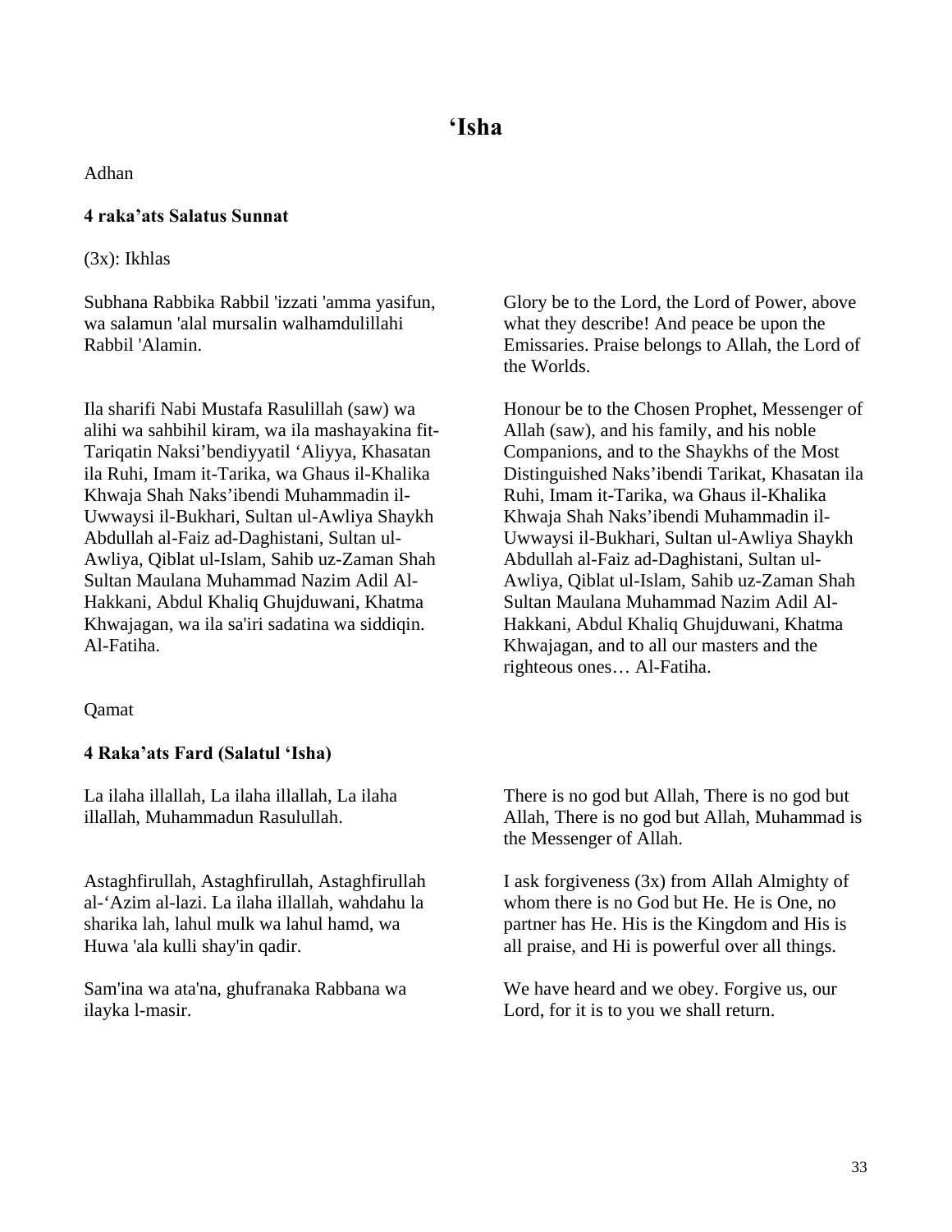# ‘Isha

Adhan

**4 raka’ats Salatus Sunnat**

(3x): Ikhlas

| | |
|---|---|
| Subhana Rabbika Rabbil 'izzati 'amma yasifun, wa salamun 'alal mursalin walhamdulillahi Rabbil 'Alamin. | Glory be to the Lord, the Lord of Power, above what they describe! And peace be upon the Emissaries. Praise belongs to Allah, the Lord of the Worlds. |
| Ila sharifi Nabi Mustafa Rasulillah (saw) wa alihi wa sahbihil kiram, wa ila mashayakina fit-Tariqatin Naksi’bendiyyatil ‘Aliyya, Khasatan ila Ruhi, Imam it-Tarika, wa Ghaus il-Khalika Khwaja Shah Naks’ibendi Muhammadin il-Uwwaysi il-Bukhari, Sultan ul-Awliya Shaykh Abdullah al-Faiz ad-Daghistani, Sultan ul-Awliya, Qiblat ul-Islam, Sahib uz-Zaman Shah Sultan Maulana Muhammad Nazim Adil Al-Hakkani, Abdul Khaliq Ghujduwani, Khatma Khwajagan, wa ila sa'iri sadatina wa siddiqin. Al-Fatiha. | Honour be to the Chosen Prophet, Messenger of Allah (saw), and his family, and his noble Companions, and to the Shaykhs of the Most Distinguished Naks’ibendi Tarikat, Khasatan ila Ruhi, Imam it-Tarika, wa Ghaus il-Khalika Khwaja Shah Naks’ibendi Muhammadin il-Uwwaysi il-Bukhari, Sultan ul-Awliya Shaykh Abdullah al-Faiz ad-Daghistani, Sultan ul-Awliya, Qiblat ul-Islam, Sahib uz-Zaman Shah Sultan Maulana Muhammad Nazim Adil Al-Hakkani, Abdul Khaliq Ghujduwani, Khatma Khwajagan, and to all our masters and the righteous ones… Al-Fatiha. |

Qamat

**4 Raka’ats Fard (Salatul ‘Isha)**

| | |
|---|---|
| La ilaha illallah, La ilaha illallah, La ilaha illallah, Muhammadun Rasulullah. | There is no god but Allah, There is no god but Allah, There is no god but Allah, Muhammad is the Messenger of Allah. |
| Astaghfirullah, Astaghfirullah, Astaghfirullah al-‘Azim al-lazi. La ilaha illallah, wahdahu la sharika lah, lahul mulk wa lahul hamd, wa Huwa 'ala kulli shay'in qadir. | I ask forgiveness (3x) from Allah Almighty of whom there is no God but He. He is One, no partner has He. His is the Kingdom and His is all praise, and Hi is powerful over all things. |
| Sam'ina wa ata'na, ghufranaka Rabbana wa ilayka l-masir. | We have heard and we obey. Forgive us, our Lord, for it is to you we shall return. |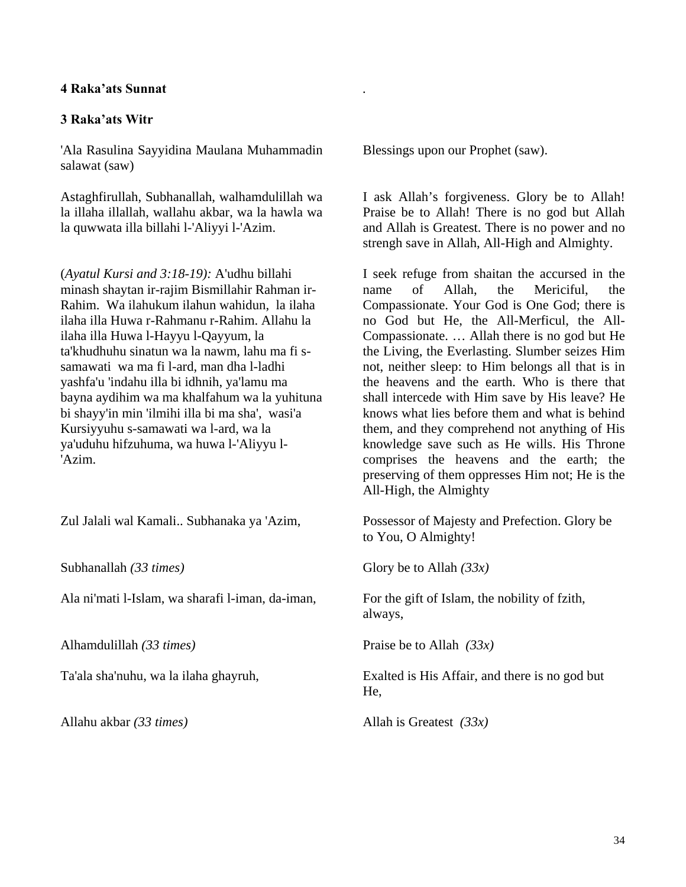**4 Raka'ats Sunnat**

**3 Raka'ats Witr**

| | |
|---|---|
| 'Ala Rasulina Sayyidina Maulana Muhammadin salawat (saw) | Blessings upon our Prophet (saw). |
| Astaghfirullah, Subhanallah, walhamdulillah wa la illaha illallah, wallahu akbar, wa la hawla wa la quwwata illa billahi l-'Aliyyi l-'Azim. | I ask Allah's forgiveness. Glory be to Allah! Praise be to Allah! There is no god but Allah and Allah is Greatest. There is no power and no strengh save in Allah, All-High and Almighty. |
| (*Ayatul Kursi and 3:18-19):* A'udhu billahi minash shaytan ir-rajim Bismillahir Rahman ir-Rahim. Wa ilahukum ilahun wahidun, la ilaha ilaha illa Huwa r-Rahmanu r-Rahim. Allahu la ilaha illa Huwa l-Hayyu l-Qayyum, la ta'khudhuhu sinatun wa la nawm, lahu ma fi s-samawati wa ma fi l-ard, man dha l-ladhi yashfa'u 'indahu illa bi idhnih, ya'lamu ma bayna aydihim wa ma khalfahum wa la yuhituna bi shayy'in min 'ilmihi illa bi ma sha', wasi'a Kursiyyuhu s-samawati wa l-ard, wa la ya'uduhu hifzuhuma, wa huwa l-'Aliyyu l-'Azim. | I seek refuge from shaitan the accursed in the name of Allah, the Mericiful, the Compassionate. Your God is One God; there is no God but He, the All-Merficul, the All-Compassionate. … Allah there is no god but He the Living, the Everlasting. Slumber seizes Him not, neither sleep: to Him belongs all that is in the heavens and the earth. Who is there that shall intercede with Him save by His leave? He knows what lies before them and what is behind them, and they comprehend not anything of His knowledge save such as He wills. His Throne comprises the heavens and the earth; the preserving of them oppresses Him not; He is the All-High, the Almighty |
| Zul Jalali wal Kamali.. Subhanaka ya 'Azim, | Possessor of Majesty and Prefection. Glory be to You, O Almighty! |
| Subhanallah *(33 times)* | Glory be to Allah *(33x)* |
| Ala ni'mati l-Islam, wa sharafi l-iman, da-iman, | For the gift of Islam, the nobility of fzith, always, |
| Alhamdulillah *(33 times)* | Praise be to Allah *(33x)* |
| Ta'ala sha'nuhu, wa la ilaha ghayruh, | Exalted is His Affair, and there is no god but He, |
| Allahu akbar *(33 times)* | Allah is Greatest *(33x)* |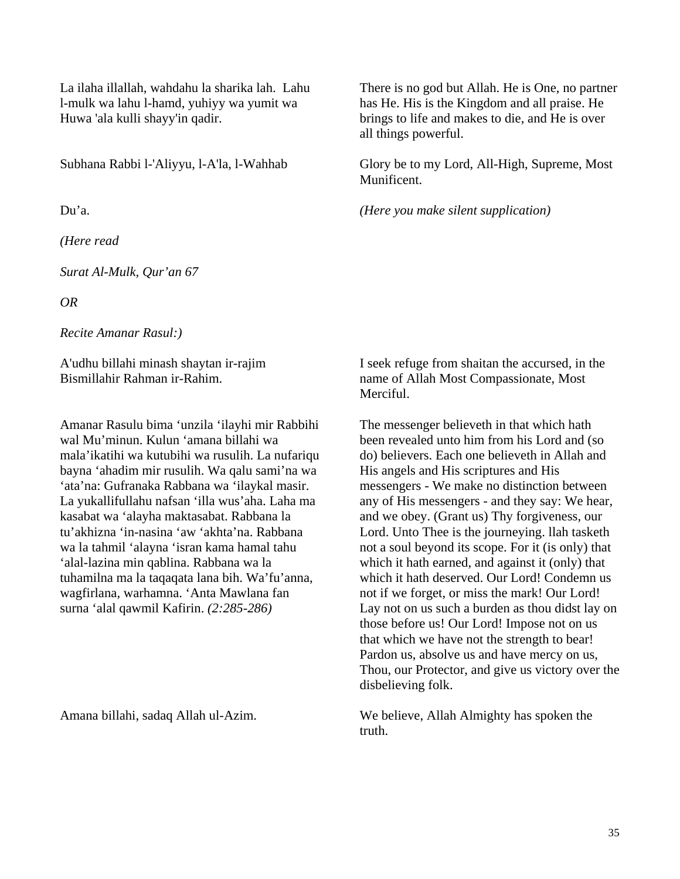La ilaha illallah, wahdahu la sharika lah. Lahu l-mulk wa lahu l-hamd, yuhiyy wa yumit wa Huwa 'ala kulli shayy'in qadir.

There is no god but Allah. He is One, no partner has He. His is the Kingdom and all praise. He brings to life and makes to die, and He is over all things powerful.

Subhana Rabbi l-'Aliyyu, l-A'la, l-Wahhab

Glory be to my Lord, All-High, Supreme, Most Munificent.

Du'a.

*(Here you make silent supplication)*

*(Here read*

*Surat Al-Mulk, Qur'an 67*

*OR*

*Recite Amanar Rasul:)*

A'udhu billahi minash shaytan ir-rajim Bismillahir Rahman ir-Rahim.

I seek refuge from shaitan the accursed, in the name of Allah Most Compassionate, Most Merciful.

Amanar Rasulu bima 'unzila 'ilayhi mir Rabbihi wal Mu'minun. Kulun 'amana billahi wa mala'ikatihi wa kutubihi wa rusulih. La nufariqu bayna 'ahadim mir rusulih. Wa qalu sami'na wa 'ata'na: Gufranaka Rabbana wa 'ilaykal masir. La yukallifullahu nafsan 'illa wus'aha. Laha ma kasabat wa 'alayha maktasabat. Rabbana la tu'akhizna 'in-nasina 'aw 'akhta'na. Rabbana wa la tahmil 'alayna 'isran kama hamal tahu 'alal-lazina min qablina. Rabbana wa la tuhamilna ma la taqaqata lana bih. Wa'fu'anna, wagfirlana, warhamna. 'Anta Mawlana fan surna 'alal qawmil Kafirin. *(2:285-286)*

The messenger believeth in that which hath been revealed unto him from his Lord and (so do) believers. Each one believeth in Allah and His angels and His scriptures and His messengers - We make no distinction between any of His messengers - and they say: We hear, and we obey. (Grant us) Thy forgiveness, our Lord. Unto Thee is the journeying. llah tasketh not a soul beyond its scope. For it (is only) that which it hath earned, and against it (only) that which it hath deserved. Our Lord! Condemn us not if we forget, or miss the mark! Our Lord! Lay not on us such a burden as thou didst lay on those before us! Our Lord! Impose not on us that which we have not the strength to bear! Pardon us, absolve us and have mercy on us, Thou, our Protector, and give us victory over the disbelieving folk.

Amana billahi, sadaq Allah ul-Azim.

We believe, Allah Almighty has spoken the truth.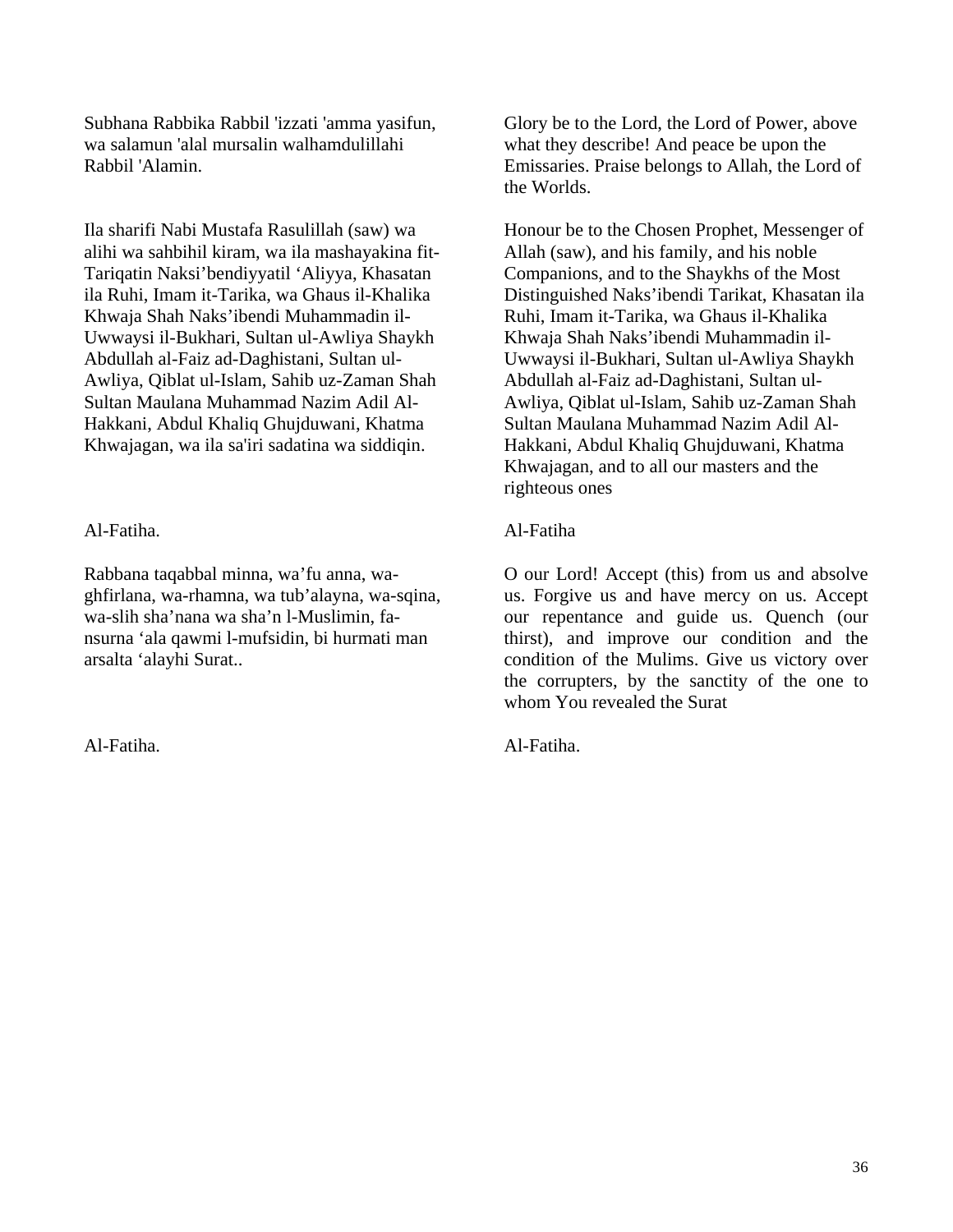Subhana Rabbika Rabbil 'izzati 'amma yasifun, wa salamun 'alal mursalin walhamdulillahi Rabbil 'Alamin.

Glory be to the Lord, the Lord of Power, above what they describe! And peace be upon the Emissaries. Praise belongs to Allah, the Lord of the Worlds.

Ila sharifi Nabi Mustafa Rasulillah (saw) wa alihi wa sahbihil kiram, wa ila mashayakina fit-Tariqatin Naksi'bendiyyatil 'Aliyya, Khasatan ila Ruhi, Imam it-Tarika, wa Ghaus il-Khalika Khwaja Shah Naks'ibendi Muhammadin il-Uwwaysi il-Bukhari, Sultan ul-Awliya Shaykh Abdullah al-Faiz ad-Daghistani, Sultan ul-Awliya, Qiblat ul-Islam, Sahib uz-Zaman Shah Sultan Maulana Muhammad Nazim Adil Al-Hakkani, Abdul Khaliq Ghujduwani, Khatma Khwajagan, wa ila sa'iri sadatina wa siddiqin.

Honour be to the Chosen Prophet, Messenger of Allah (saw), and his family, and his noble Companions, and to the Shaykhs of the Most Distinguished Naks'ibendi Tarikat, Khasatan ila Ruhi, Imam it-Tarika, wa Ghaus il-Khalika Khwaja Shah Naks'ibendi Muhammadin il-Uwwaysi il-Bukhari, Sultan ul-Awliya Shaykh Abdullah al-Faiz ad-Daghistani, Sultan ul-Awliya, Qiblat ul-Islam, Sahib uz-Zaman Shah Sultan Maulana Muhammad Nazim Adil Al-Hakkani, Abdul Khaliq Ghujduwani, Khatma Khwajagan, and to all our masters and the righteous ones

Al-Fatiha.

Al-Fatiha

Rabbana taqabbal minna, wa'fu anna, wa-ghfirlana, wa-rhamna, wa tub'alayna, wa-sqina, wa-slih sha'nana wa sha'n l-Muslimin, fa-nsurna 'ala qawmi l-mufsidin, bi hurmati man arsalta 'alayhi Surat..

O our Lord! Accept (this) from us and absolve us. Forgive us and have mercy on us. Accept our repentance and guide us. Quench (our thirst), and improve our condition and the condition of the Mulims. Give us victory over the corrupters, by the sanctity of the one to whom You revealed the Surat

Al-Fatiha.

Al-Fatiha.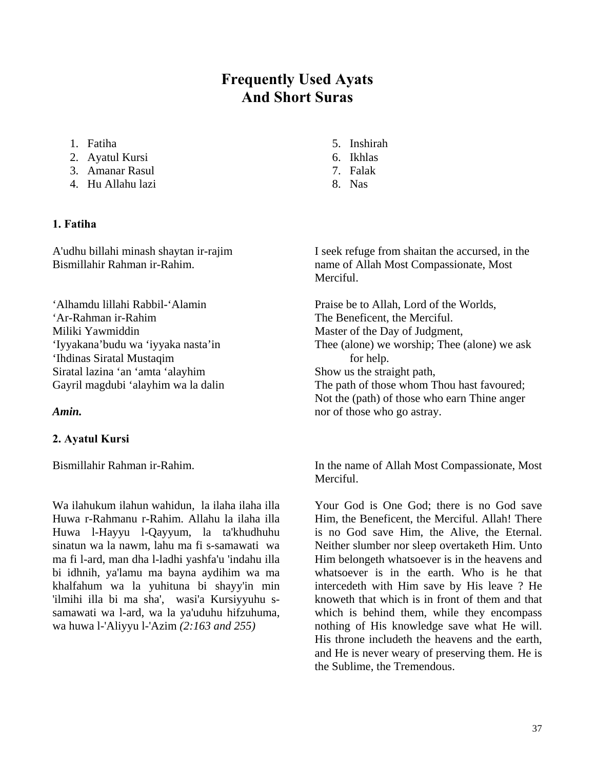# Frequently Used Ayats
# And Short Suras

1. Fatiha
2. Ayatul Kursi
3. Amanar Rasul
4. Hu Allahu lazi
5. Inshirah
6. Ikhlas
7. Falak
8. Nas

### 1. Fatiha

A'udhu billahi minash shaytan ir-rajim
Bismillahir Rahman ir-Rahim.

I seek refuge from shaitan the accursed, in the name of Allah Most Compassionate, Most Merciful.

‘Alhamdu lillahi Rabbil-‘Alamin
‘Ar-Rahman ir-Rahim
Miliki Yawmiddin
‘Iyyakana’budu wa ‘iyyaka nasta’in
‘Ihdinas Siratal Mustaqim
Siratal lazina ‘an ‘amta ‘alayhim
Gayril magdubi ‘alayhim wa la dalin

***Amin.***

Praise be to Allah, Lord of the Worlds,
The Beneficent, the Merciful.
Master of the Day of Judgment,
Thee (alone) we worship; Thee (alone) we ask for help.
Show us the straight path,
The path of those whom Thou hast favoured;
Not the (path) of those who earn Thine anger nor of those who go astray.

### 2. Ayatul Kursi

Bismillahir Rahman ir-Rahim.

In the name of Allah Most Compassionate, Most Merciful.

Wa ilahukum ilahun wahidun, la ilaha ilaha illa Huwa r-Rahmanu r-Rahim. Allahu la ilaha illa Huwa l-Hayyu l-Qayyum, la ta'khudhuhu sinatun wa la nawm, lahu ma fi s-samawati wa ma fi l-ard, man dha l-ladhi yashfa'u 'indahu illa bi idhnih, ya'lamu ma bayna aydihim wa ma khalfahum wa la yuhituna bi shayy'in min 'ilmihi illa bi ma sha', wasi'a Kursiyyuhu s-samawati wa l-ard, wa la ya'uduhu hifzuhuma, wa huwa l-'Aliyyu l-'Azim *(2:163 and 255)*

Your God is One God; there is no God save Him, the Beneficent, the Merciful. Allah! There is no God save Him, the Alive, the Eternal. Neither slumber nor sleep overtaketh Him. Unto Him belongeth whatsoever is in the heavens and whatsoever is in the earth. Who is he that intercedeth with Him save by His leave ? He knoweth that which is in front of them and that which is behind them, while they encompass nothing of His knowledge save what He will. His throne includeth the heavens and the earth, and He is never weary of preserving them. He is the Sublime, the Tremendous.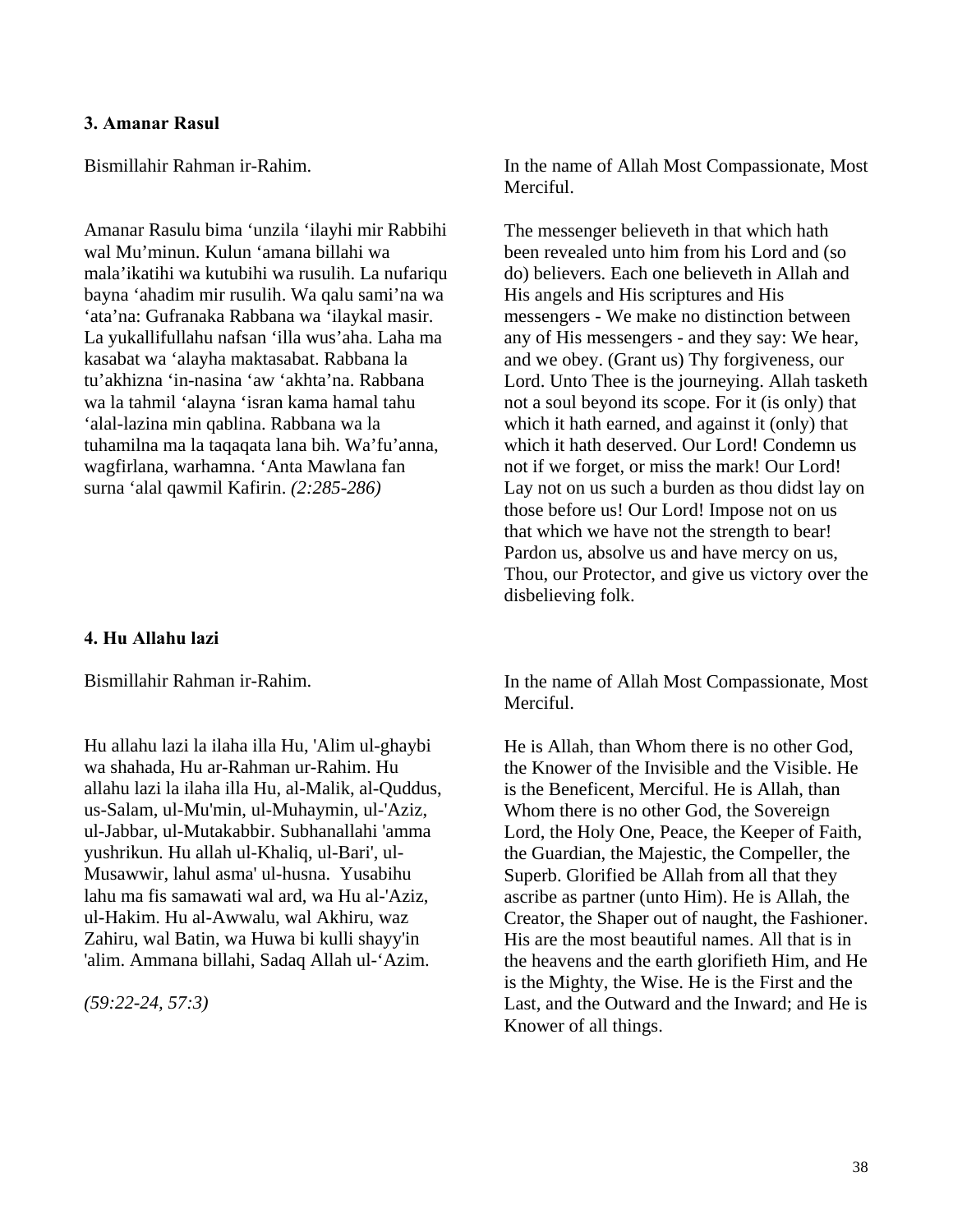### 3. Amanar Rasul

Bismillahir Rahman ir-Rahim.

In the name of Allah Most Compassionate, Most Merciful.

Amanar Rasulu bima ‘unzila ‘ilayhi mir Rabbihi wal Mu’minun. Kulun ‘amana billahi wa mala’ikatihi wa kutubihi wa rusulih. La nufariqu bayna ‘ahadim mir rusulih. Wa qalu sami’na wa ‘ata’na: Gufranaka Rabbana wa ‘ilaykal masir. La yukallifullahu nafsan ‘illa wus’aha. Laha ma kasabat wa ‘alayha maktasabat. Rabbana la tu’akhizna ‘in-nasina ‘aw ‘akhta’na. Rabbana wa la tahmil ‘alayna ‘isran kama hamal tahu ‘alal-lazina min qablina. Rabbana wa la tuhamilna ma la taqaqata lana bih. Wa’fu’anna, wagfirlana, warhamna. ‘Anta Mawlana fan surna ‘alal qawmil Kafirin. *(2:285-286)*

The messenger believeth in that which hath been revealed unto him from his Lord and (so do) believers. Each one believeth in Allah and His angels and His scriptures and His messengers - We make no distinction between any of His messengers - and they say: We hear, and we obey. (Grant us) Thy forgiveness, our Lord. Unto Thee is the journeying. Allah tasketh not a soul beyond its scope. For it (is only) that which it hath earned, and against it (only) that which it hath deserved. Our Lord! Condemn us not if we forget, or miss the mark! Our Lord! Lay not on us such a burden as thou didst lay on those before us! Our Lord! Impose not on us that which we have not the strength to bear! Pardon us, absolve us and have mercy on us, Thou, our Protector, and give us victory over the disbelieving folk.

### 4. Hu Allahu lazi

Bismillahir Rahman ir-Rahim.

In the name of Allah Most Compassionate, Most Merciful.

Hu allahu lazi la ilaha illa Hu, 'Alim ul-ghaybi wa shahada, Hu ar-Rahman ur-Rahim. Hu allahu lazi la ilaha illa Hu, al-Malik, al-Quddus, us-Salam, ul-Mu'min, ul-Muhaymin, ul-'Aziz, ul-Jabbar, ul-Mutakabbir. Subhanallahi 'amma yushrikun. Hu allah ul-Khaliq, ul-Bari', ul-Musawwir, lahul asma' ul-husna. Yusabihu lahu ma fis samawati wal ard, wa Hu al-'Aziz, ul-Hakim. Hu al-Awwalu, wal Akhiru, waz Zahiru, wal Batin, wa Huwa bi kulli shayy'in 'alim. Ammana billahi, Sadaq Allah ul-‘Azim.

*(59:22-24, 57:3)*

He is Allah, than Whom there is no other God, the Knower of the Invisible and the Visible. He is the Beneficent, Merciful. He is Allah, than Whom there is no other God, the Sovereign Lord, the Holy One, Peace, the Keeper of Faith, the Guardian, the Majestic, the Compeller, the Superb. Glorified be Allah from all that they ascribe as partner (unto Him). He is Allah, the Creator, the Shaper out of naught, the Fashioner. His are the most beautiful names. All that is in the heavens and the earth glorifieth Him, and He is the Mighty, the Wise. He is the First and the Last, and the Outward and the Inward; and He is Knower of all things.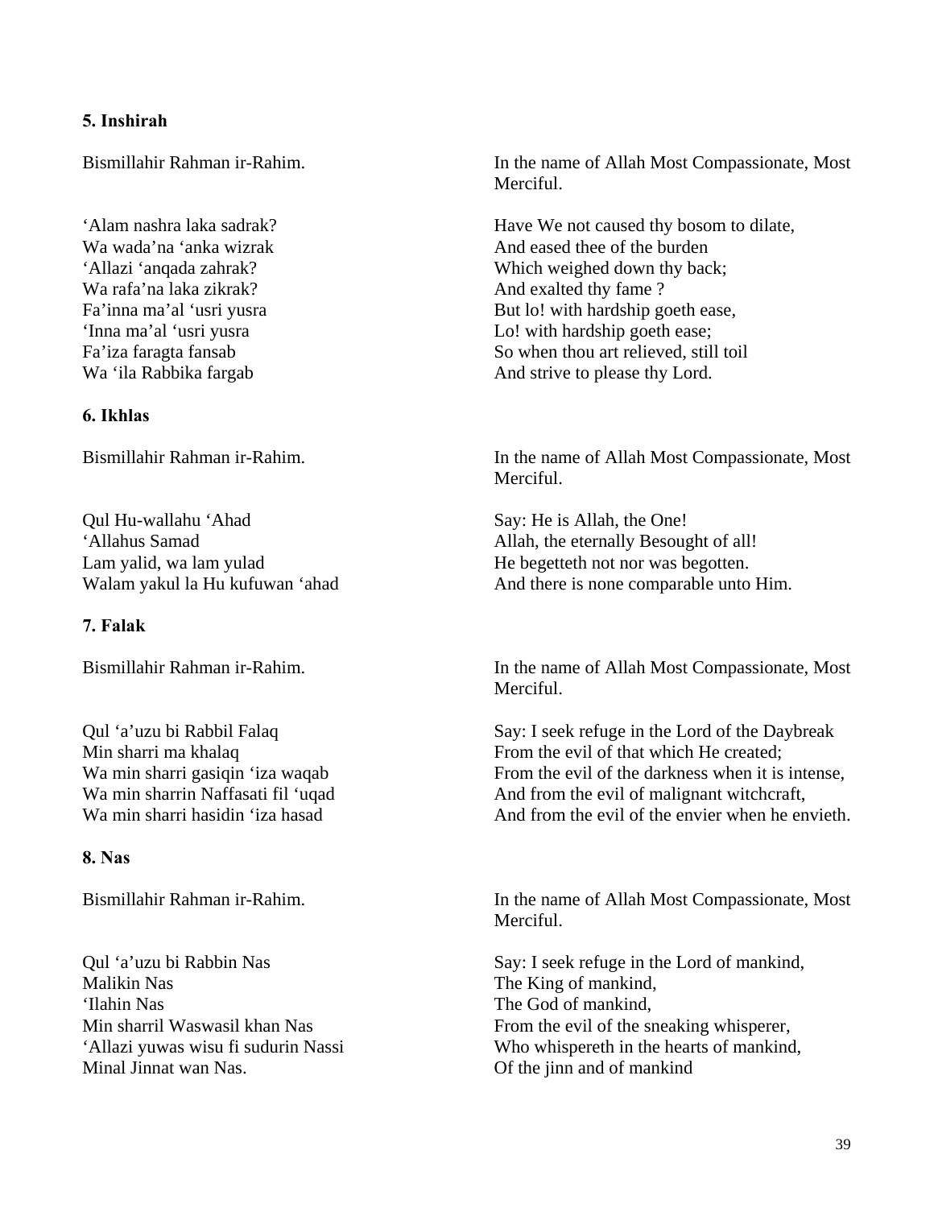**5. Inshirah**

| | |
|---|---|
| Bismillahir Rahman ir-Rahim. | In the name of Allah Most Compassionate, Most Merciful. |
| 'Alam nashra laka sadrak? | Have We not caused thy bosom to dilate, |
| Wa wada'na 'anka wizrak | And eased thee of the burden |
| 'Allazi 'anqada zahrak? | Which weighed down thy back; |
| Wa rafa'na laka zikrak? | And exalted thy fame ? |
| Fa'inna ma'al 'usri yusra | But lo! with hardship goeth ease, |
| 'Inna ma'al 'usri yusra | Lo! with hardship goeth ease; |
| Fa'iza faragta fansab | So when thou art relieved, still toil |
| Wa 'ila Rabbika fargab | And strive to please thy Lord. |

**6. Ikhlas**

| | |
|---|---|
| Bismillahir Rahman ir-Rahim. | In the name of Allah Most Compassionate, Most Merciful. |
| Qul Hu-wallahu 'Ahad | Say: He is Allah, the One! |
| 'Allahus Samad | Allah, the eternally Besought of all! |
| Lam yalid, wa lam yulad | He begetteth not nor was begotten. |
| Walam yakul la Hu kufuwan 'ahad | And there is none comparable unto Him. |

**7. Falak**

| | |
|---|---|
| Bismillahir Rahman ir-Rahim. | In the name of Allah Most Compassionate, Most Merciful. |
| Qul 'a'uzu bi Rabbil Falaq | Say: I seek refuge in the Lord of the Daybreak |
| Min sharri ma khalaq | From the evil of that which He created; |
| Wa min sharri gasiqin 'iza waqab | From the evil of the darkness when it is intense, |
| Wa min sharrin Naffasati fil 'uqad | And from the evil of malignant witchcraft, |
| Wa min sharri hasidin 'iza hasad | And from the evil of the envier when he envieth. |

**8. Nas**

| | |
|---|---|
| Bismillahir Rahman ir-Rahim. | In the name of Allah Most Compassionate, Most Merciful. |
| Qul 'a'uzu bi Rabbin Nas | Say: I seek refuge in the Lord of mankind, |
| Malikin Nas | The King of mankind, |
| 'Ilahin Nas | The God of mankind, |
| Min sharril Waswasil khan Nas | From the evil of the sneaking whisperer, |
| 'Allazi yuwas wisu fi sudurin Nassi | Who whispereth in the hearts of mankind, |
| Minal Jinnat wan Nas. | Of the jinn and of mankind |